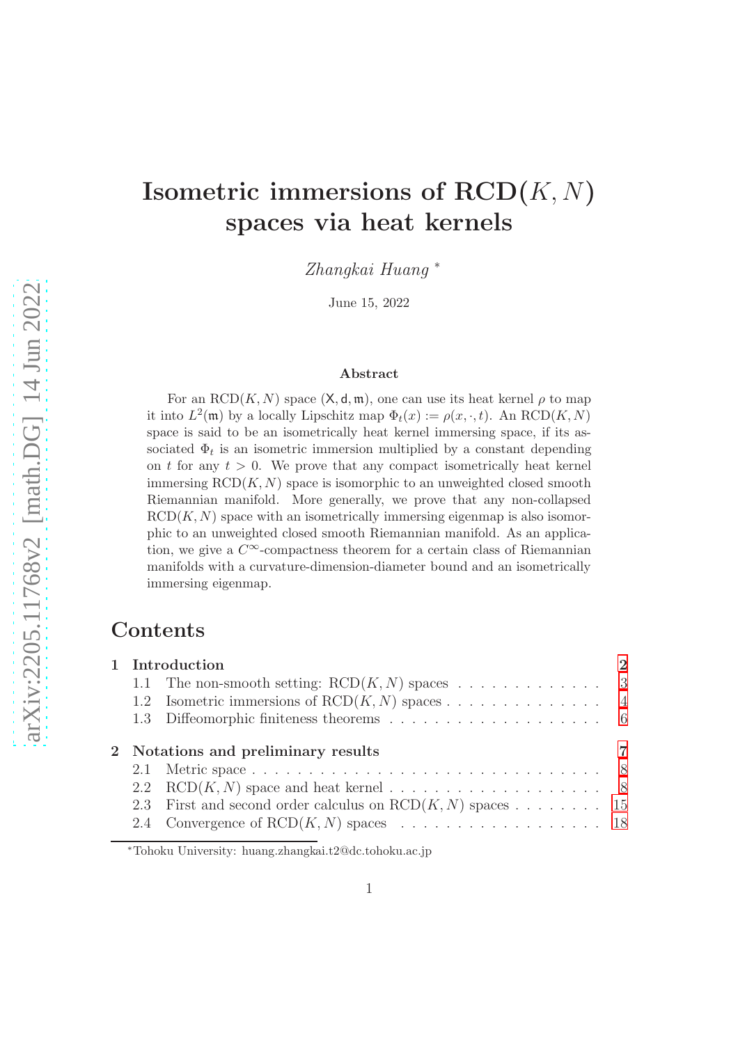# Isometric immersions of RCD$(K,N)$ spaces via heat kernels

*Zhangkai Huang* [*]

June 15, 2022

### Abstract

For an RCD$(K,N)$ space $(\mathsf{X},\mathsf{d},\mathfrak{m})$, one can use its heat kernel $\rho$ to map it into $L^2(\mathfrak{m})$ by a locally Lipschitz map $\Phi_t(x) := \rho(x,\cdot,t)$. An RCD$(K,N)$ space is said to be an isometrically heat kernel immersing space, if its associated $\Phi_t$ is an isometric immersion multiplied by a constant depending on $t$ for any $t > 0$. We prove that any compact isometrically heat kernel immersing RCD$(K,N)$ space is isomorphic to an unweighted closed smooth Riemannian manifold. More generally, we prove that any non-collapsed RCD$(K,N)$ space with an isometrically immersing eigenmap is also isomorphic to an unweighted closed smooth Riemannian manifold. As an application, we give a $C^\infty$-compactness theorem for a certain class of Riemannian manifolds with a curvature-dimension-diameter bound and an isometrically immersing eigenmap.

## Contents

1 Introduction — 2
- 1.1 The non-smooth setting: RCD$(K,N)$ spaces — 3
- 1.2 Isometric immersions of RCD$(K,N)$ spaces — 4
- 1.3 Diffeomorphic finiteness theorems — 6

2 Notations and preliminary results — 7
- 2.1 Metric space — 8
- 2.2 RCD$(K,N)$ space and heat kernel — 8
- 2.3 First and second order calculus on RCD$(K,N)$ spaces — 15
- 2.4 Convergence of RCD$(K,N)$ spaces — 18

[*] Tohoku University: huang.zhangkai.t2@dc.tohoku.ac.jp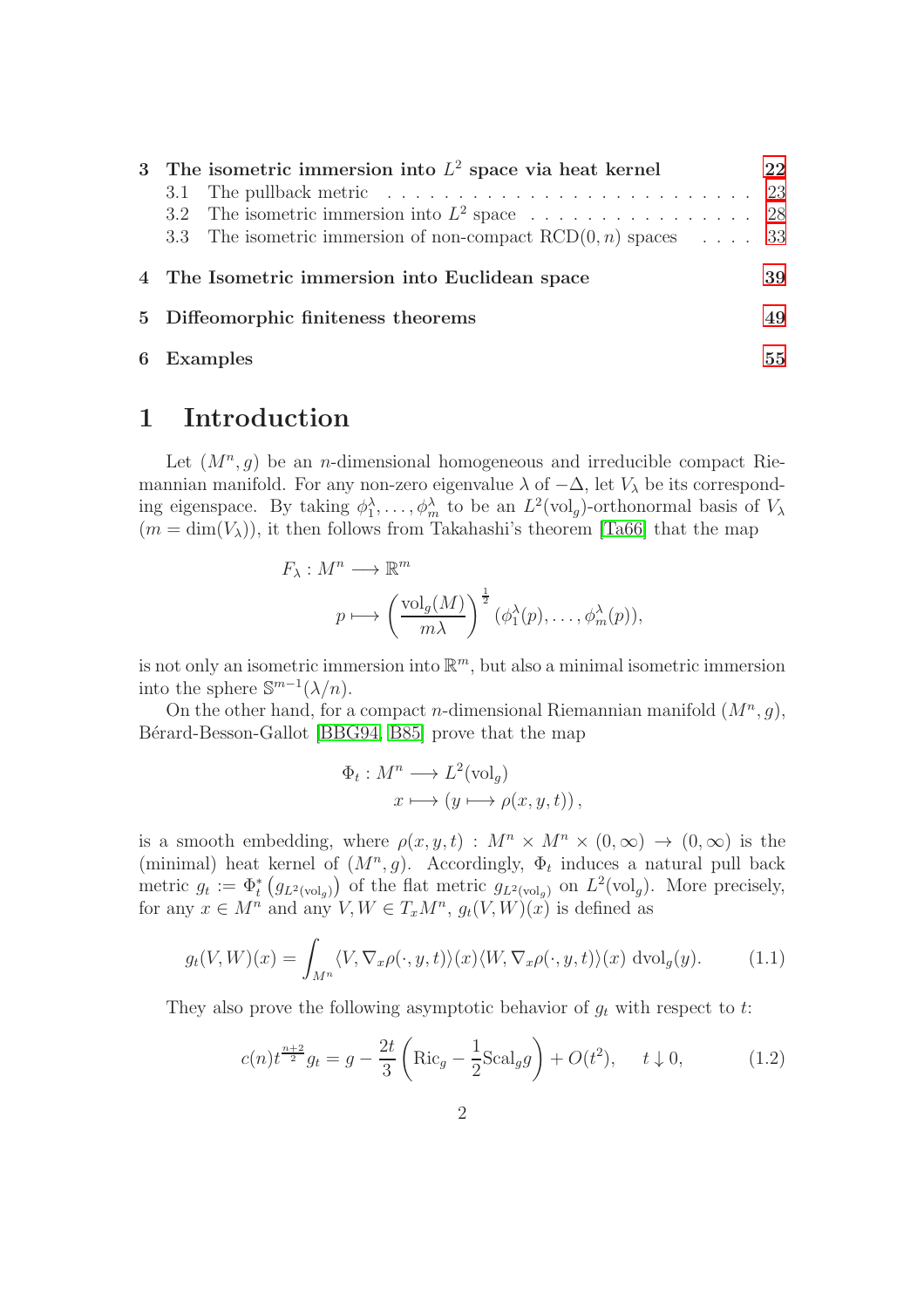| | | |
|---|---|---|
| **3** | **The isometric immersion into $L^2$ space via heat kernel** | **22** |
| | 3.1 The pullback metric | 23 |
| | 3.2 The isometric immersion into $L^2$ space | 28 |
| | 3.3 The isometric immersion of non-compact RCD$(0, n)$ spaces | 33 |
| **4** | **The Isometric immersion into Euclidean space** | **39** |
| **5** | **Diffeomorphic finiteness theorems** | **49** |
| **6** | **Examples** | **55** |

# 1 Introduction

Let $(M^n, g)$ be an $n$-dimensional homogeneous and irreducible compact Riemannian manifold. For any non-zero eigenvalue $\lambda$ of $-\Delta$, let $V_\lambda$ be its corresponding eigenspace. By taking $\phi_1^\lambda, \ldots, \phi_m^\lambda$ to be an $L^2(\mathrm{vol}_g)$-orthonormal basis of $V_\lambda$ ($m = \dim(V_\lambda)$), it then follows from Takahashi's theorem [Ta66] that the map

$$
\begin{aligned}
F_\lambda : M^n &\longrightarrow \mathbb{R}^m \\
p &\longmapsto \left( \frac{\mathrm{vol}_g(M)}{m\lambda} \right)^{\frac{1}{2}} (\phi_1^\lambda(p), \ldots, \phi_m^\lambda(p)),
\end{aligned}
$$

is not only an isometric immersion into $\mathbb{R}^m$, but also a minimal isometric immersion into the sphere $\mathbb{S}^{m-1}(\lambda/n)$.

On the other hand, for a compact $n$-dimensional Riemannian manifold $(M^n, g)$, Bérard-Besson-Gallot [BBG94, B85] prove that the map

$$
\begin{aligned}
\Phi_t : M^n &\longrightarrow L^2(\mathrm{vol}_g) \\
x &\longmapsto (y \longmapsto \rho(x, y, t)),
\end{aligned}
$$

is a smooth embedding, where $\rho(x, y, t) : M^n \times M^n \times (0, \infty) \to (0, \infty)$ is the (minimal) heat kernel of $(M^n, g)$. Accordingly, $\Phi_t$ induces a natural pull back metric $g_t := \Phi_t^* \left( g_{L^2(\mathrm{vol}_g)} \right)$ of the flat metric $g_{L^2(\mathrm{vol}_g)}$ on $L^2(\mathrm{vol}_g)$. More precisely, for any $x \in M^n$ and any $V, W \in T_x M^n$, $g_t(V, W)(x)$ is defined as

$$
g_t(V, W)(x) = \int_{M^n} \langle V, \nabla_x \rho(\cdot, y, t) \rangle(x) \langle W, \nabla_x \rho(\cdot, y, t) \rangle(x) \ \mathrm{dvol}_g(y). \tag{1.1}
$$

They also prove the following asymptotic behavior of $g_t$ with respect to $t$:

$$
c(n) t^{\frac{n+2}{2}} g_t = g - \frac{2t}{3} \left( \mathrm{Ric}_g - \frac{1}{2} \mathrm{Scal}_g g \right) + O(t^2), \quad t \downarrow 0, \tag{1.2}
$$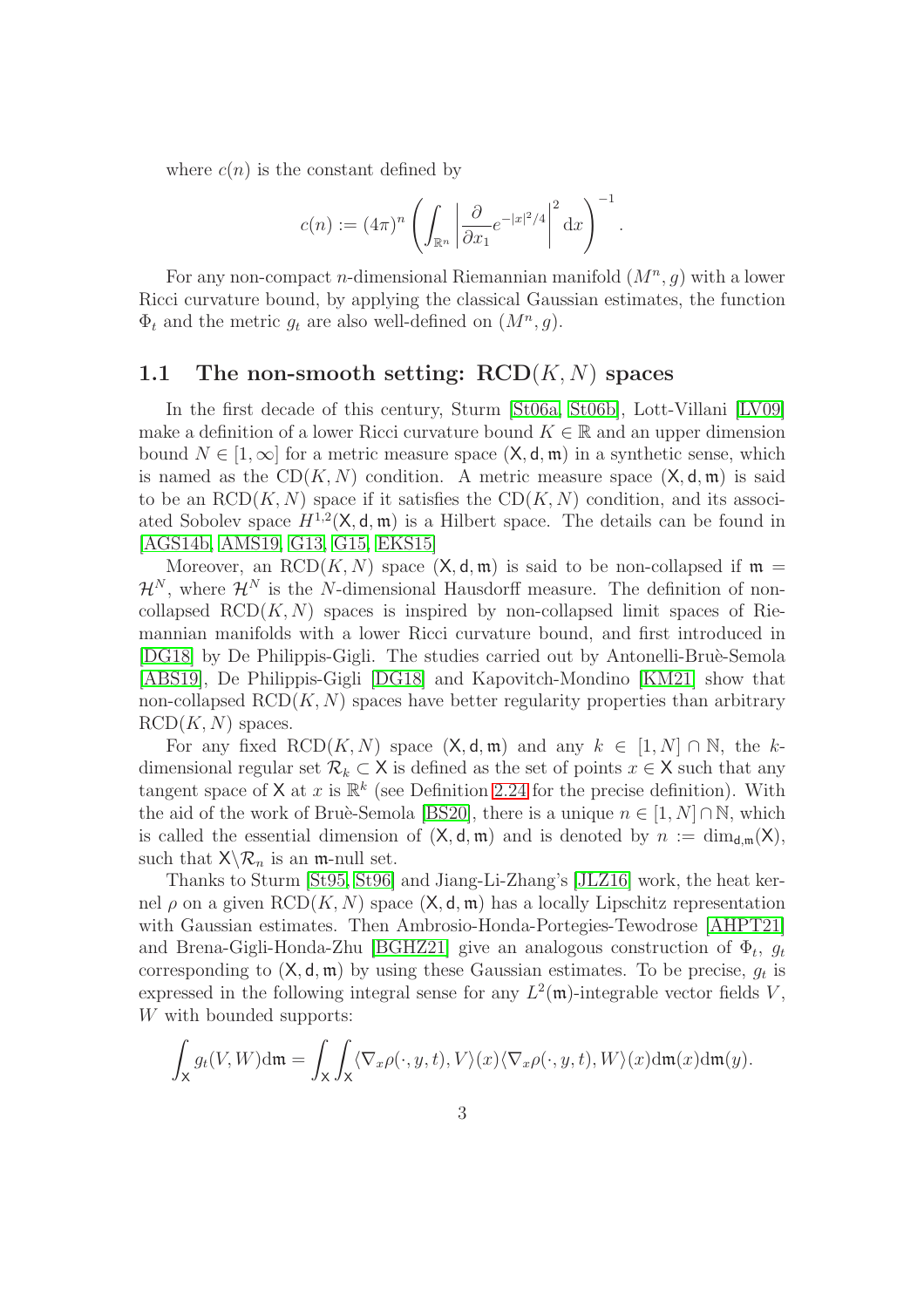where $c(n)$ is the constant defined by

$$c(n) := (4\pi)^n \left( \int_{\mathbb{R}^n} \left| \frac{\partial}{\partial x_1} e^{-|x|^2/4} \right|^2 \mathrm{d}x \right)^{-1}.$$

For any non-compact $n$-dimensional Riemannian manifold $(M^n, g)$ with a lower Ricci curvature bound, by applying the classical Gaussian estimates, the function $\Phi_t$ and the metric $g_t$ are also well-defined on $(M^n, g)$.

## 1.1 The non-smooth setting: RCD$(K, N)$ spaces

In the first decade of this century, Sturm [St06a, St06b], Lott-Villani [LV09] make a definition of a lower Ricci curvature bound $K \in \mathbb{R}$ and an upper dimension bound $N \in [1, \infty]$ for a metric measure space $(\mathsf{X}, \mathsf{d}, \mathfrak{m})$ in a synthetic sense, which is named as the $\mathrm{CD}(K, N)$ condition. A metric measure space $(\mathsf{X}, \mathsf{d}, \mathfrak{m})$ is said to be an $\mathrm{RCD}(K, N)$ space if it satisfies the $\mathrm{CD}(K, N)$ condition, and its associated Sobolev space $H^{1,2}(\mathsf{X}, \mathsf{d}, \mathfrak{m})$ is a Hilbert space. The details can be found in [AGS14b, AMS19, G13, G15, EKS15]

Moreover, an $\mathrm{RCD}(K, N)$ space $(\mathsf{X}, \mathsf{d}, \mathfrak{m})$ is said to be non-collapsed if $\mathfrak{m} = \mathcal{H}^N$, where $\mathcal{H}^N$ is the $N$-dimensional Hausdorff measure. The definition of non-collapsed $\mathrm{RCD}(K, N)$ spaces is inspired by non-collapsed limit spaces of Riemannian manifolds with a lower Ricci curvature bound, and first introduced in [DG18] by De Philippis-Gigli. The studies carried out by Antonelli-Bruè-Semola [ABS19], De Philippis-Gigli [DG18] and Kapovitch-Mondino [KM21] show that non-collapsed $\mathrm{RCD}(K, N)$ spaces have better regularity properties than arbitrary $\mathrm{RCD}(K, N)$ spaces.

For any fixed $\mathrm{RCD}(K, N)$ space $(\mathsf{X}, \mathsf{d}, \mathfrak{m})$ and any $k \in [1, N] \cap \mathbb{N}$, the $k$-dimensional regular set $\mathcal{R}_k \subset \mathsf{X}$ is defined as the set of points $x \in \mathsf{X}$ such that any tangent space of $\mathsf{X}$ at $x$ is $\mathbb{R}^k$ (see Definition 2.24 for the precise definition). With the aid of the work of Bruè-Semola [BS20], there is a unique $n \in [1, N] \cap \mathbb{N}$, which is called the essential dimension of $(\mathsf{X}, \mathsf{d}, \mathfrak{m})$ and is denoted by $n := \dim_{\mathsf{d},\mathfrak{m}}(\mathsf{X})$, such that $\mathsf{X} \backslash \mathcal{R}_n$ is an $\mathfrak{m}$-null set.

Thanks to Sturm [St95, St96] and Jiang-Li-Zhang's [JLZ16] work, the heat kernel $\rho$ on a given $\mathrm{RCD}(K, N)$ space $(\mathsf{X}, \mathsf{d}, \mathfrak{m})$ has a locally Lipschitz representation with Gaussian estimates. Then Ambrosio-Honda-Portegies-Tewodrose [AHPT21] and Brena-Gigli-Honda-Zhu [BGHZ21] give an analogous construction of $\Phi_t$, $g_t$ corresponding to $(\mathsf{X}, \mathsf{d}, \mathfrak{m})$ by using these Gaussian estimates. To be precise, $g_t$ is expressed in the following integral sense for any $L^2(\mathfrak{m})$-integrable vector fields $V$, $W$ with bounded supports:

$$\int_{\mathsf{X}} g_t(V, W) \mathrm{d}\mathfrak{m} = \int_{\mathsf{X}} \int_{\mathsf{X}} \langle \nabla_x \rho(\cdot, y, t), V \rangle(x) \langle \nabla_x \rho(\cdot, y, t), W \rangle(x) \mathrm{d}\mathfrak{m}(x) \mathrm{d}\mathfrak{m}(y).$$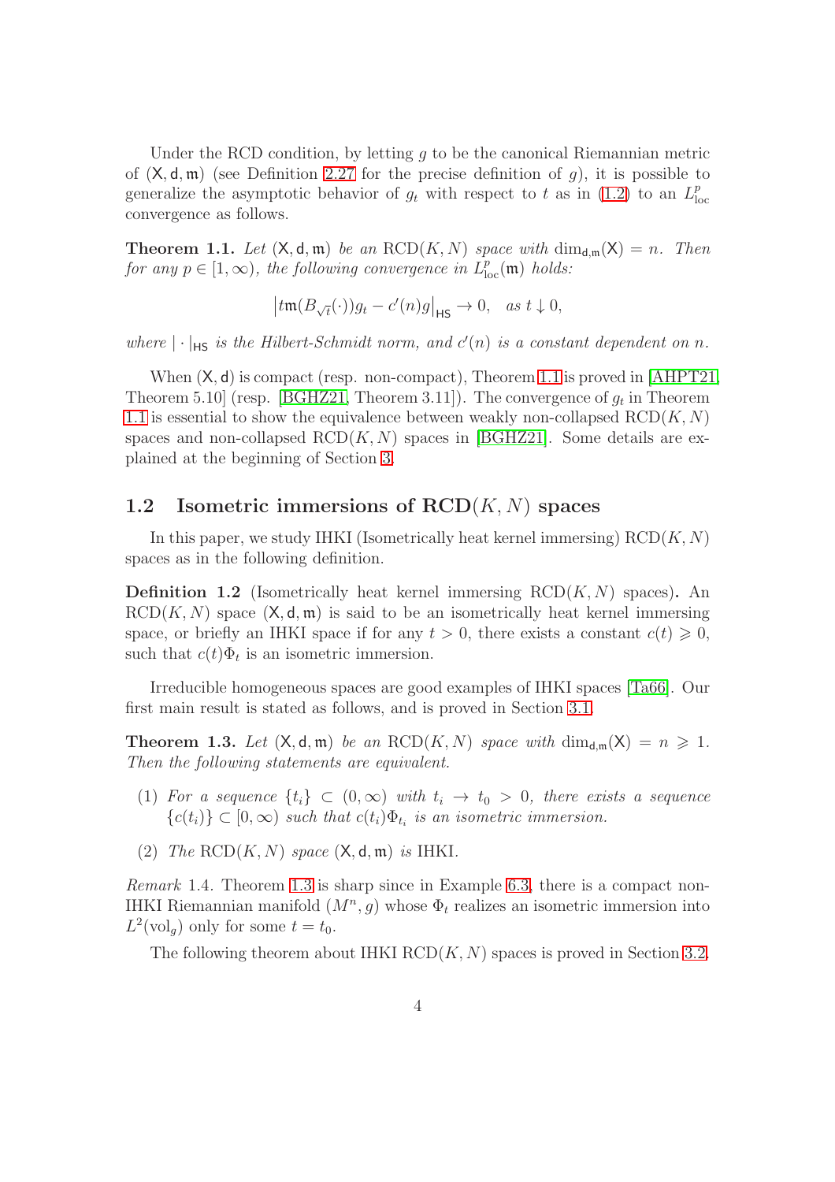Under the RCD condition, by letting $g$ to be the canonical Riemannian metric of $(\mathsf{X}, \mathsf{d}, \mathfrak{m})$ (see Definition 2.27 for the precise definition of $g$), it is possible to generalize the asymptotic behavior of $g_t$ with respect to $t$ as in (1.2) to an $L^p_{\mathrm{loc}}$ convergence as follows.

**Theorem 1.1.** *Let $(\mathsf{X}, \mathsf{d}, \mathfrak{m})$ be an $\mathrm{RCD}(K, N)$ space with $\dim_{\mathsf{d},\mathfrak{m}}(\mathsf{X}) = n$. Then for any $p \in [1, \infty)$, the following convergence in $L^p_{\mathrm{loc}}(\mathfrak{m})$ holds:*

$$\left| t\mathfrak{m}(B_{\sqrt{t}}(\cdot))g_t - c'(n)g \right|_{\mathsf{HS}} \to 0, \quad \text{as } t \downarrow 0,$$

*where $|\cdot|_{\mathsf{HS}}$ is the Hilbert-Schmidt norm, and $c'(n)$ is a constant dependent on $n$.*

When $(\mathsf{X}, \mathsf{d})$ is compact (resp. non-compact), Theorem 1.1 is proved in [AHPT21, Theorem 5.10] (resp. [BGHZ21, Theorem 3.11]). The convergence of $g_t$ in Theorem 1.1 is essential to show the equivalence between weakly non-collapsed $\mathrm{RCD}(K, N)$ spaces and non-collapsed $\mathrm{RCD}(K, N)$ spaces in [BGHZ21]. Some details are explained at the beginning of Section 3.

## 1.2 Isometric immersions of RCD(K, N) spaces

In this paper, we study IHKI (Isometrically heat kernel immersing) $\mathrm{RCD}(K, N)$ spaces as in the following definition.

**Definition 1.2** (Isometrically heat kernel immersing $\mathrm{RCD}(K, N)$ spaces)**.** An $\mathrm{RCD}(K, N)$ space $(\mathsf{X}, \mathsf{d}, \mathfrak{m})$ is said to be an isometrically heat kernel immersing space, or briefly an IHKI space if for any $t > 0$, there exists a constant $c(t) \geqslant 0$, such that $c(t)\Phi_t$ is an isometric immersion.

Irreducible homogeneous spaces are good examples of IHKI spaces [Ta66]. Our first main result is stated as follows, and is proved in Section 3.1.

**Theorem 1.3.** *Let $(\mathsf{X}, \mathsf{d}, \mathfrak{m})$ be an $\mathrm{RCD}(K, N)$ space with $\dim_{\mathsf{d},\mathfrak{m}}(\mathsf{X}) = n \geqslant 1$. Then the following statements are equivalent.*

1. *For a sequence $\{t_i\} \subset (0, \infty)$ with $t_i \to t_0 > 0$, there exists a sequence $\{c(t_i)\} \subset [0, \infty)$ such that $c(t_i)\Phi_{t_i}$ is an isometric immersion.*
2. *The $\mathrm{RCD}(K, N)$ space $(\mathsf{X}, \mathsf{d}, \mathfrak{m})$ is* IHKI.

*Remark* 1.4. Theorem 1.3 is sharp since in Example 6.3, there is a compact non-IHKI Riemannian manifold $(M^n, g)$ whose $\Phi_t$ realizes an isometric immersion into $L^2(\mathrm{vol}_g)$ only for some $t = t_0$.

The following theorem about IHKI $\mathrm{RCD}(K, N)$ spaces is proved in Section 3.2.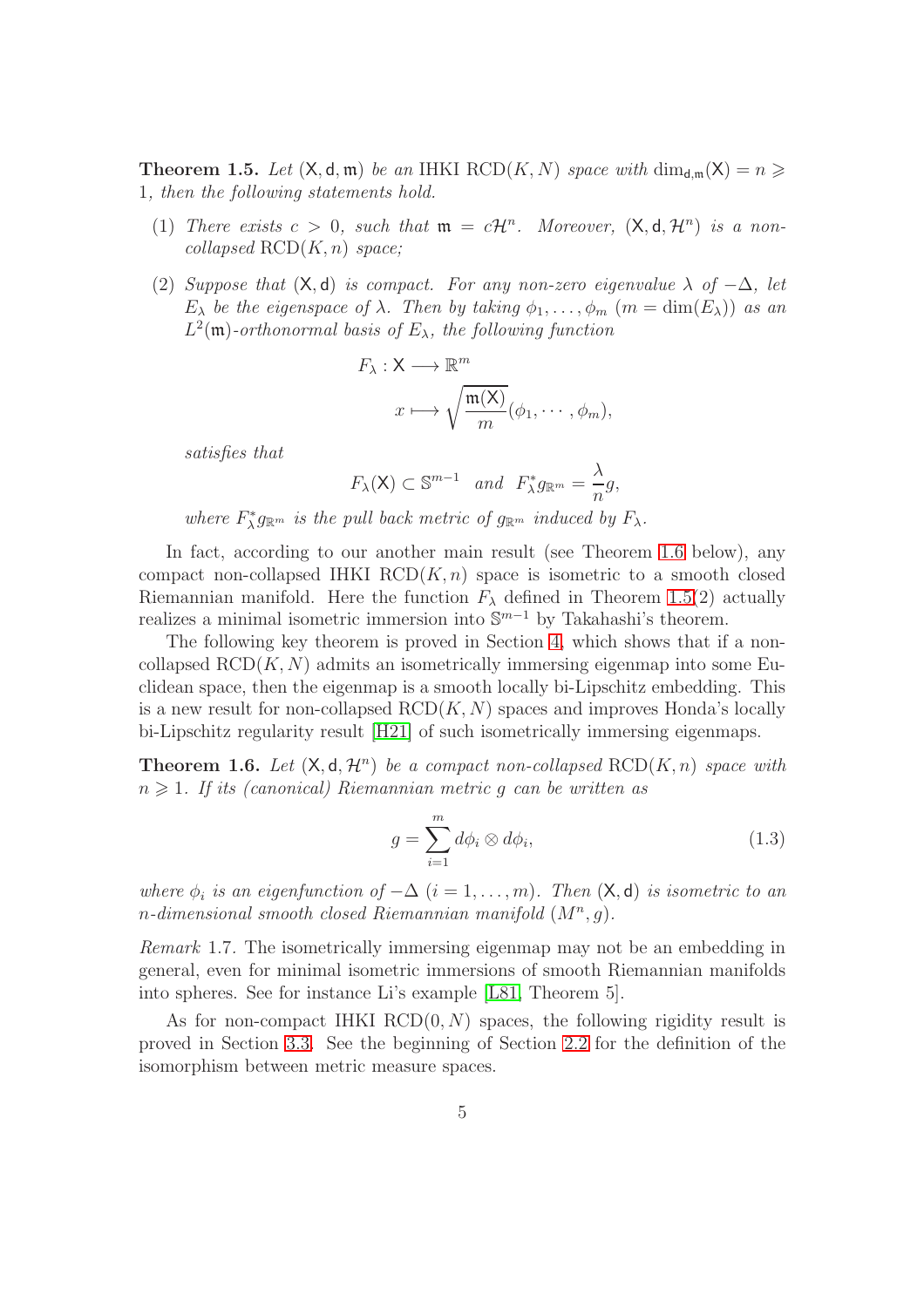**Theorem 1.5.** *Let $(\mathsf{X}, \mathsf{d}, \mathfrak{m})$ be an* IHKI $\mathrm{RCD}(K, N)$ *space with* $\dim_{\mathsf{d},\mathfrak{m}}(\mathsf{X}) = n \geqslant 1$*, then the following statements hold.*

1. *There exists $c > 0$, such that $\mathfrak{m} = c\mathcal{H}^n$. Moreover, $(\mathsf{X}, \mathsf{d}, \mathcal{H}^n)$ is a non-collapsed $\mathrm{RCD}(K, n)$ space;*
2. *Suppose that $(\mathsf{X}, \mathsf{d})$ is compact. For any non-zero eigenvalue $\lambda$ of $-\Delta$, let $E_\lambda$ be the eigenspace of $\lambda$. Then by taking $\phi_1, \ldots, \phi_m$ ($m = \dim(E_\lambda)$) as an $L^2(\mathfrak{m})$-orthonormal basis of $E_\lambda$, the following function*

$$
\begin{aligned}
F_\lambda : \mathsf{X} &\longrightarrow \mathbb{R}^m \\
x &\longmapsto \sqrt{\frac{\mathfrak{m}(\mathsf{X})}{m}}(\phi_1, \cdots, \phi_m),
\end{aligned}
$$

   *satisfies that*

$$
F_\lambda(\mathsf{X}) \subset \mathbb{S}^{m-1} \quad \text{and} \quad F_\lambda^* g_{\mathbb{R}^m} = \frac{\lambda}{n} g,
$$

   *where $F_\lambda^* g_{\mathbb{R}^m}$ is the pull back metric of $g_{\mathbb{R}^m}$ induced by $F_\lambda$.*

In fact, according to our another main result (see Theorem 1.6 below), any compact non-collapsed IHKI $\mathrm{RCD}(K, n)$ space is isometric to a smooth closed Riemannian manifold. Here the function $F_\lambda$ defined in Theorem 1.5(2) actually realizes a minimal isometric immersion into $\mathbb{S}^{m-1}$ by Takahashi's theorem.

The following key theorem is proved in Section 4, which shows that if a non-collapsed $\mathrm{RCD}(K, N)$ admits an isometrically immersing eigenmap into some Euclidean space, then the eigenmap is a smooth locally bi-Lipschitz embedding. This is a new result for non-collapsed $\mathrm{RCD}(K, N)$ spaces and improves Honda's locally bi-Lipschitz regularity result [H21] of such isometrically immersing eigenmaps.

**Theorem 1.6.** *Let $(\mathsf{X}, \mathsf{d}, \mathcal{H}^n)$ be a compact non-collapsed $\mathrm{RCD}(K, n)$ space with $n \geqslant 1$. If its (canonical) Riemannian metric $g$ can be written as*

$$
g = \sum_{i=1}^{m} d\phi_i \otimes d\phi_i, \tag{1.3}
$$

*where $\phi_i$ is an eigenfunction of $-\Delta$ ($i = 1, \ldots, m$). Then $(\mathsf{X}, \mathsf{d})$ is isometric to an $n$-dimensional smooth closed Riemannian manifold $(M^n, g)$.*

*Remark* 1.7. The isometrically immersing eigenmap may not be an embedding in general, even for minimal isometric immersions of smooth Riemannian manifolds into spheres. See for instance Li's example [L81, Theorem 5].

As for non-compact IHKI $\mathrm{RCD}(0, N)$ spaces, the following rigidity result is proved in Section 3.3. See the beginning of Section 2.2 for the definition of the isomorphism between metric measure spaces.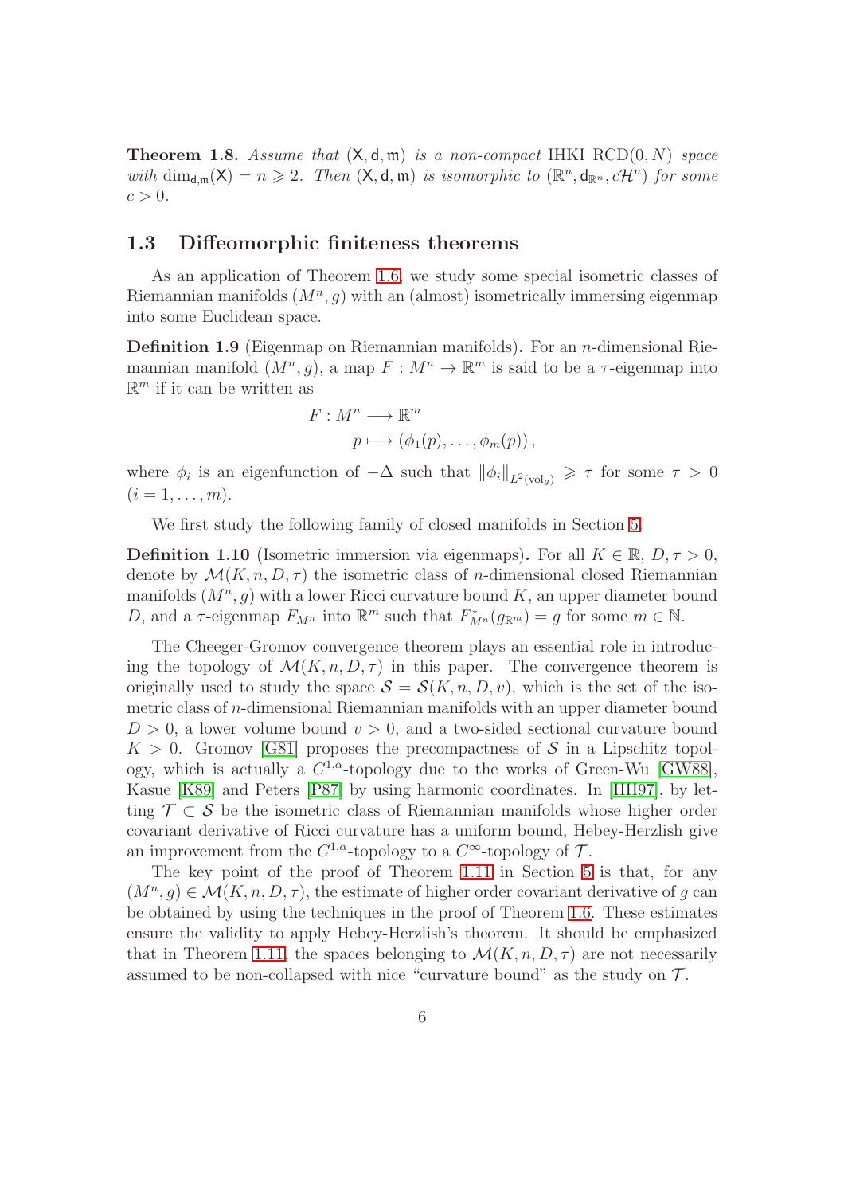**Theorem 1.8.** *Assume that* $(\mathsf{X}, \mathsf{d}, \mathfrak{m})$ *is a non-compact* IHKI $\mathrm{RCD}(0, N)$ *space with* $\dim_{\mathsf{d},\mathfrak{m}}(\mathsf{X}) = n \geqslant 2$*. Then* $(\mathsf{X}, \mathsf{d}, \mathfrak{m})$ *is isomorphic to* $(\mathbb{R}^n, \mathsf{d}_{\mathbb{R}^n}, c\mathcal{H}^n)$ *for some* $c > 0$*.*

## 1.3 Diffeomorphic finiteness theorems

As an application of Theorem 1.6, we study some special isometric classes of Riemannian manifolds $(M^n, g)$ with an (almost) isometrically immersing eigenmap into some Euclidean space.

**Definition 1.9** (Eigenmap on Riemannian manifolds)**.** For an $n$-dimensional Riemannian manifold $(M^n, g)$, a map $F : M^n \to \mathbb{R}^m$ is said to be a $\tau$-eigenmap into $\mathbb{R}^m$ if it can be written as

$$
\begin{aligned}
F : M^n &\longrightarrow \mathbb{R}^m \\
p &\longmapsto (\phi_1(p), \ldots, \phi_m(p)),
\end{aligned}
$$

where $\phi_i$ is an eigenfunction of $-\Delta$ such that $\|\phi_i\|_{L^2(\mathrm{vol}_g)} \geqslant \tau$ for some $\tau > 0$ $(i = 1, \ldots, m)$.

We first study the following family of closed manifolds in Section 5.

**Definition 1.10** (Isometric immersion via eigenmaps)**.** For all $K \in \mathbb{R}$, $D, \tau > 0$, denote by $\mathcal{M}(K, n, D, \tau)$ the isometric class of $n$-dimensional closed Riemannian manifolds $(M^n, g)$ with a lower Ricci curvature bound $K$, an upper diameter bound $D$, and a $\tau$-eigenmap $F_{M^n}$ into $\mathbb{R}^m$ such that $F_{M^n}^*(g_{\mathbb{R}^m}) = g$ for some $m \in \mathbb{N}$.

The Cheeger-Gromov convergence theorem plays an essential role in introducing the topology of $\mathcal{M}(K, n, D, \tau)$ in this paper. The convergence theorem is originally used to study the space $\mathcal{S} = \mathcal{S}(K, n, D, v)$, which is the set of the isometric class of $n$-dimensional Riemannian manifolds with an upper diameter bound $D > 0$, a lower volume bound $v > 0$, and a two-sided sectional curvature bound $K > 0$. Gromov [G81] proposes the precompactness of $\mathcal{S}$ in a Lipschitz topology, which is actually a $C^{1,\alpha}$-topology due to the works of Green-Wu [GW88], Kasue [K89] and Peters [P87] by using harmonic coordinates. In [HH97], by letting $\mathcal{T} \subset \mathcal{S}$ be the isometric class of Riemannian manifolds whose higher order covariant derivative of Ricci curvature has a uniform bound, Hebey-Herzlish give an improvement from the $C^{1,\alpha}$-topology to a $C^\infty$-topology of $\mathcal{T}$.

The key point of the proof of Theorem 1.11 in Section 5 is that, for any $(M^n, g) \in \mathcal{M}(K, n, D, \tau)$, the estimate of higher order covariant derivative of $g$ can be obtained by using the techniques in the proof of Theorem 1.6. These estimates ensure the validity to apply Hebey-Herzlish's theorem. It should be emphasized that in Theorem 1.11, the spaces belonging to $\mathcal{M}(K, n, D, \tau)$ are not necessarily assumed to be non-collapsed with nice "curvature bound" as the study on $\mathcal{T}$.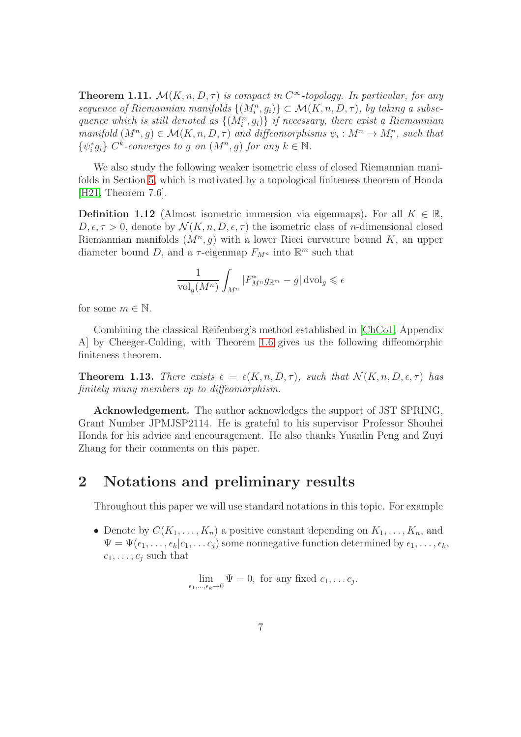**Theorem 1.11.** *$\mathcal{M}(K, n, D, \tau)$ is compact in $C^\infty$-topology. In particular, for any sequence of Riemannian manifolds $\{(M_i^n, g_i)\} \subset \mathcal{M}(K, n, D, \tau)$, by taking a subsequence which is still denoted as $\{(M_i^n, g_i)\}$ if necessary, there exist a Riemannian manifold $(M^n, g) \in \mathcal{M}(K, n, D, \tau)$ and diffeomorphisms $\psi_i : M^n \to M_i^n$, such that $\{\psi_i^* g_i\}$ $C^k$-converges to $g$ on $(M^n, g)$ for any $k \in \mathbb{N}$.*

We also study the following weaker isometric class of closed Riemannian manifolds in Section 5, which is motivated by a topological finiteness theorem of Honda [H21, Theorem 7.6].

**Definition 1.12** (Almost isometric immersion via eigenmaps)**.** For all $K \in \mathbb{R}$, $D, \epsilon, \tau > 0$, denote by $\mathcal{N}(K, n, D, \epsilon, \tau)$ the isometric class of $n$-dimensional closed Riemannian manifolds $(M^n, g)$ with a lower Ricci curvature bound $K$, an upper diameter bound $D$, and a $\tau$-eigenmap $F_{M^n}$ into $\mathbb{R}^m$ such that

$$\frac{1}{\mathrm{vol}_g(M^n)} \int_{M^n} |F_{M^n}^* g_{\mathbb{R}^m} - g| \, \mathrm{dvol}_g \leqslant \epsilon$$

for some $m \in \mathbb{N}$.

Combining the classical Reifenberg's method established in [ChCo1, Appendix A] by Cheeger-Colding, with Theorem 1.6 gives us the following diffeomorphic finiteness theorem.

**Theorem 1.13.** *There exists $\epsilon = \epsilon(K, n, D, \tau)$, such that $\mathcal{N}(K, n, D, \epsilon, \tau)$ has finitely many members up to diffeomorphism.*

**Acknowledgement.** The author acknowledges the support of JST SPRING, Grant Number JPMJSP2114. He is grateful to his supervisor Professor Shouhei Honda for his advice and encouragement. He also thanks Yuanlin Peng and Zuyi Zhang for their comments on this paper.

# 2 Notations and preliminary results

Throughout this paper we will use standard notations in this topic. For example

- Denote by $C(K_1, \ldots, K_n)$ a positive constant depending on $K_1, \ldots, K_n$, and $\Psi = \Psi(\epsilon_1, \ldots, \epsilon_k | c_1, \ldots c_j)$ some nonnegative function determined by $\epsilon_1, \ldots, \epsilon_k$, $c_1, \ldots, c_j$ such that

$$\lim_{\epsilon_1, \ldots, \epsilon_k \to 0} \Psi = 0, \text{ for any fixed } c_1, \ldots c_j.$$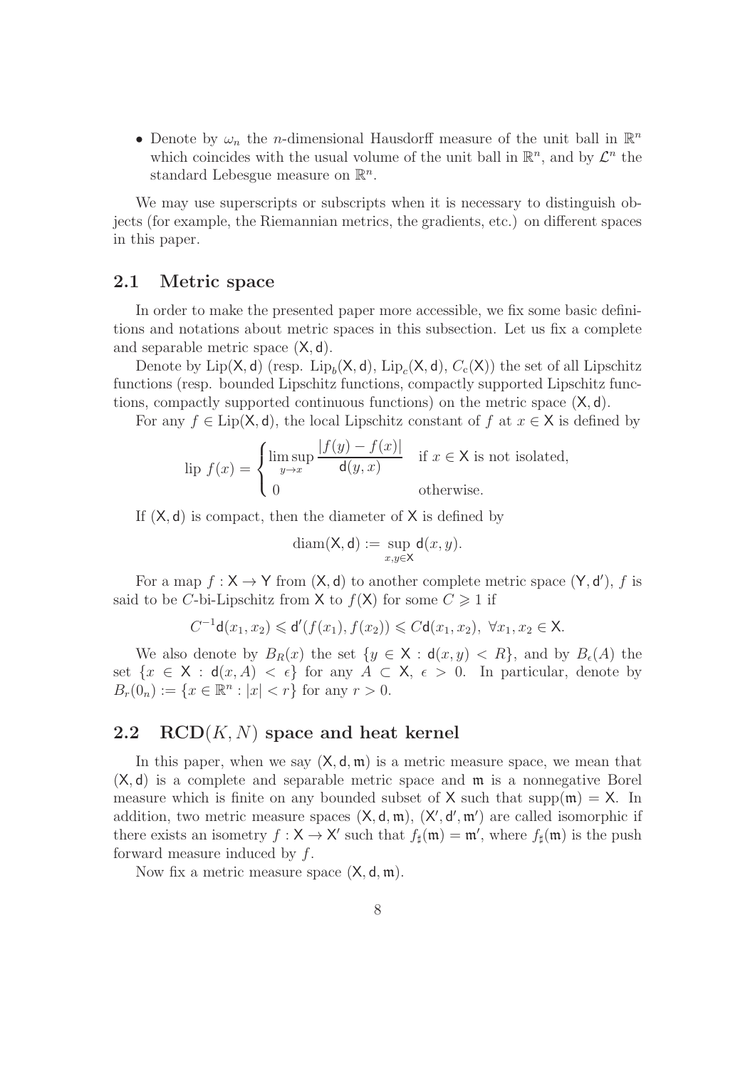- Denote by $\omega_n$ the $n$-dimensional Hausdorff measure of the unit ball in $\mathbb{R}^n$ which coincides with the usual volume of the unit ball in $\mathbb{R}^n$, and by $\mathcal{L}^n$ the standard Lebesgue measure on $\mathbb{R}^n$.

We may use superscripts or subscripts when it is necessary to distinguish objects (for example, the Riemannian metrics, the gradients, etc.) on different spaces in this paper.

## 2.1 Metric space

In order to make the presented paper more accessible, we fix some basic definitions and notations about metric spaces in this subsection. Let us fix a complete and separable metric space $(\mathsf{X}, \mathsf{d})$.

Denote by $\mathrm{Lip}(\mathsf{X}, \mathsf{d})$ (resp. $\mathrm{Lip}_b(\mathsf{X}, \mathsf{d})$, $\mathrm{Lip}_c(\mathsf{X}, \mathsf{d})$, $C_c(\mathsf{X})$) the set of all Lipschitz functions (resp. bounded Lipschitz functions, compactly supported Lipschitz functions, compactly supported continuous functions) on the metric space $(\mathsf{X}, \mathsf{d})$.

For any $f \in \mathrm{Lip}(\mathsf{X}, \mathsf{d})$, the local Lipschitz constant of $f$ at $x \in \mathsf{X}$ is defined by

$$
\mathrm{lip}\ f(x) = \begin{cases} \displaystyle\limsup_{y \to x} \frac{|f(y) - f(x)|}{\mathsf{d}(y, x)} & \text{if } x \in \mathsf{X} \text{ is not isolated,} \\ 0 & \text{otherwise.} \end{cases}
$$

If $(\mathsf{X}, \mathsf{d})$ is compact, then the diameter of $\mathsf{X}$ is defined by

$$
\mathrm{diam}(\mathsf{X}, \mathsf{d}) := \sup_{x, y \in \mathsf{X}} \mathsf{d}(x, y).
$$

For a map $f : \mathsf{X} \to \mathsf{Y}$ from $(\mathsf{X}, \mathsf{d})$ to another complete metric space $(\mathsf{Y}, \mathsf{d}')$, $f$ is said to be $C$-bi-Lipschitz from $\mathsf{X}$ to $f(\mathsf{X})$ for some $C \geqslant 1$ if

$$
C^{-1}\mathsf{d}(x_1, x_2) \leqslant \mathsf{d}'(f(x_1), f(x_2)) \leqslant C\mathsf{d}(x_1, x_2),\ \forall x_1, x_2 \in \mathsf{X}.
$$

We also denote by $B_R(x)$ the set $\{y \in \mathsf{X} : \mathsf{d}(x, y) < R\}$, and by $B_\epsilon(A)$ the set $\{x \in \mathsf{X} : \mathsf{d}(x, A) < \epsilon\}$ for any $A \subset \mathsf{X}$, $\epsilon > 0$. In particular, denote by $B_r(0_n) := \{x \in \mathbb{R}^n : |x| < r\}$ for any $r > 0$.

## 2.2 $\mathrm{RCD}(K, N)$ space and heat kernel

In this paper, when we say $(\mathsf{X}, \mathsf{d}, \mathfrak{m})$ is a metric measure space, we mean that $(\mathsf{X}, \mathsf{d})$ is a complete and separable metric space and $\mathfrak{m}$ is a nonnegative Borel measure which is finite on any bounded subset of $\mathsf{X}$ such that $\mathrm{supp}(\mathfrak{m}) = \mathsf{X}$. In addition, two metric measure spaces $(\mathsf{X}, \mathsf{d}, \mathfrak{m})$, $(\mathsf{X}', \mathsf{d}', \mathfrak{m}')$ are called isomorphic if there exists an isometry $f : \mathsf{X} \to \mathsf{X}'$ such that $f_\sharp(\mathfrak{m}) = \mathfrak{m}'$, where $f_\sharp(\mathfrak{m})$ is the push forward measure induced by $f$.

Now fix a metric measure space $(\mathsf{X}, \mathsf{d}, \mathfrak{m})$.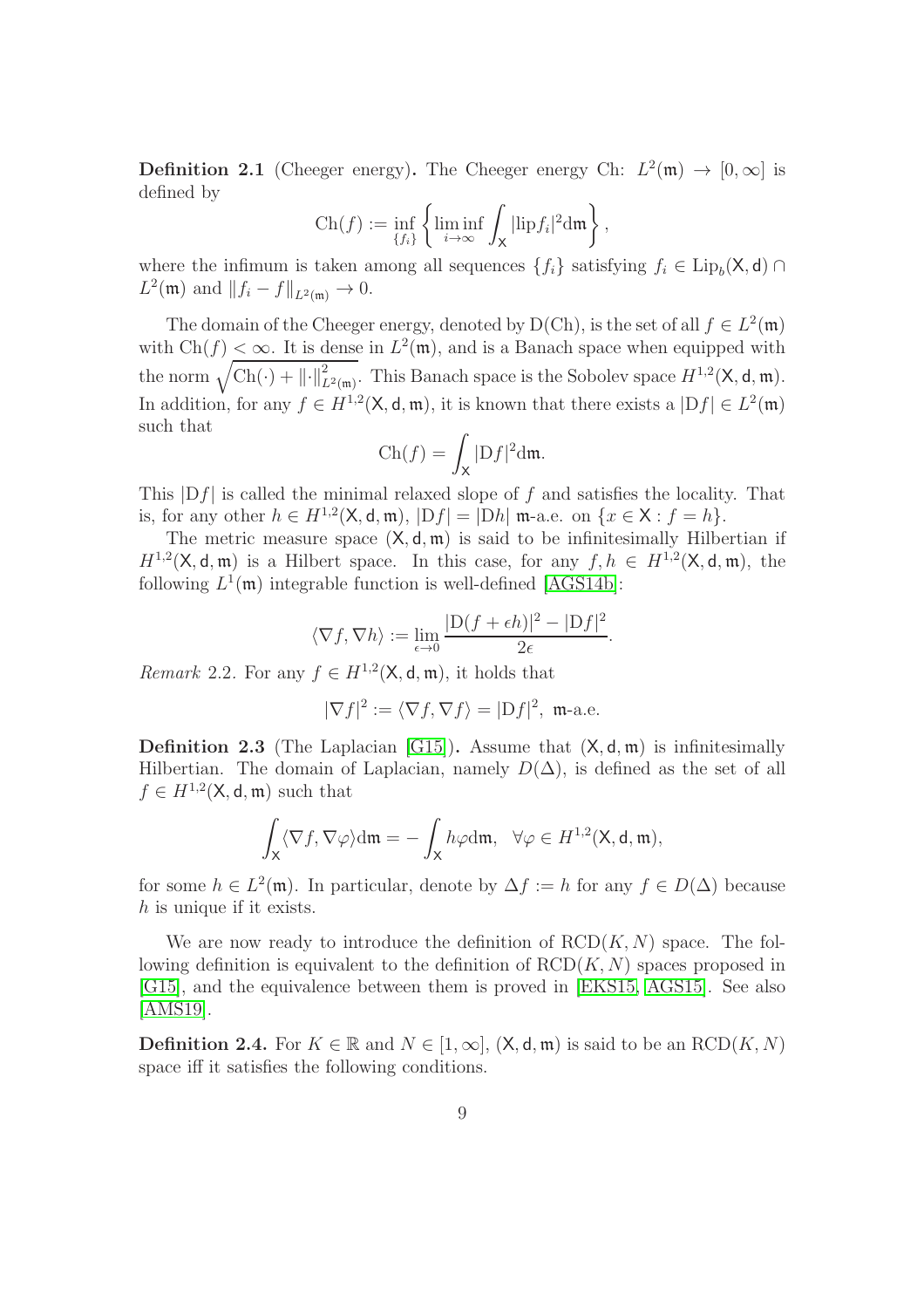**Definition 2.1** (Cheeger energy)**.** The Cheeger energy Ch: $L^2(\mathfrak{m}) \to [0,\infty]$ is defined by

$$\mathrm{Ch}(f) := \inf_{\{f_i\}} \left\{ \liminf_{i\to\infty} \int_{\mathsf{X}} |\mathrm{lip} f_i|^2 \mathrm{d}\mathfrak{m} \right\},$$

where the infimum is taken among all sequences $\{f_i\}$ satisfying $f_i \in \mathrm{Lip}_b(\mathsf{X},\mathsf{d}) \cap L^2(\mathfrak{m})$ and $\|f_i - f\|_{L^2(\mathfrak{m})} \to 0$.

The domain of the Cheeger energy, denoted by $\mathrm{D}(\mathrm{Ch})$, is the set of all $f \in L^2(\mathfrak{m})$ with $\mathrm{Ch}(f) < \infty$. It is dense in $L^2(\mathfrak{m})$, and is a Banach space when equipped with the norm $\sqrt{\mathrm{Ch}(\cdot) + \|\cdot\|^2_{L^2(\mathfrak{m})}}$. This Banach space is the Sobolev space $H^{1,2}(\mathsf{X},\mathsf{d},\mathfrak{m})$. In addition, for any $f \in H^{1,2}(\mathsf{X},\mathsf{d},\mathfrak{m})$, it is known that there exists a $|\mathrm{D}f| \in L^2(\mathfrak{m})$ such that

$$\mathrm{Ch}(f) = \int_{\mathsf{X}} |\mathrm{D}f|^2 \mathrm{d}\mathfrak{m}.$$

This $|\mathrm{D}f|$ is called the minimal relaxed slope of $f$ and satisfies the locality. That is, for any other $h \in H^{1,2}(\mathsf{X},\mathsf{d},\mathfrak{m})$, $|\mathrm{D}f| = |\mathrm{D}h|$ $\mathfrak{m}$-a.e. on $\{x \in \mathsf{X} : f = h\}$.

The metric measure space $(\mathsf{X},\mathsf{d},\mathfrak{m})$ is said to be infinitesimally Hilbertian if $H^{1,2}(\mathsf{X},\mathsf{d},\mathfrak{m})$ is a Hilbert space. In this case, for any $f, h \in H^{1,2}(\mathsf{X},\mathsf{d},\mathfrak{m})$, the following $L^1(\mathfrak{m})$ integrable function is well-defined [AGS14b]:

$$\langle \nabla f, \nabla h \rangle := \lim_{\epsilon \to 0} \frac{|\mathrm{D}(f + \epsilon h)|^2 - |\mathrm{D}f|^2}{2\epsilon}.$$

*Remark* 2.2. For any $f \in H^{1,2}(\mathsf{X},\mathsf{d},\mathfrak{m})$, it holds that

$$|\nabla f|^2 := \langle \nabla f, \nabla f \rangle = |\mathrm{D}f|^2, \ \mathfrak{m}\text{-a.e.}$$

**Definition 2.3** (The Laplacian [G15])**.** Assume that $(\mathsf{X},\mathsf{d},\mathfrak{m})$ is infinitesimally Hilbertian. The domain of Laplacian, namely $D(\Delta)$, is defined as the set of all $f \in H^{1,2}(\mathsf{X},\mathsf{d},\mathfrak{m})$ such that

$$\int_{\mathsf{X}} \langle \nabla f, \nabla \varphi \rangle \mathrm{d}\mathfrak{m} = -\int_{\mathsf{X}} h\varphi \mathrm{d}\mathfrak{m}, \quad \forall \varphi \in H^{1,2}(\mathsf{X},\mathsf{d},\mathfrak{m}),$$

for some $h \in L^2(\mathfrak{m})$. In particular, denote by $\Delta f := h$ for any $f \in D(\Delta)$ because $h$ is unique if it exists.

We are now ready to introduce the definition of $\mathrm{RCD}(K,N)$ space. The following definition is equivalent to the definition of $\mathrm{RCD}(K,N)$ spaces proposed in [G15], and the equivalence between them is proved in [EKS15, AGS15]. See also [AMS19].

**Definition 2.4.** For $K \in \mathbb{R}$ and $N \in [1,\infty]$, $(\mathsf{X},\mathsf{d},\mathfrak{m})$ is said to be an $\mathrm{RCD}(K,N)$ space iff it satisfies the following conditions.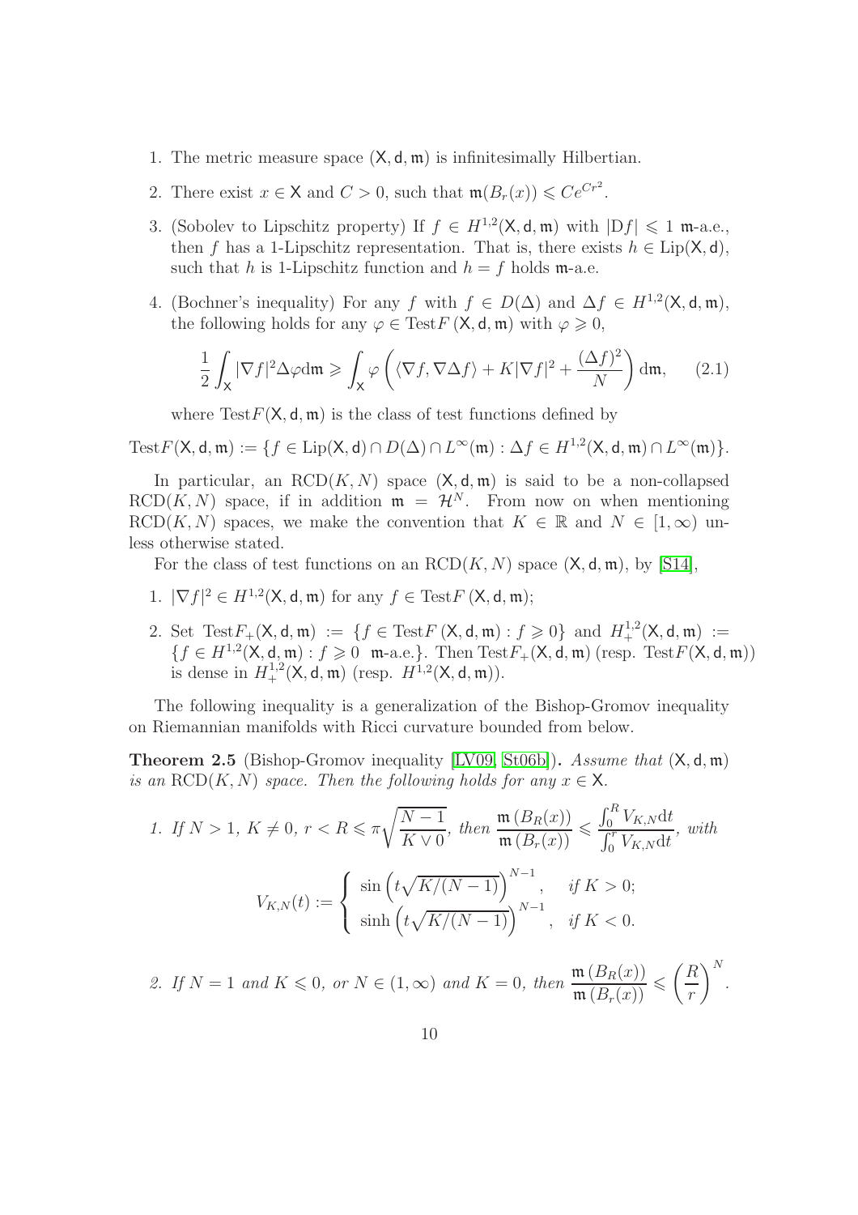1. The metric measure space $(\mathsf{X}, \mathsf{d}, \mathfrak{m})$ is infinitesimally Hilbertian.
2. There exist $x \in \mathsf{X}$ and $C > 0$, such that $\mathfrak{m}(B_r(x)) \leqslant Ce^{Cr^2}$.
3. (Sobolev to Lipschitz property) If $f \in H^{1,2}(\mathsf{X}, \mathsf{d}, \mathfrak{m})$ with $|\mathrm{D}f| \leqslant 1$ $\mathfrak{m}$-a.e., then $f$ has a 1-Lipschitz representation. That is, there exists $h \in \mathrm{Lip}(\mathsf{X}, \mathsf{d})$, such that $h$ is 1-Lipschitz function and $h = f$ holds $\mathfrak{m}$-a.e.
4. (Bochner's inequality) For any $f$ with $f \in D(\Delta)$ and $\Delta f \in H^{1,2}(\mathsf{X}, \mathsf{d}, \mathfrak{m})$, the following holds for any $\varphi \in \mathrm{Test}F\,(\mathsf{X}, \mathsf{d}, \mathfrak{m})$ with $\varphi \geqslant 0$,

$$\frac{1}{2}\int_{\mathsf{X}} |\nabla f|^2 \Delta\varphi \mathrm{d}\mathfrak{m} \geqslant \int_{\mathsf{X}} \varphi \left( \langle \nabla f, \nabla \Delta f \rangle + K|\nabla f|^2 + \frac{(\Delta f)^2}{N} \right) \mathrm{d}\mathfrak{m}, \qquad (2.1)$$

where $\mathrm{Test}F(\mathsf{X}, \mathsf{d}, \mathfrak{m})$ is the class of test functions defined by

$$\mathrm{Test}F(\mathsf{X}, \mathsf{d}, \mathfrak{m}) := \{f \in \mathrm{Lip}(\mathsf{X}, \mathsf{d}) \cap D(\Delta) \cap L^\infty(\mathfrak{m}) : \Delta f \in H^{1,2}(\mathsf{X}, \mathsf{d}, \mathfrak{m}) \cap L^\infty(\mathfrak{m})\}.$$

In particular, an $\mathrm{RCD}(K, N)$ space $(\mathsf{X}, \mathsf{d}, \mathfrak{m})$ is said to be a non-collapsed $\mathrm{RCD}(K, N)$ space, if in addition $\mathfrak{m} = \mathcal{H}^N$. From now on when mentioning $\mathrm{RCD}(K, N)$ spaces, we make the convention that $K \in \mathbb{R}$ and $N \in [1, \infty)$ unless otherwise stated.

For the class of test functions on an $\mathrm{RCD}(K, N)$ space $(\mathsf{X}, \mathsf{d}, \mathfrak{m})$, by [S14],

1. $|\nabla f|^2 \in H^{1,2}(\mathsf{X}, \mathsf{d}, \mathfrak{m})$ for any $f \in \mathrm{Test}F\,(\mathsf{X}, \mathsf{d}, \mathfrak{m})$;
2. Set $\mathrm{Test}F_+(\mathsf{X}, \mathsf{d}, \mathfrak{m}) := \{f \in \mathrm{Test}F\,(\mathsf{X}, \mathsf{d}, \mathfrak{m}) : f \geqslant 0\}$ and $H^{1,2}_+(\mathsf{X}, \mathsf{d}, \mathfrak{m}) := \{f \in H^{1,2}(\mathsf{X}, \mathsf{d}, \mathfrak{m}) : f \geqslant 0 \ \ \mathfrak{m}\text{-a.e.}\}$. Then $\mathrm{Test}F_+(\mathsf{X}, \mathsf{d}, \mathfrak{m})$ (resp. $\mathrm{Test}F(\mathsf{X}, \mathsf{d}, \mathfrak{m})$) is dense in $H^{1,2}_+(\mathsf{X}, \mathsf{d}, \mathfrak{m})$ (resp. $H^{1,2}(\mathsf{X}, \mathsf{d}, \mathfrak{m})$).

The following inequality is a generalization of the Bishop-Gromov inequality on Riemannian manifolds with Ricci curvature bounded from below.

**Theorem 2.5** (Bishop-Gromov inequality [LV09, St06b])**.** *Assume that $(\mathsf{X}, \mathsf{d}, \mathfrak{m})$ is an $\mathrm{RCD}(K, N)$ space. Then the following holds for any $x \in \mathsf{X}$.*

*1. If $N > 1$, $K \neq 0$, $r < R \leqslant \pi\sqrt{\dfrac{N-1}{K \vee 0}}$, then $\dfrac{\mathfrak{m}\left(B_R(x)\right)}{\mathfrak{m}\left(B_r(x)\right)} \leqslant \dfrac{\int_0^R V_{K,N}\mathrm{d}t}{\int_0^r V_{K,N}\mathrm{d}t}$, with*

$$V_{K,N}(t) := \begin{cases} \sin\left(t\sqrt{K/(N-1)}\right)^{N-1}, & \text{if } K > 0; \\ \sinh\left(t\sqrt{K/(N-1)}\right)^{N-1}, & \text{if } K < 0. \end{cases}$$

*2. If $N = 1$ and $K \leqslant 0$, or $N \in (1, \infty)$ and $K = 0$, then $\dfrac{\mathfrak{m}\left(B_R(x)\right)}{\mathfrak{m}\left(B_r(x)\right)} \leqslant \left(\dfrac{R}{r}\right)^N$.*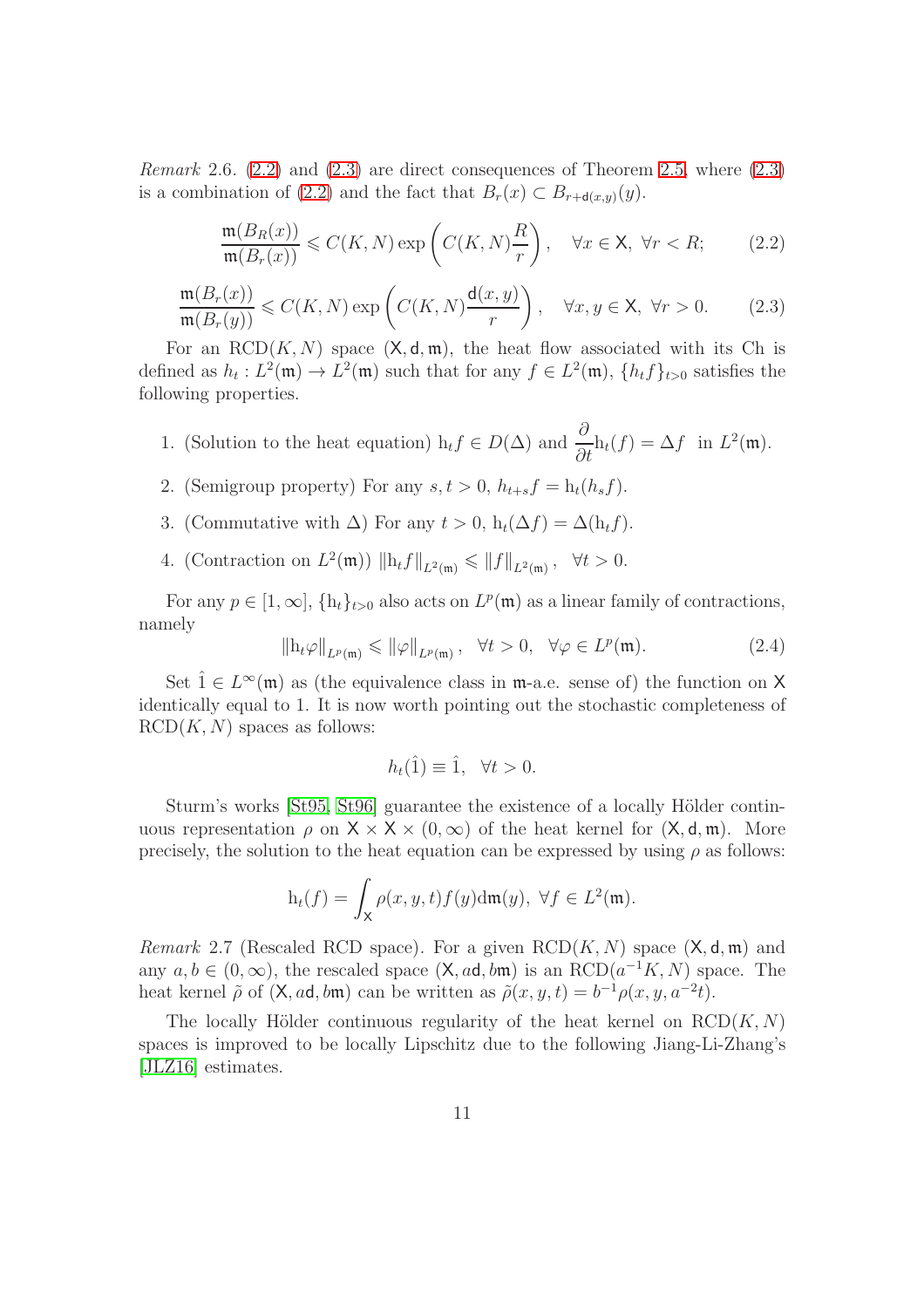*Remark* 2.6. (2.2) and (2.3) are direct consequences of Theorem 2.5, where (2.3) is a combination of (2.2) and the fact that $B_r(x) \subset B_{r+\mathsf{d}(x,y)}(y)$.

$$\frac{\mathfrak{m}(B_R(x))}{\mathfrak{m}(B_r(x))} \leqslant C(K,N) \exp\left(C(K,N)\frac{R}{r}\right), \quad \forall x \in \mathsf{X},\ \forall r < R; \tag{2.2}$$

$$\frac{\mathfrak{m}(B_r(x))}{\mathfrak{m}(B_r(y))} \leqslant C(K,N) \exp\left(C(K,N)\frac{\mathsf{d}(x,y)}{r}\right), \quad \forall x, y \in \mathsf{X},\ \forall r > 0. \tag{2.3}$$

For an $\mathrm{RCD}(K,N)$ space $(\mathsf{X},\mathsf{d},\mathfrak{m})$, the heat flow associated with its Ch is defined as $h_t : L^2(\mathfrak{m}) \to L^2(\mathfrak{m})$ such that for any $f \in L^2(\mathfrak{m})$, $\{h_t f\}_{t>0}$ satisfies the following properties.

1. (Solution to the heat equation) $\mathrm{h}_t f \in D(\Delta)$ and $\dfrac{\partial}{\partial t}\mathrm{h}_t(f) = \Delta f$ in $L^2(\mathfrak{m})$.
2. (Semigroup property) For any $s, t > 0$, $h_{t+s} f = \mathrm{h}_t(h_s f)$.
3. (Commutative with $\Delta$) For any $t > 0$, $\mathrm{h}_t(\Delta f) = \Delta(\mathrm{h}_t f)$.
4. (Contraction on $L^2(\mathfrak{m})$) $\|\mathrm{h}_t f\|_{L^2(\mathfrak{m})} \leqslant \|f\|_{L^2(\mathfrak{m})}, \ \ \forall t > 0$.

For any $p \in [1,\infty]$, $\{\mathrm{h}_t\}_{t>0}$ also acts on $L^p(\mathfrak{m})$ as a linear family of contractions, namely

$$\|\mathrm{h}_t \varphi\|_{L^p(\mathfrak{m})} \leqslant \|\varphi\|_{L^p(\mathfrak{m})}, \quad \forall t > 0, \quad \forall \varphi \in L^p(\mathfrak{m}). \tag{2.4}$$

Set $\hat{1} \in L^\infty(\mathfrak{m})$ as (the equivalence class in $\mathfrak{m}$-a.e. sense of) the function on $\mathsf{X}$ identically equal to 1. It is now worth pointing out the stochastic completeness of $\mathrm{RCD}(K,N)$ spaces as follows:

$$h_t(\hat{1}) \equiv \hat{1}, \quad \forall t > 0.$$

Sturm's works [St95, St96] guarantee the existence of a locally Hölder continuous representation $\rho$ on $\mathsf{X} \times \mathsf{X} \times (0,\infty)$ of the heat kernel for $(\mathsf{X},\mathsf{d},\mathfrak{m})$. More precisely, the solution to the heat equation can be expressed by using $\rho$ as follows:

$$\mathrm{h}_t(f) = \int_{\mathsf{X}} \rho(x,y,t) f(y) \mathrm{d}\mathfrak{m}(y), \ \forall f \in L^2(\mathfrak{m}).$$

*Remark* 2.7 (Rescaled RCD space). For a given $\mathrm{RCD}(K,N)$ space $(\mathsf{X},\mathsf{d},\mathfrak{m})$ and any $a, b \in (0,\infty)$, the rescaled space $(\mathsf{X}, a\mathsf{d}, b\mathfrak{m})$ is an $\mathrm{RCD}(a^{-1}K, N)$ space. The heat kernel $\tilde{\rho}$ of $(\mathsf{X}, a\mathsf{d}, b\mathfrak{m})$ can be written as $\tilde{\rho}(x,y,t) = b^{-1}\rho(x,y,a^{-2}t)$.

The locally Hölder continuous regularity of the heat kernel on $\mathrm{RCD}(K,N)$ spaces is improved to be locally Lipschitz due to the following Jiang-Li-Zhang's [JLZ16] estimates.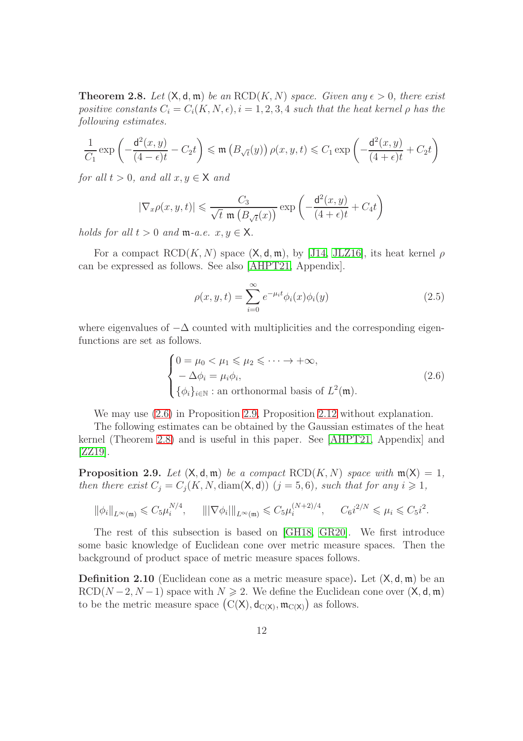**Theorem 2.8.** *Let $(\mathsf{X}, \mathsf{d}, \mathfrak{m})$ be an $\mathrm{RCD}(K, N)$ space. Given any $\epsilon > 0$, there exist positive constants $C_i = C_i(K, N, \epsilon), i = 1, 2, 3, 4$ such that the heat kernel $\rho$ has the following estimates.*

$$\frac{1}{C_1} \exp\left(-\frac{\mathsf{d}^2(x,y)}{(4-\epsilon)t} - C_2 t\right) \leqslant \mathfrak{m}\left(B_{\sqrt{t}}(y)\right) \rho(x,y,t) \leqslant C_1 \exp\left(-\frac{\mathsf{d}^2(x,y)}{(4+\epsilon)t} + C_2 t\right)$$

*for all $t > 0$, and all $x, y \in \mathsf{X}$ and*

$$|\nabla_x \rho(x,y,t)| \leqslant \frac{C_3}{\sqrt{t}\ \mathfrak{m}\left(B_{\sqrt{t}}(x)\right)} \exp\left(-\frac{\mathsf{d}^2(x,y)}{(4+\epsilon)t} + C_4 t\right)$$

*holds for all $t > 0$ and $\mathfrak{m}$-a.e. $x, y \in \mathsf{X}$.*

For a compact $\mathrm{RCD}(K, N)$ space $(\mathsf{X}, \mathsf{d}, \mathfrak{m})$, by [J14, JLZ16], its heat kernel $\rho$ can be expressed as follows. See also [AHPT21, Appendix].

$$\rho(x,y,t) = \sum_{i=0}^{\infty} e^{-\mu_i t} \phi_i(x) \phi_i(y) \tag{2.5}$$

where eigenvalues of $-\Delta$ counted with multiplicities and the corresponding eigenfunctions are set as follows.

$$\begin{cases} 0 = \mu_0 < \mu_1 \leqslant \mu_2 \leqslant \cdots \to +\infty, \\ -\Delta \phi_i = \mu_i \phi_i, \\ \{\phi_i\}_{i \in \mathbb{N}} : \text{an orthonormal basis of } L^2(\mathfrak{m}). \end{cases} \tag{2.6}$$

We may use (2.6) in Proposition 2.9, Proposition 2.12 without explanation.

The following estimates can be obtained by the Gaussian estimates of the heat kernel (Theorem 2.8) and is useful in this paper. See [AHPT21, Appendix] and [ZZ19].

**Proposition 2.9.** *Let $(\mathsf{X}, \mathsf{d}, \mathfrak{m})$ be a compact $\mathrm{RCD}(K, N)$ space with $\mathfrak{m}(\mathsf{X}) = 1$, then there exist $C_j = C_j(K, N, \mathrm{diam}(\mathsf{X}, \mathsf{d}))$ $(j = 5, 6)$, such that for any $i \geqslant 1$,*

$$\|\phi_i\|_{L^\infty(\mathfrak{m})} \leqslant C_5 \mu_i^{N/4}, \quad \||\nabla \phi_i|\|_{L^\infty(\mathfrak{m})} \leqslant C_5 \mu_i^{(N+2)/4}, \quad C_6 i^{2/N} \leqslant \mu_i \leqslant C_5 i^2.$$

The rest of this subsection is based on [GH18, GR20]. We first introduce some basic knowledge of Euclidean cone over metric measure spaces. Then the background of product space of metric measure spaces follows.

**Definition 2.10** (Euclidean cone as a metric measure space)**.** Let $(\mathsf{X}, \mathsf{d}, \mathfrak{m})$ be an $\mathrm{RCD}(N-2, N-1)$ space with $N \geqslant 2$. We define the Euclidean cone over $(\mathsf{X}, \mathsf{d}, \mathfrak{m})$ to be the metric measure space $\left(\mathrm{C}(\mathsf{X}), \mathsf{d}_{\mathrm{C}(\mathsf{X})}, \mathfrak{m}_{\mathrm{C}(\mathsf{X})}\right)$ as follows.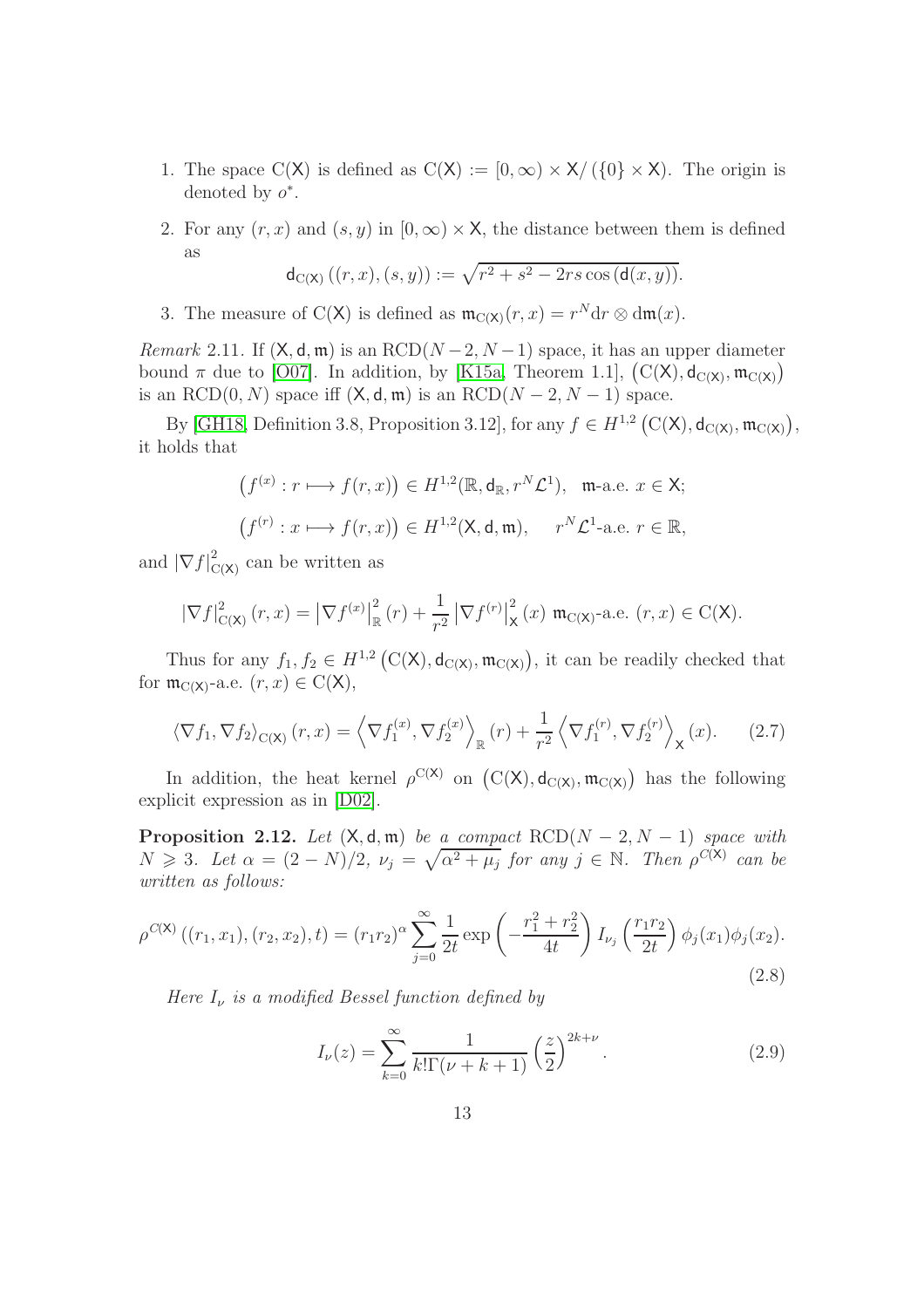1. The space $\mathrm{C}(\mathsf{X})$ is defined as $\mathrm{C}(\mathsf{X}) := [0,\infty) \times \mathsf{X} / (\{0\} \times \mathsf{X})$. The origin is denoted by $o^*$.

2. For any $(r,x)$ and $(s,y)$ in $[0,\infty) \times \mathsf{X}$, the distance between them is defined as
$$\mathsf{d}_{\mathrm{C}(\mathsf{X})}\left((r,x),(s,y)\right) := \sqrt{r^2 + s^2 - 2rs\cos\left(\mathsf{d}(x,y)\right)}.$$

3. The measure of $\mathrm{C}(\mathsf{X})$ is defined as $\mathfrak{m}_{\mathrm{C}(\mathsf{X})}(r,x) = r^N \mathrm{d}r \otimes \mathrm{d}\mathfrak{m}(x)$.

*Remark* 2.11. If $(\mathsf{X},\mathsf{d},\mathfrak{m})$ is an $\mathrm{RCD}(N-2,N-1)$ space, it has an upper diameter bound $\pi$ due to [O07]. In addition, by [K15a, Theorem 1.1], $\left(\mathrm{C}(\mathsf{X}),\mathsf{d}_{\mathrm{C}(\mathsf{X})},\mathfrak{m}_{\mathrm{C}(\mathsf{X})}\right)$ is an $\mathrm{RCD}(0,N)$ space iff $(\mathsf{X},\mathsf{d},\mathfrak{m})$ is an $\mathrm{RCD}(N-2,N-1)$ space.

By [GH18, Definition 3.8, Proposition 3.12], for any $f \in H^{1,2}\left(\mathrm{C}(\mathsf{X}),\mathsf{d}_{\mathrm{C}(\mathsf{X})},\mathfrak{m}_{\mathrm{C}(\mathsf{X})}\right)$, it holds that

$$\left(f^{(x)} : r \longmapsto f(r,x)\right) \in H^{1,2}(\mathbb{R},\mathsf{d}_{\mathbb{R}}, r^N\mathcal{L}^1), \quad \mathfrak{m}\text{-a.e. } x \in \mathsf{X};$$
$$\left(f^{(r)} : x \longmapsto f(r,x)\right) \in H^{1,2}(\mathsf{X},\mathsf{d},\mathfrak{m}), \quad r^N\mathcal{L}^1\text{-a.e. } r \in \mathbb{R},$$

and $|\nabla f|^2_{\mathrm{C}(\mathsf{X})}$ can be written as

$$|\nabla f|^2_{\mathrm{C}(\mathsf{X})}(r,x) = \left|\nabla f^{(x)}\right|^2_{\mathbb{R}}(r) + \frac{1}{r^2}\left|\nabla f^{(r)}\right|^2_{\mathsf{X}}(x) \ \mathfrak{m}_{\mathrm{C}(\mathsf{X})}\text{-a.e. } (r,x) \in \mathrm{C}(\mathsf{X}).$$

Thus for any $f_1, f_2 \in H^{1,2}\left(\mathrm{C}(\mathsf{X}),\mathsf{d}_{\mathrm{C}(\mathsf{X})},\mathfrak{m}_{\mathrm{C}(\mathsf{X})}\right)$, it can be readily checked that for $\mathfrak{m}_{\mathrm{C}(\mathsf{X})}$-a.e. $(r,x) \in \mathrm{C}(\mathsf{X})$,

$$\langle \nabla f_1, \nabla f_2 \rangle_{\mathrm{C}(\mathsf{X})}(r,x) = \left\langle \nabla f_1^{(x)}, \nabla f_2^{(x)} \right\rangle_{\mathbb{R}}(r) + \frac{1}{r^2}\left\langle \nabla f_1^{(r)}, \nabla f_2^{(r)} \right\rangle_{\mathsf{X}}(x). \tag{2.7}$$

In addition, the heat kernel $\rho^{\mathrm{C}(\mathsf{X})}$ on $\left(\mathrm{C}(\mathsf{X}),\mathsf{d}_{\mathrm{C}(\mathsf{X})},\mathfrak{m}_{\mathrm{C}(\mathsf{X})}\right)$ has the following explicit expression as in [D02].

**Proposition 2.12.** *Let $(\mathsf{X},\mathsf{d},\mathfrak{m})$ be a compact $\mathrm{RCD}(N-2,N-1)$ space with $N \geqslant 3$. Let $\alpha = (2-N)/2$, $\nu_j = \sqrt{\alpha^2 + \mu_j}$ for any $j \in \mathbb{N}$. Then $\rho^{C(\mathsf{X})}$ can be written as follows:*

$$\rho^{C(\mathsf{X})}\left((r_1,x_1),(r_2,x_2),t\right) = (r_1 r_2)^{\alpha} \sum_{j=0}^{\infty} \frac{1}{2t}\exp\left(-\frac{r_1^2 + r_2^2}{4t}\right) I_{\nu_j}\left(\frac{r_1 r_2}{2t}\right)\phi_j(x_1)\phi_j(x_2). \tag{2.8}$$

*Here $I_\nu$ is a modified Bessel function defined by*

$$I_\nu(z) = \sum_{k=0}^{\infty} \frac{1}{k!\Gamma(\nu+k+1)}\left(\frac{z}{2}\right)^{2k+\nu}. \tag{2.9}$$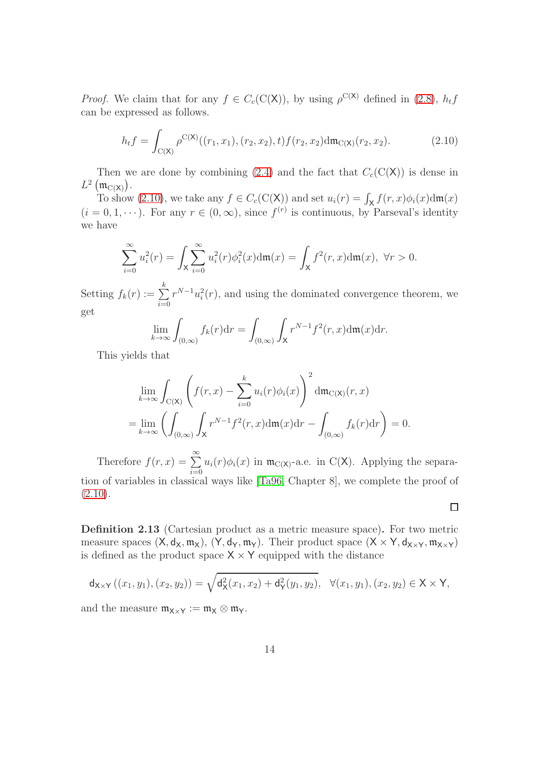*Proof.* We claim that for any $f \in C_c(\mathrm{C}(\mathsf{X}))$, by using $\rho^{\mathrm{C}(\mathsf{X})}$ defined in (2.8), $h_t f$ can be expressed as follows.

$$h_t f = \int_{\mathrm{C}(\mathsf{X})} \rho^{\mathrm{C}(\mathsf{X})}((r_1, x_1), (r_2, x_2), t) f(r_2, x_2) \mathrm{d}\mathfrak{m}_{\mathrm{C}(\mathsf{X})}(r_2, x_2). \tag{2.10}$$

Then we are done by combining (2.4) and the fact that $C_c(\mathrm{C}(\mathsf{X}))$ is dense in $L^2\left(\mathfrak{m}_{\mathrm{C}(\mathsf{X})}\right)$.

To show (2.10), we take any $f \in C_c(\mathrm{C}(\mathsf{X}))$ and set $u_i(r) = \int_{\mathsf{X}} f(r, x)\phi_i(x)\mathrm{d}\mathfrak{m}(x)$ ($i = 0, 1, \cdots$). For any $r \in (0, \infty)$, since $f^{(r)}$ is continuous, by Parseval's identity we have

$$\sum_{i=0}^{\infty} u_i^2(r) = \int_{\mathsf{X}} \sum_{i=0}^{\infty} u_i^2(r)\phi_i^2(x)\mathrm{d}\mathfrak{m}(x) = \int_{\mathsf{X}} f^2(r, x)\mathrm{d}\mathfrak{m}(x), \ \forall r > 0.$$

Setting $f_k(r) := \sum_{i=0}^{k} r^{N-1}u_i^2(r)$, and using the dominated convergence theorem, we get

$$\lim_{k\to\infty} \int_{(0,\infty)} f_k(r)\mathrm{d}r = \int_{(0,\infty)} \int_{\mathsf{X}} r^{N-1} f^2(r, x)\mathrm{d}\mathfrak{m}(x)\mathrm{d}r.$$

This yields that

$$\begin{aligned}
&\lim_{k\to\infty} \int_{\mathrm{C}(\mathsf{X})} \left( f(r, x) - \sum_{i=0}^{k} u_i(r)\phi_i(x) \right)^2 \mathrm{d}\mathfrak{m}_{\mathrm{C}(\mathsf{X})}(r, x) \\
=& \lim_{k\to\infty} \left( \int_{(0,\infty)} \int_{\mathsf{X}} r^{N-1} f^2(r, x)\mathrm{d}\mathfrak{m}(x)\mathrm{d}r - \int_{(0,\infty)} f_k(r)\mathrm{d}r \right) = 0.
\end{aligned}$$

Therefore $f(r, x) = \sum_{i=0}^{\infty} u_i(r)\phi_i(x)$ in $\mathfrak{m}_{\mathrm{C}(\mathsf{X})}$-a.e. in $\mathrm{C}(\mathsf{X})$. Applying the separation of variables in classical ways like [Ta96, Chapter 8], we complete the proof of (2.10).

∎

**Definition 2.13** (Cartesian product as a metric measure space)**.** For two metric measure spaces $(\mathsf{X}, \mathsf{d}_{\mathsf{X}}, \mathfrak{m}_{\mathsf{X}})$, $(\mathsf{Y}, \mathsf{d}_{\mathsf{Y}}, \mathfrak{m}_{\mathsf{Y}})$. Their product space $(\mathsf{X} \times \mathsf{Y}, \mathsf{d}_{\mathsf{X}\times\mathsf{Y}}, \mathfrak{m}_{\mathsf{X}\times\mathsf{Y}})$ is defined as the product space $\mathsf{X} \times \mathsf{Y}$ equipped with the distance

$$\mathsf{d}_{\mathsf{X}\times\mathsf{Y}}\left((x_1, y_1), (x_2, y_2)\right) = \sqrt{\mathsf{d}_{\mathsf{X}}^2(x_1, x_2) + \mathsf{d}_{\mathsf{Y}}^2(y_1, y_2)}, \ \ \forall (x_1, y_1), (x_2, y_2) \in \mathsf{X} \times \mathsf{Y},$$

and the measure $\mathfrak{m}_{\mathsf{X}\times\mathsf{Y}} := \mathfrak{m}_{\mathsf{X}} \otimes \mathfrak{m}_{\mathsf{Y}}$.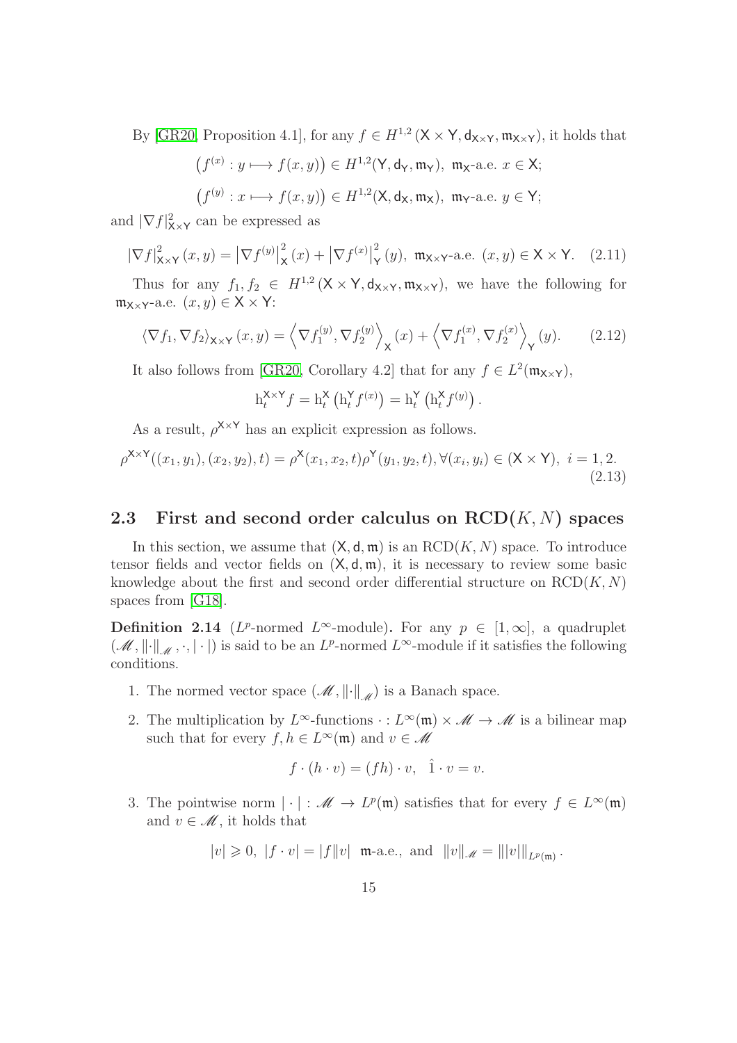By [GR20, Proposition 4.1], for any $f \in H^{1,2}(\mathsf{X}\times\mathsf{Y}, \mathsf{d}_{\mathsf{X}\times\mathsf{Y}}, \mathfrak{m}_{\mathsf{X}\times\mathsf{Y}})$, it holds that

$$\left(f^{(x)} : y \longmapsto f(x,y)\right) \in H^{1,2}(\mathsf{Y}, \mathsf{d}_{\mathsf{Y}}, \mathfrak{m}_{\mathsf{Y}}),\ \mathfrak{m}_{\mathsf{X}}\text{-a.e. } x \in \mathsf{X};$$

$$\left(f^{(y)} : x \longmapsto f(x,y)\right) \in H^{1,2}(\mathsf{X}, \mathsf{d}_{\mathsf{X}}, \mathfrak{m}_{\mathsf{X}}),\ \mathfrak{m}_{\mathsf{Y}}\text{-a.e. } y \in \mathsf{Y};$$

and $|\nabla f|^2_{\mathsf{X}\times\mathsf{Y}}$ can be expressed as

$$|\nabla f|^2_{\mathsf{X}\times\mathsf{Y}}(x,y) = \left|\nabla f^{(y)}\right|^2_{\mathsf{X}}(x) + \left|\nabla f^{(x)}\right|^2_{\mathsf{Y}}(y),\ \mathfrak{m}_{\mathsf{X}\times\mathsf{Y}}\text{-a.e. } (x,y) \in \mathsf{X}\times\mathsf{Y}. \quad (2.11)$$

Thus for any $f_1, f_2 \in H^{1,2}(\mathsf{X}\times\mathsf{Y}, \mathsf{d}_{\mathsf{X}\times\mathsf{Y}}, \mathfrak{m}_{\mathsf{X}\times\mathsf{Y}})$, we have the following for $\mathfrak{m}_{\mathsf{X}\times\mathsf{Y}}$-a.e. $(x,y) \in \mathsf{X}\times\mathsf{Y}$:

$$\langle \nabla f_1, \nabla f_2 \rangle_{\mathsf{X}\times\mathsf{Y}}(x,y) = \left\langle \nabla f_1^{(y)}, \nabla f_2^{(y)} \right\rangle_{\mathsf{X}}(x) + \left\langle \nabla f_1^{(x)}, \nabla f_2^{(x)} \right\rangle_{\mathsf{Y}}(y). \quad (2.12)$$

It also follows from [GR20, Corollary 4.2] that for any $f \in L^2(\mathfrak{m}_{\mathsf{X}\times\mathsf{Y}})$,

$$\mathrm{h}_t^{\mathsf{X}\times\mathsf{Y}} f = \mathrm{h}_t^{\mathsf{X}}\left(\mathrm{h}_t^{\mathsf{Y}} f^{(x)}\right) = \mathrm{h}_t^{\mathsf{Y}}\left(\mathrm{h}_t^{\mathsf{X}} f^{(y)}\right).$$

As a result, $\rho^{\mathsf{X}\times\mathsf{Y}}$ has an explicit expression as follows.

$$\rho^{\mathsf{X}\times\mathsf{Y}}((x_1,y_1),(x_2,y_2),t) = \rho^{\mathsf{X}}(x_1,x_2,t)\rho^{\mathsf{Y}}(y_1,y_2,t), \forall (x_i,y_i) \in (\mathsf{X}\times\mathsf{Y}),\ i=1,2. \quad (2.13)$$

## 2.3 First and second order calculus on RCD$(K,N)$ spaces

In this section, we assume that $(\mathsf{X},\mathsf{d},\mathfrak{m})$ is an $\mathrm{RCD}(K,N)$ space. To introduce tensor fields and vector fields on $(\mathsf{X},\mathsf{d},\mathfrak{m})$, it is necessary to review some basic knowledge about the first and second order differential structure on $\mathrm{RCD}(K,N)$ spaces from [G18].

**Definition 2.14** ($L^p$-normed $L^\infty$-module)**.** For any $p \in [1,\infty]$, a quadruplet $(\mathscr{M}, \|\cdot\|_{\mathscr{M}}, \cdot, |\cdot|)$ is said to be an $L^p$-normed $L^\infty$-module if it satisfies the following conditions.

1. The normed vector space $(\mathscr{M}, \|\cdot\|_{\mathscr{M}})$ is a Banach space.
2. The multiplication by $L^\infty$-functions $\cdot : L^\infty(\mathfrak{m}) \times \mathscr{M} \to \mathscr{M}$ is a bilinear map such that for every $f, h \in L^\infty(\mathfrak{m})$ and $v \in \mathscr{M}$
$$f\cdot(h\cdot v) = (fh)\cdot v,\ \ \hat{1}\cdot v = v.$$
3. The pointwise norm $|\cdot| : \mathscr{M} \to L^p(\mathfrak{m})$ satisfies that for every $f \in L^\infty(\mathfrak{m})$ and $v \in \mathscr{M}$, it holds that
$$|v| \geqslant 0,\ |f\cdot v| = |f||v|\ \ \mathfrak{m}\text{-a.e., and } \ \|v\|_{\mathscr{M}} = \||v|\|_{L^p(\mathfrak{m})}.$$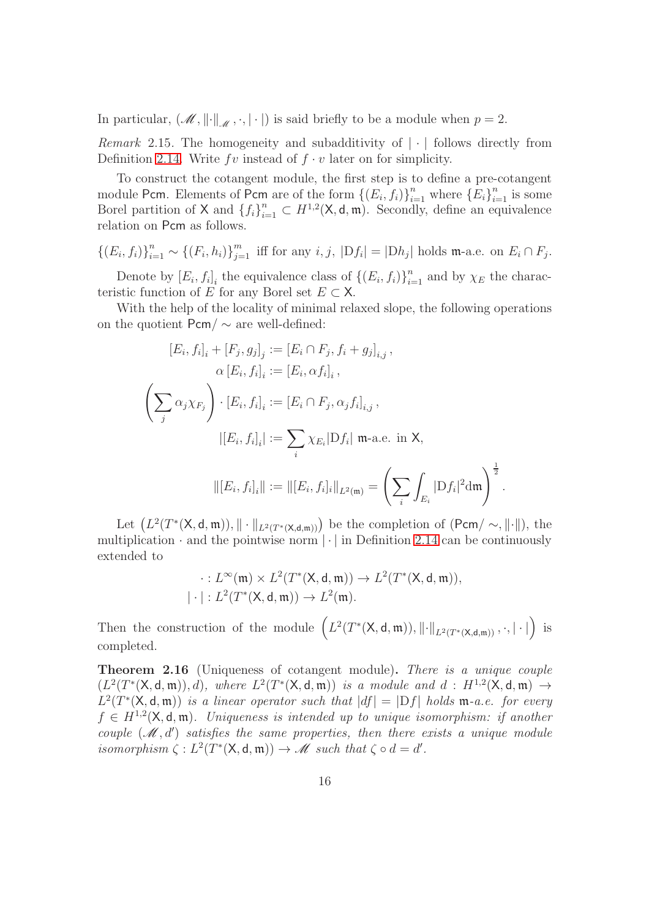In particular, $(\mathscr{M}, \|\cdot\|_{\mathscr{M}}, \cdot, |\cdot|)$ is said briefly to be a module when $p = 2$.

*Remark* 2.15. The homogeneity and subadditivity of $|\cdot|$ follows directly from Definition 2.14. Write $fv$ instead of $f \cdot v$ later on for simplicity.

To construct the cotangent module, the first step is to define a pre-cotangent module $\mathsf{Pcm}$. Elements of $\mathsf{Pcm}$ are of the form $\{(E_i, f_i)\}_{i=1}^n$ where $\{E_i\}_{i=1}^n$ is some Borel partition of $\mathsf{X}$ and $\{f_i\}_{i=1}^n \subset H^{1,2}(\mathsf{X}, \mathsf{d}, \mathfrak{m})$. Secondly, define an equivalence relation on $\mathsf{Pcm}$ as follows.

$$\{(E_i, f_i)\}_{i=1}^n \sim \{(F_i, h_i)\}_{j=1}^m \text{ iff for any } i, j,\ |\mathrm{D}f_i| = |\mathrm{D}h_j| \text{ holds } \mathfrak{m}\text{-a.e. on } E_i \cap F_j.$$

Denote by $[E_i, f_i]_i$ the equivalence class of $\{(E_i, f_i)\}_{i=1}^n$ and by $\chi_E$ the characteristic function of $E$ for any Borel set $E \subset \mathsf{X}$.

With the help of the locality of minimal relaxed slope, the following operations on the quotient $\mathsf{Pcm}/\sim$ are well-defined:

$$
\begin{aligned}
[E_i, f_i]_i + [F_j, g_j]_j &:= [E_i \cap F_j, f_i + g_j]_{i,j}, \\
\alpha [E_i, f_i]_i &:= [E_i, \alpha f_i]_i, \\
\left(\sum_j \alpha_j \chi_{F_j}\right) \cdot [E_i, f_i]_i &:= [E_i \cap F_j, \alpha_j f_i]_{i,j}, \\
|[E_i, f_i]_i| &:= \sum_i \chi_{E_i} |\mathrm{D}f_i| \ \mathfrak{m}\text{-a.e. in } \mathsf{X}, \\
\|[E_i, f_i]_i\| &:= \||[E_i, f_i]_i|\|_{L^2(\mathfrak{m})} = \left(\sum_i \int_{E_i} |\mathrm{D}f_i|^2 \mathrm{d}\mathfrak{m}\right)^{\frac{1}{2}}.
\end{aligned}
$$

Let $\left(L^2(T^*(\mathsf{X}, \mathsf{d}, \mathfrak{m})), \|\cdot\|_{L^2(T^*(\mathsf{X}, \mathsf{d}, \mathfrak{m}))}\right)$ be the completion of $(\mathsf{Pcm}/\sim, \|\cdot\|)$, the multiplication $\cdot$ and the pointwise norm $|\cdot|$ in Definition 2.14 can be continuously extended to

$$
\begin{aligned}
\cdot : L^\infty(\mathfrak{m}) \times L^2(T^*(\mathsf{X}, \mathsf{d}, \mathfrak{m})) &\to L^2(T^*(\mathsf{X}, \mathsf{d}, \mathfrak{m})), \\
|\cdot| : L^2(T^*(\mathsf{X}, \mathsf{d}, \mathfrak{m})) &\to L^2(\mathfrak{m}).
\end{aligned}
$$

Then the construction of the module $\left(L^2(T^*(\mathsf{X}, \mathsf{d}, \mathfrak{m})), \|\cdot\|_{L^2(T^*(\mathsf{X}, \mathsf{d}, \mathfrak{m}))}, \cdot, |\cdot|\right)$ is completed.

**Theorem 2.16** (Uniqueness of cotangent module)**.** *There is a unique couple $(L^2(T^*(\mathsf{X}, \mathsf{d}, \mathfrak{m})), d)$, where $L^2(T^*(\mathsf{X}, \mathsf{d}, \mathfrak{m}))$ is a module and $d : H^{1,2}(\mathsf{X}, \mathsf{d}, \mathfrak{m}) \to L^2(T^*(\mathsf{X}, \mathsf{d}, \mathfrak{m}))$ is a linear operator such that $|df| = |\mathrm{D}f|$ holds $\mathfrak{m}$-a.e. for every $f \in H^{1,2}(\mathsf{X}, \mathsf{d}, \mathfrak{m})$. Uniqueness is intended up to unique isomorphism: if another couple $(\mathscr{M}, d')$ satisfies the same properties, then there exists a unique module isomorphism $\zeta : L^2(T^*(\mathsf{X}, \mathsf{d}, \mathfrak{m})) \to \mathscr{M}$ such that $\zeta \circ d = d'$.*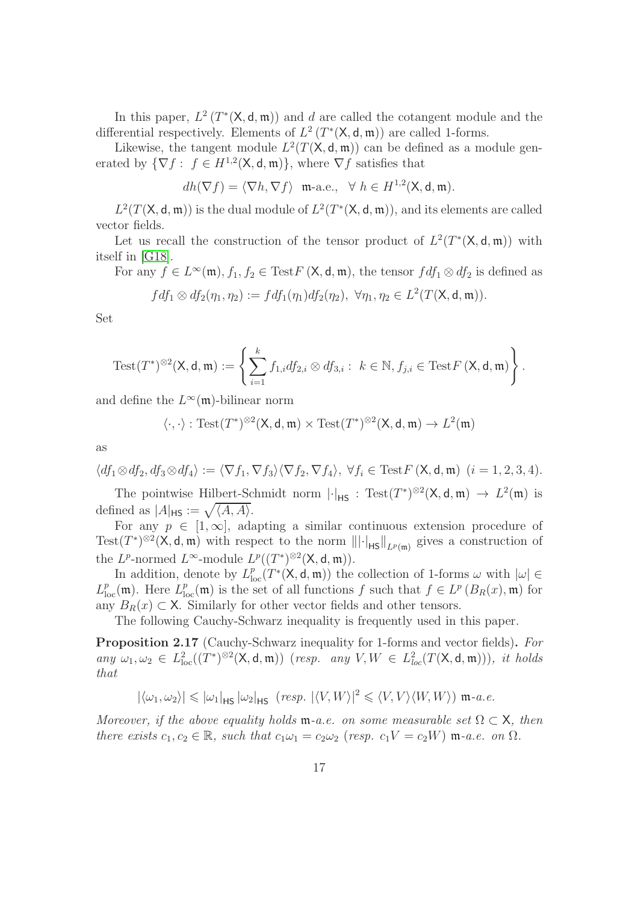In this paper, $L^2(T^*(\mathsf{X},\mathsf{d},\mathfrak{m}))$ and $d$ are called the cotangent module and the differential respectively. Elements of $L^2(T^*(\mathsf{X},\mathsf{d},\mathfrak{m}))$ are called 1-forms.

Likewise, the tangent module $L^2(T(\mathsf{X},\mathsf{d},\mathfrak{m}))$ can be defined as a module generated by $\{\nabla f : f \in H^{1,2}(\mathsf{X},\mathsf{d},\mathfrak{m})\}$, where $\nabla f$ satisfies that

$$dh(\nabla f) = \langle \nabla h, \nabla f\rangle \ \ \mathfrak{m}\text{-a.e.}, \ \ \forall\ h \in H^{1,2}(\mathsf{X},\mathsf{d},\mathfrak{m}).$$

$L^2(T(\mathsf{X},\mathsf{d},\mathfrak{m}))$ is the dual module of $L^2(T^*(\mathsf{X},\mathsf{d},\mathfrak{m}))$, and its elements are called vector fields.

Let us recall the construction of the tensor product of $L^2(T^*(\mathsf{X},\mathsf{d},\mathfrak{m}))$ with itself in [G18].

For any $f \in L^\infty(\mathfrak{m})$, $f_1, f_2 \in \mathrm{Test}F(\mathsf{X},\mathsf{d},\mathfrak{m})$, the tensor $f df_1 \otimes df_2$ is defined as

$$f df_1 \otimes df_2(\eta_1,\eta_2) := f df_1(\eta_1) df_2(\eta_2),\ \forall \eta_1,\eta_2 \in L^2(T(\mathsf{X},\mathsf{d},\mathfrak{m})).$$

Set

$$\mathrm{Test}(T^*)^{\otimes 2}(\mathsf{X},\mathsf{d},\mathfrak{m}) := \left\{ \sum_{i=1}^k f_{1,i} df_{2,i} \otimes df_{3,i} :\ k \in \mathbb{N}, f_{j,i} \in \mathrm{Test}F(\mathsf{X},\mathsf{d},\mathfrak{m}) \right\}.$$

and define the $L^\infty(\mathfrak{m})$-bilinear norm

$$\langle\cdot,\cdot\rangle : \mathrm{Test}(T^*)^{\otimes 2}(\mathsf{X},\mathsf{d},\mathfrak{m}) \times \mathrm{Test}(T^*)^{\otimes 2}(\mathsf{X},\mathsf{d},\mathfrak{m}) \to L^2(\mathfrak{m})$$

as

$$\langle df_1 \otimes df_2, df_3 \otimes df_4\rangle := \langle \nabla f_1, \nabla f_3\rangle \langle \nabla f_2, \nabla f_4\rangle,\ \forall f_i \in \mathrm{Test}F(\mathsf{X},\mathsf{d},\mathfrak{m})\ (i = 1,2,3,4).$$

The pointwise Hilbert-Schmidt norm $|\cdot|_{\mathsf{HS}} : \mathrm{Test}(T^*)^{\otimes 2}(\mathsf{X},\mathsf{d},\mathfrak{m}) \to L^2(\mathfrak{m})$ is defined as $|A|_{\mathsf{HS}} := \sqrt{\langle A, A\rangle}$.

For any $p \in [1,\infty]$, adapting a similar continuous extension procedure of $\mathrm{Test}(T^*)^{\otimes 2}(\mathsf{X},\mathsf{d},\mathfrak{m})$ with respect to the norm $\||\cdot|_{\mathsf{HS}}\|_{L^p(\mathfrak{m})}$ gives a construction of the $L^p$-normed $L^\infty$-module $L^p((T^*)^{\otimes 2}(\mathsf{X},\mathsf{d},\mathfrak{m}))$.

In addition, denote by $L^p_{\mathrm{loc}}(T^*(\mathsf{X},\mathsf{d},\mathfrak{m}))$ the collection of 1-forms $\omega$ with $|\omega| \in L^p_{\mathrm{loc}}(\mathfrak{m})$. Here $L^p_{\mathrm{loc}}(\mathfrak{m})$ is the set of all functions $f$ such that $f \in L^p(B_R(x),\mathfrak{m})$ for any $B_R(x) \subset \mathsf{X}$. Similarly for other vector fields and other tensors.

The following Cauchy-Schwarz inequality is frequently used in this paper.

**Proposition 2.17** (Cauchy-Schwarz inequality for 1-forms and vector fields)**.** *For any $\omega_1,\omega_2 \in L^2_{\mathrm{loc}}((T^*)^{\otimes 2}(\mathsf{X},\mathsf{d},\mathfrak{m}))$ (resp. any $V, W \in L^2_{loc}(T(\mathsf{X},\mathsf{d},\mathfrak{m}))$), it holds that*

$$|\langle \omega_1,\omega_2\rangle| \leqslant |\omega_1|_{\mathsf{HS}} |\omega_2|_{\mathsf{HS}}\ \ (\textit{resp. } |\langle V, W\rangle|^2 \leqslant \langle V, V\rangle\langle W, W\rangle)\ \mathfrak{m}\text{-a.e.}$$

*Moreover, if the above equality holds $\mathfrak{m}$-a.e. on some measurable set $\Omega \subset \mathsf{X}$, then there exists $c_1, c_2 \in \mathbb{R}$, such that $c_1\omega_1 = c_2\omega_2$ (resp. $c_1 V = c_2 W$) $\mathfrak{m}$-a.e. on $\Omega$.*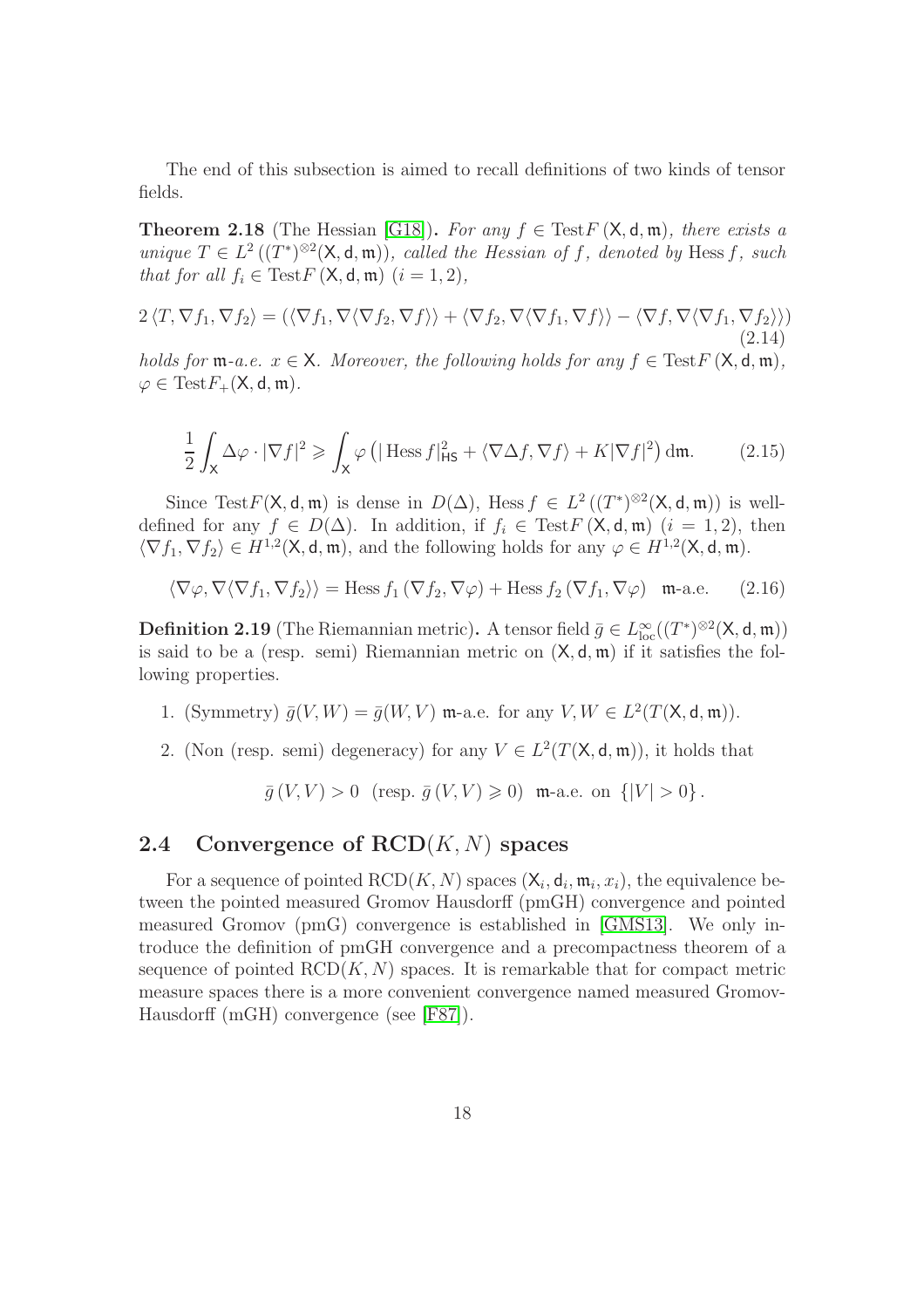The end of this subsection is aimed to recall definitions of two kinds of tensor fields.

**Theorem 2.18** (The Hessian [G18])**.** *For any $f \in \mathrm{Test}F\left(\mathsf{X}, \mathsf{d}, \mathfrak{m}\right)$, there exists a unique $T \in L^2\left((T^*)^{\otimes 2}(\mathsf{X}, \mathsf{d}, \mathfrak{m})\right)$, called the Hessian of $f$, denoted by $\mathrm{Hess}\, f$, such that for all $f_i \in \mathrm{Test}F\left(\mathsf{X}, \mathsf{d}, \mathfrak{m}\right)$ $(i = 1, 2)$,*

$$2\left\langle T, \nabla f_1, \nabla f_2\right\rangle = \left(\langle \nabla f_1, \nabla \langle \nabla f_2, \nabla f\rangle\rangle + \langle \nabla f_2, \nabla \langle \nabla f_1, \nabla f\rangle\rangle - \langle \nabla f, \nabla \langle \nabla f_1, \nabla f_2\rangle\rangle\right) \tag{2.14}$$

*holds for $\mathfrak{m}$-a.e. $x \in \mathsf{X}$. Moreover, the following holds for any $f \in \mathrm{Test}F\left(\mathsf{X}, \mathsf{d}, \mathfrak{m}\right)$, $\varphi \in \mathrm{Test}F_+(\mathsf{X}, \mathsf{d}, \mathfrak{m})$.*

$$\frac{1}{2}\int_{\mathsf{X}} \Delta\varphi \cdot |\nabla f|^2 \geqslant \int_{\mathsf{X}} \varphi\left(|\mathrm{Hess}\, f|_{\mathsf{HS}}^2 + \langle \nabla \Delta f, \nabla f\rangle + K|\nabla f|^2\right) \mathrm{d}\mathfrak{m}. \tag{2.15}$$

Since $\mathrm{Test}F(\mathsf{X}, \mathsf{d}, \mathfrak{m})$ is dense in $D(\Delta)$, $\mathrm{Hess}\, f \in L^2\left((T^*)^{\otimes 2}(\mathsf{X}, \mathsf{d}, \mathfrak{m})\right)$ is well-defined for any $f \in D(\Delta)$. In addition, if $f_i \in \mathrm{Test}F\left(\mathsf{X}, \mathsf{d}, \mathfrak{m}\right)$ $(i = 1, 2)$, then $\langle \nabla f_1, \nabla f_2\rangle \in H^{1,2}(\mathsf{X}, \mathsf{d}, \mathfrak{m})$, and the following holds for any $\varphi \in H^{1,2}(\mathsf{X}, \mathsf{d}, \mathfrak{m})$.

$$\langle \nabla \varphi, \nabla \langle \nabla f_1, \nabla f_2\rangle\rangle = \mathrm{Hess}\, f_1\left(\nabla f_2, \nabla \varphi\right) + \mathrm{Hess}\, f_2\left(\nabla f_1, \nabla \varphi\right) \quad \mathfrak{m}\text{-a.e.} \tag{2.16}$$

**Definition 2.19** (The Riemannian metric)**.** A tensor field $\bar{g} \in L^\infty_{\mathrm{loc}}((T^*)^{\otimes 2}(\mathsf{X}, \mathsf{d}, \mathfrak{m}))$ is said to be a (resp. semi) Riemannian metric on $(\mathsf{X}, \mathsf{d}, \mathfrak{m})$ if it satisfies the following properties.

1. (Symmetry) $\bar{g}(V, W) = \bar{g}(W, V)$ $\mathfrak{m}$-a.e. for any $V, W \in L^2(T(\mathsf{X}, \mathsf{d}, \mathfrak{m}))$.
2. (Non (resp. semi) degeneracy) for any $V \in L^2(T(\mathsf{X}, \mathsf{d}, \mathfrak{m}))$, it holds that

$$\bar{g}\left(V, V\right) > 0 \;\; (\text{resp. } \bar{g}\left(V, V\right) \geqslant 0) \;\; \mathfrak{m}\text{-a.e. on } \left\{|V| > 0\right\}.$$

## 2.4 Convergence of $\mathrm{RCD}(K, N)$ spaces

For a sequence of pointed $\mathrm{RCD}(K, N)$ spaces $(\mathsf{X}_i, \mathsf{d}_i, \mathfrak{m}_i, x_i)$, the equivalence between the pointed measured Gromov Hausdorff (pmGH) convergence and pointed measured Gromov (pmG) convergence is established in [GMS13]. We only introduce the definition of pmGH convergence and a precompactness theorem of a sequence of pointed $\mathrm{RCD}(K, N)$ spaces. It is remarkable that for compact metric measure spaces there is a more convenient convergence named measured Gromov-Hausdorff (mGH) convergence (see [F87]).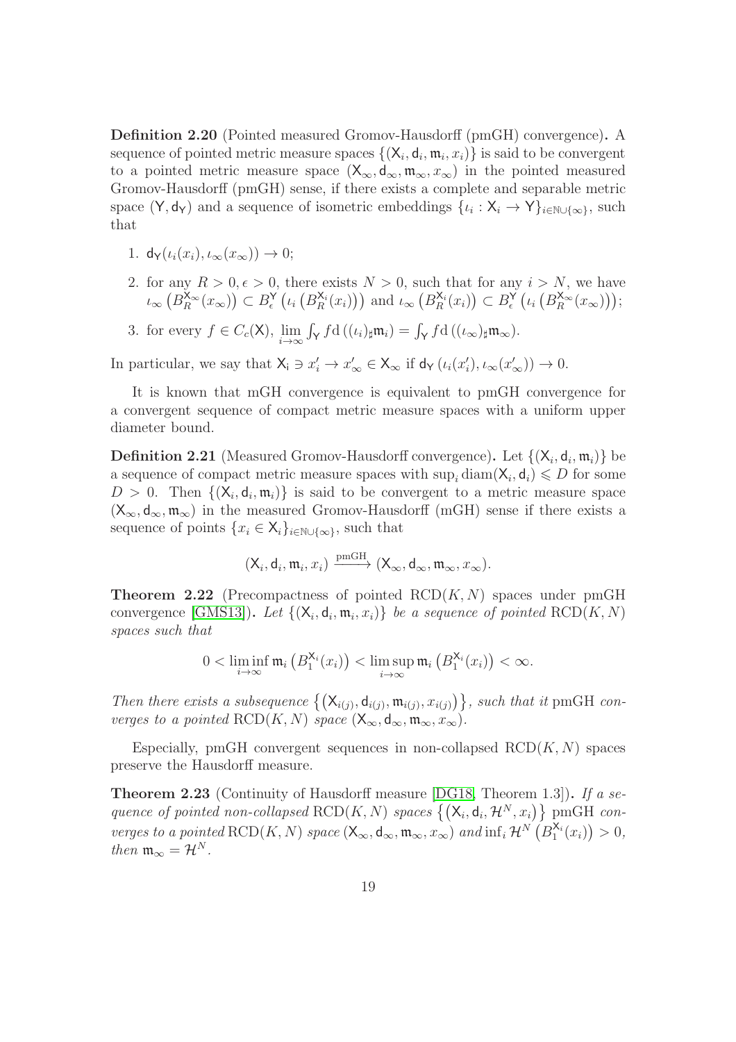**Definition 2.20** (Pointed measured Gromov-Hausdorff (pmGH) convergence)**.** A sequence of pointed metric measure spaces $\{(\mathsf{X}_i, \mathsf{d}_i, \mathfrak{m}_i, x_i)\}$ is said to be convergent to a pointed metric measure space $(\mathsf{X}_\infty, \mathsf{d}_\infty, \mathfrak{m}_\infty, x_\infty)$ in the pointed measured Gromov-Hausdorff (pmGH) sense, if there exists a complete and separable metric space $(\mathsf{Y}, \mathsf{d}_\mathsf{Y})$ and a sequence of isometric embeddings $\{\iota_i : \mathsf{X}_i \to \mathsf{Y}\}_{i\in\mathbb{N}\cup\{\infty\}}$, such that

1. $\mathsf{d}_\mathsf{Y}(\iota_i(x_i), \iota_\infty(x_\infty)) \to 0$;
2. for any $R > 0, \epsilon > 0$, there exists $N > 0$, such that for any $i > N$, we have $\iota_\infty\left(B_R^{\mathsf{X}_\infty}(x_\infty)\right) \subset B_\epsilon^{\mathsf{Y}}\left(\iota_i\left(B_R^{\mathsf{X}_i}(x_i)\right)\right)$ and $\iota_\infty\left(B_R^{\mathsf{X}_i}(x_i)\right) \subset B_\epsilon^{\mathsf{Y}}\left(\iota_i\left(B_R^{\mathsf{X}_\infty}(x_\infty)\right)\right)$;
3. for every $f \in C_c(\mathsf{X})$, $\lim_{i\to\infty} \int_\mathsf{Y} f \mathrm{d}\left((\iota_i)_\sharp \mathfrak{m}_i\right) = \int_\mathsf{Y} f \mathrm{d}\left((\iota_\infty)_\sharp \mathfrak{m}_\infty\right)$.

In particular, we say that $\mathsf{X_i} \ni x_i' \to x_\infty' \in \mathsf{X}_\infty$ if $\mathsf{d}_\mathsf{Y}\left(\iota_i(x_i'), \iota_\infty(x_\infty')\right) \to 0$.

It is known that mGH convergence is equivalent to pmGH convergence for a convergent sequence of compact metric measure spaces with a uniform upper diameter bound.

**Definition 2.21** (Measured Gromov-Hausdorff convergence)**.** Let $\{(\mathsf{X}_i, \mathsf{d}_i, \mathfrak{m}_i)\}$ be a sequence of compact metric measure spaces with $\sup_i \mathrm{diam}(\mathsf{X}_i, \mathsf{d}_i) \leqslant D$ for some $D > 0$. Then $\{(\mathsf{X}_i, \mathsf{d}_i, \mathfrak{m}_i)\}$ is said to be convergent to a metric measure space $(\mathsf{X}_\infty, \mathsf{d}_\infty, \mathfrak{m}_\infty)$ in the measured Gromov-Hausdorff (mGH) sense if there exists a sequence of points $\{x_i \in \mathsf{X}_i\}_{i\in\mathbb{N}\cup\{\infty\}}$, such that

$$(\mathsf{X}_i, \mathsf{d}_i, \mathfrak{m}_i, x_i) \xrightarrow{\text{pmGH}} (\mathsf{X}_\infty, \mathsf{d}_\infty, \mathfrak{m}_\infty, x_\infty).$$

**Theorem 2.22** (Precompactness of pointed $\mathrm{RCD}(K, N)$ spaces under pmGH convergence [GMS13])**.** *Let $\{(\mathsf{X}_i, \mathsf{d}_i, \mathfrak{m}_i, x_i)\}$ be a sequence of pointed $\mathrm{RCD}(K, N)$ spaces such that*

$$0 < \liminf_{i\to\infty} \mathfrak{m}_i\left(B_1^{\mathsf{X}_i}(x_i)\right) < \limsup_{i\to\infty} \mathfrak{m}_i\left(B_1^{\mathsf{X}_i}(x_i)\right) < \infty.$$

*Then there exists a subsequence $\left\{\left(\mathsf{X}_{i(j)}, \mathsf{d}_{i(j)}, \mathfrak{m}_{i(j)}, x_{i(j)}\right)\right\}$, such that it pmGH converges to a pointed $\mathrm{RCD}(K, N)$ space $(\mathsf{X}_\infty, \mathsf{d}_\infty, \mathfrak{m}_\infty, x_\infty)$.*

Especially, pmGH convergent sequences in non-collapsed $\mathrm{RCD}(K, N)$ spaces preserve the Hausdorff measure.

**Theorem 2.23** (Continuity of Hausdorff measure [DG18, Theorem 1.3])**.** *If a sequence of pointed non-collapsed $\mathrm{RCD}(K, N)$ spaces $\left\{\left(\mathsf{X}_i, \mathsf{d}_i, \mathcal{H}^N, x_i\right)\right\}$ pmGH converges to a pointed $\mathrm{RCD}(K, N)$ space $(\mathsf{X}_\infty, \mathsf{d}_\infty, \mathfrak{m}_\infty, x_\infty)$ and $\inf_i \mathcal{H}^N\left(B_1^{\mathsf{X}_i}(x_i)\right) > 0$, then $\mathfrak{m}_\infty = \mathcal{H}^N$.*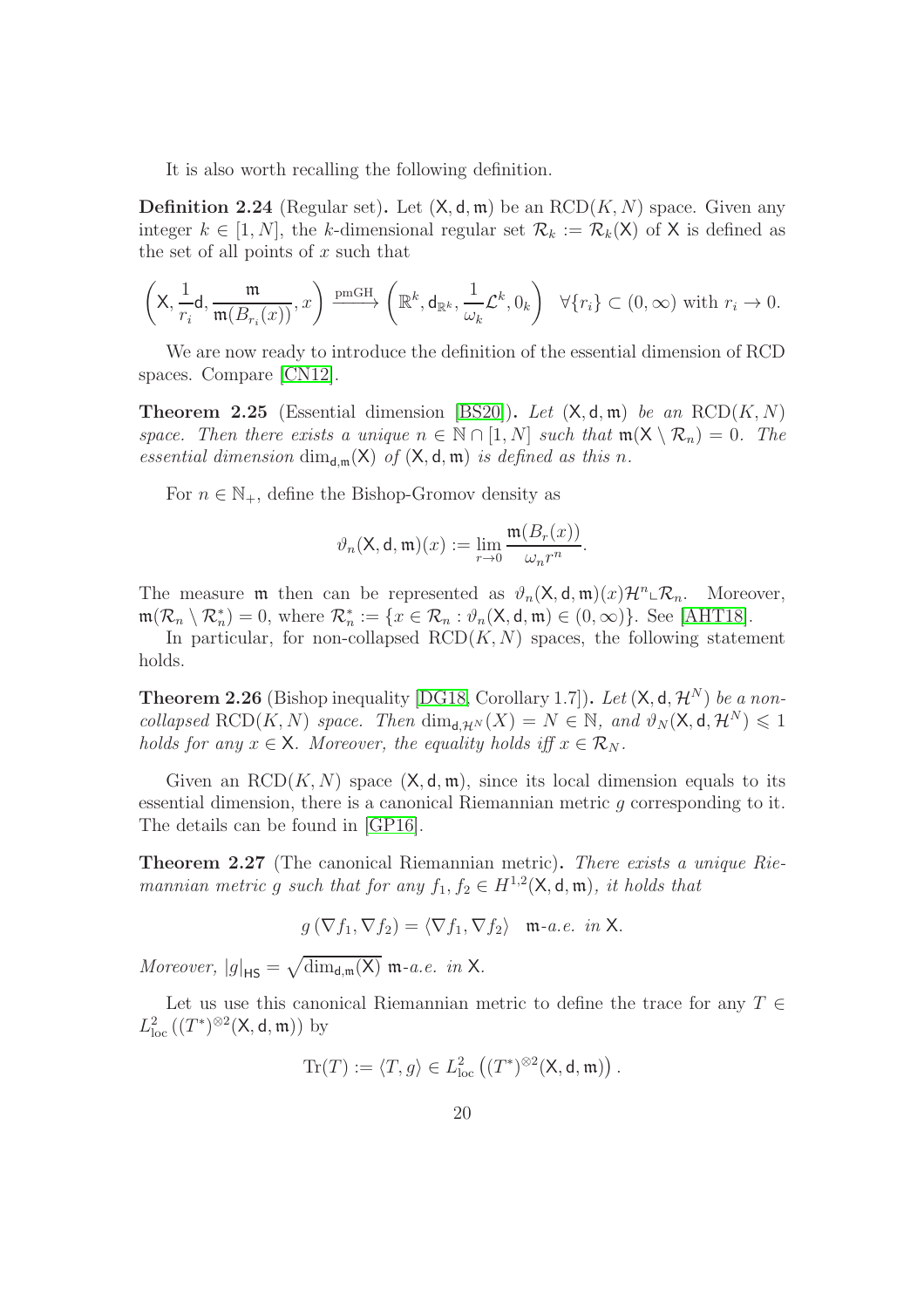It is also worth recalling the following definition.

**Definition 2.24** (Regular set)**.** Let $(\mathsf{X}, \mathsf{d}, \mathfrak{m})$ be an $\mathrm{RCD}(K, N)$ space. Given any integer $k \in [1, N]$, the $k$-dimensional regular set $\mathcal{R}_k := \mathcal{R}_k(\mathsf{X})$ of $\mathsf{X}$ is defined as the set of all points of $x$ such that

$$\left(\mathsf{X}, \frac{1}{r_i}\mathsf{d}, \frac{\mathfrak{m}}{\mathfrak{m}(B_{r_i}(x))}, x\right) \xrightarrow{\mathrm{pmGH}} \left(\mathbb{R}^k, \mathsf{d}_{\mathbb{R}^k}, \frac{1}{\omega_k}\mathcal{L}^k, 0_k\right) \quad \forall \{r_i\} \subset (0, \infty) \text{ with } r_i \to 0.$$

We are now ready to introduce the definition of the essential dimension of RCD spaces. Compare [CN12].

**Theorem 2.25** (Essential dimension [BS20])**.** *Let $(\mathsf{X}, \mathsf{d}, \mathfrak{m})$ be an $\mathrm{RCD}(K, N)$ space. Then there exists a unique $n \in \mathbb{N} \cap [1, N]$ such that $\mathfrak{m}(\mathsf{X} \setminus \mathcal{R}_n) = 0$. The essential dimension $\dim_{\mathsf{d},\mathfrak{m}}(\mathsf{X})$ of $(\mathsf{X}, \mathsf{d}, \mathfrak{m})$ is defined as this $n$.*

For $n \in \mathbb{N}_+$, define the Bishop-Gromov density as

$$\vartheta_n(\mathsf{X}, \mathsf{d}, \mathfrak{m})(x) := \lim_{r \to 0} \frac{\mathfrak{m}(B_r(x))}{\omega_n r^n}.$$

The measure $\mathfrak{m}$ then can be represented as $\vartheta_n(\mathsf{X}, \mathsf{d}, \mathfrak{m})(x)\mathcal{H}^n \llcorner \mathcal{R}_n$. Moreover, $\mathfrak{m}(\mathcal{R}_n \setminus \mathcal{R}_n^*) = 0$, where $\mathcal{R}_n^* := \{x \in \mathcal{R}_n : \vartheta_n(\mathsf{X}, \mathsf{d}, \mathfrak{m}) \in (0, \infty)\}$. See [AHT18].

In particular, for non-collapsed $\mathrm{RCD}(K, N)$ spaces, the following statement holds.

**Theorem 2.26** (Bishop inequality [DG18, Corollary 1.7])**.** *Let $(\mathsf{X}, \mathsf{d}, \mathcal{H}^N)$ be a non-collapsed $\mathrm{RCD}(K, N)$ space. Then $\dim_{\mathsf{d},\mathcal{H}^N}(X) = N \in \mathbb{N}$, and $\vartheta_N(\mathsf{X}, \mathsf{d}, \mathcal{H}^N) \leqslant 1$ holds for any $x \in \mathsf{X}$. Moreover, the equality holds iff $x \in \mathcal{R}_N$.*

Given an $\mathrm{RCD}(K, N)$ space $(\mathsf{X}, \mathsf{d}, \mathfrak{m})$, since its local dimension equals to its essential dimension, there is a canonical Riemannian metric $g$ corresponding to it. The details can be found in [GP16].

**Theorem 2.27** (The canonical Riemannian metric)**.** *There exists a unique Riemannian metric $g$ such that for any $f_1, f_2 \in H^{1,2}(\mathsf{X}, \mathsf{d}, \mathfrak{m})$, it holds that*

$$g\left(\nabla f_1, \nabla f_2\right) = \langle \nabla f_1, \nabla f_2 \rangle \quad \mathfrak{m}\text{-a.e. in } \mathsf{X}.$$

*Moreover, $|g|_{\mathsf{HS}} = \sqrt{\dim_{\mathsf{d},\mathfrak{m}}(\mathsf{X})}$ $\mathfrak{m}$-a.e. in $\mathsf{X}$.*

Let us use this canonical Riemannian metric to define the trace for any $T \in L^2_{\mathrm{loc}}\left((T^*)^{\otimes 2}(\mathsf{X}, \mathsf{d}, \mathfrak{m})\right)$ by

$$\mathrm{Tr}(T) := \langle T, g \rangle \in L^2_{\mathrm{loc}}\left((T^*)^{\otimes 2}(\mathsf{X}, \mathsf{d}, \mathfrak{m})\right).$$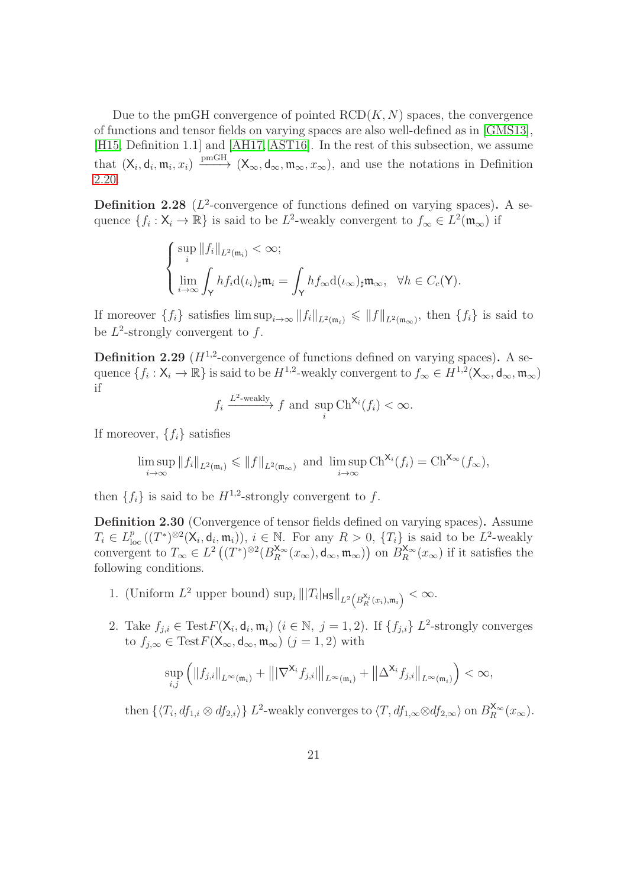Due to the pmGH convergence of pointed RCD$(K, N)$ spaces, the convergence of functions and tensor fields on varying spaces are also well-defined as in [GMS13], [H15, Definition 1.1] and [AH17, AST16]. In the rest of this subsection, we assume that $(\mathsf{X}_i, \mathsf{d}_i, \mathfrak{m}_i, x_i) \xrightarrow{\text{pmGH}} (\mathsf{X}_\infty, \mathsf{d}_\infty, \mathfrak{m}_\infty, x_\infty)$, and use the notations in Definition 2.20.

**Definition 2.28** ($L^2$-convergence of functions defined on varying spaces)**.** A sequence $\{f_i : \mathsf{X}_i \to \mathbb{R}\}$ is said to be $L^2$-weakly convergent to $f_\infty \in L^2(\mathfrak{m}_\infty)$ if

$$\begin{cases} \sup_i \|f_i\|_{L^2(\mathfrak{m}_i)} < \infty; \\ \lim_{i\to\infty} \int_{\mathsf{Y}} h f_i \mathrm{d}(\iota_i)_\sharp \mathfrak{m}_i = \int_{\mathsf{Y}} h f_\infty \mathrm{d}(\iota_\infty)_\sharp \mathfrak{m}_\infty, \quad \forall h \in C_c(\mathsf{Y}). \end{cases}$$

If moreover $\{f_i\}$ satisfies $\limsup_{i\to\infty} \|f_i\|_{L^2(\mathfrak{m}_i)} \leqslant \|f\|_{L^2(\mathfrak{m}_\infty)}$, then $\{f_i\}$ is said to be $L^2$-strongly convergent to $f$.

**Definition 2.29** ($H^{1,2}$-convergence of functions defined on varying spaces)**.** A sequence $\{f_i : \mathsf{X}_i \to \mathbb{R}\}$ is said to be $H^{1,2}$-weakly convergent to $f_\infty \in H^{1,2}(\mathsf{X}_\infty, \mathsf{d}_\infty, \mathfrak{m}_\infty)$ if

$$f_i \xrightarrow{L^2\text{-weakly}} f \text{ and } \sup_i \mathrm{Ch}^{\mathsf{X}_i}(f_i) < \infty.$$

If moreover, $\{f_i\}$ satisfies

$$\limsup_{i\to\infty} \|f_i\|_{L^2(\mathfrak{m}_i)} \leqslant \|f\|_{L^2(\mathfrak{m}_\infty)} \text{ and } \limsup_{i\to\infty} \mathrm{Ch}^{\mathsf{X}_i}(f_i) = \mathrm{Ch}^{\mathsf{X}_\infty}(f_\infty),$$

then $\{f_i\}$ is said to be $H^{1,2}$-strongly convergent to $f$.

**Definition 2.30** (Convergence of tensor fields defined on varying spaces)**.** Assume $T_i \in L^p_{\mathrm{loc}}\left((T^*)^{\otimes 2}(\mathsf{X}_i, \mathsf{d}_i, \mathfrak{m}_i)\right)$, $i \in \mathbb{N}$. For any $R > 0$, $\{T_i\}$ is said to be $L^2$-weakly convergent to $T_\infty \in L^2\left((T^*)^{\otimes 2}(B_R^{\mathsf{X}_\infty}(x_\infty), \mathsf{d}_\infty, \mathfrak{m}_\infty)\right)$ on $B_R^{\mathsf{X}_\infty}(x_\infty)$ if it satisfies the following conditions.

1. (Uniform $L^2$ upper bound) $\sup_i \||T_i|_{\mathsf{HS}}\|_{L^2\left(B_R^{\mathsf{X}_i}(x_i), \mathfrak{m}_i\right)} < \infty$.

2. Take $f_{j,i} \in \mathrm{Test}F(\mathsf{X}_i, \mathsf{d}_i, \mathfrak{m}_i)$ $(i \in \mathbb{N},\ j = 1, 2)$. If $\{f_{j,i}\}$ $L^2$-strongly converges to $f_{j,\infty} \in \mathrm{Test}F(\mathsf{X}_\infty, \mathsf{d}_\infty, \mathfrak{m}_\infty)$ $(j = 1, 2)$ with

$$\sup_{i,j} \left( \|f_{j,i}\|_{L^\infty(\mathfrak{m}_i)} + \left\||\nabla^{\mathsf{X}_i} f_{j,i}|\right\|_{L^\infty(\mathfrak{m}_i)} + \left\|\Delta^{\mathsf{X}_i} f_{j,i}\right\|_{L^\infty(\mathfrak{m}_i)} \right) < \infty,$$

then $\{\langle T_i, df_{1,i} \otimes df_{2,i}\rangle\}$ $L^2$-weakly converges to $\langle T, df_{1,\infty} \otimes df_{2,\infty}\rangle$ on $B_R^{\mathsf{X}_\infty}(x_\infty)$.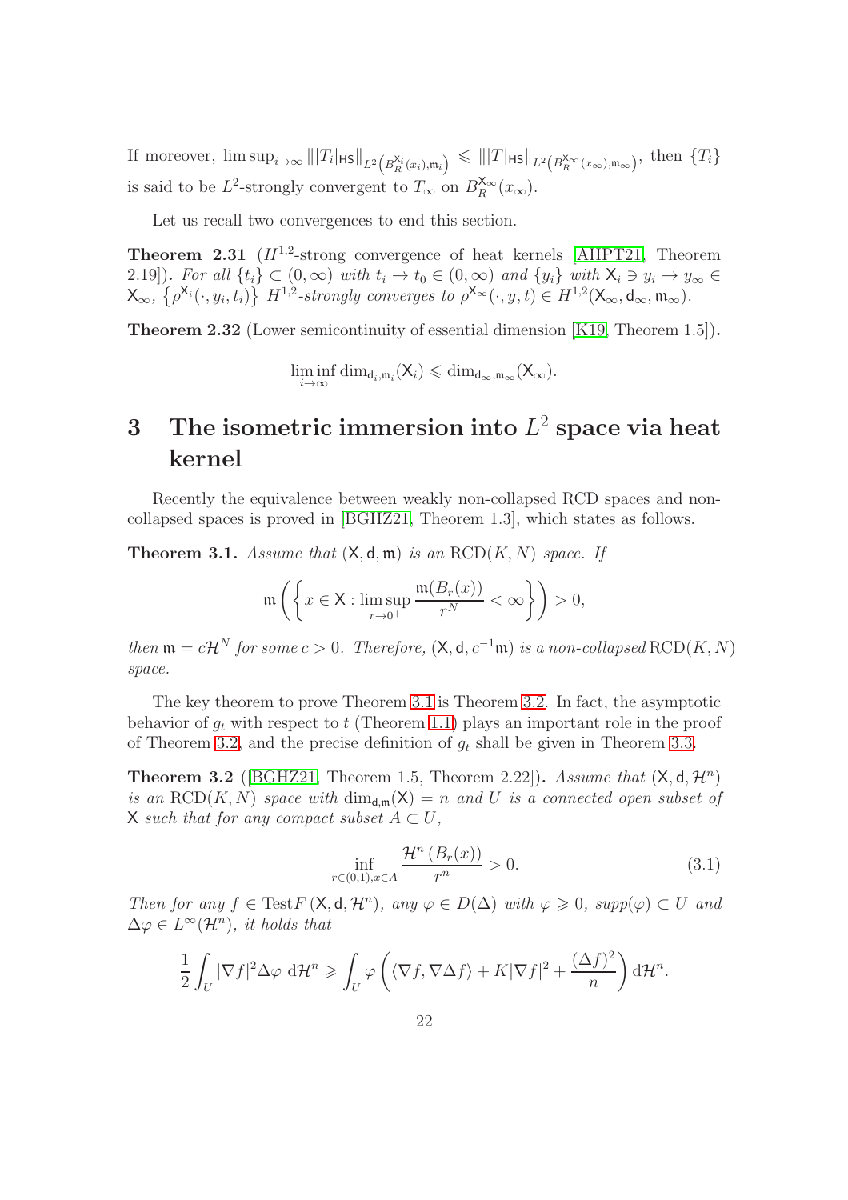If moreover, $\limsup_{i\to\infty} \||T_i|_{\mathsf{HS}}\|_{L^2\left(B_R^{\mathsf{X}_i}(x_i),\mathfrak{m}_i\right)} \leqslant \||T|_{\mathsf{HS}}\|_{L^2\left(B_R^{\mathsf{X}_\infty}(x_\infty),\mathfrak{m}_\infty\right)}$, then $\{T_i\}$ is said to be $L^2$-strongly convergent to $T_\infty$ on $B_R^{\mathsf{X}_\infty}(x_\infty)$.

Let us recall two convergences to end this section.

**Theorem 2.31** ($H^{1,2}$-strong convergence of heat kernels [AHPT21, Theorem 2.19]). *For all $\{t_i\} \subset (0,\infty)$ with $t_i \to t_0 \in (0,\infty)$ and $\{y_i\}$ with $\mathsf{X}_i \ni y_i \to y_\infty \in \mathsf{X}_\infty$, $\left\{\rho^{\mathsf{X}_i}(\cdot, y_i, t_i)\right\}$ $H^{1,2}$-strongly converges to $\rho^{\mathsf{X}_\infty}(\cdot, y, t) \in H^{1,2}(\mathsf{X}_\infty, \mathsf{d}_\infty, \mathfrak{m}_\infty)$.*

**Theorem 2.32** (Lower semicontinuity of essential dimension [K19, Theorem 1.5])**.**

$$\liminf_{i\to\infty} \dim_{\mathsf{d}_i,\mathfrak{m}_i}(\mathsf{X}_i) \leqslant \dim_{\mathsf{d}_\infty,\mathfrak{m}_\infty}(\mathsf{X}_\infty).$$

# 3 The isometric immersion into $L^2$ space via heat kernel

Recently the equivalence between weakly non-collapsed RCD spaces and non-collapsed spaces is proved in [BGHZ21, Theorem 1.3], which states as follows.

**Theorem 3.1.** *Assume that $(\mathsf{X}, \mathsf{d}, \mathfrak{m})$ is an $\mathrm{RCD}(K,N)$ space. If*

$$\mathfrak{m}\left(\left\{x \in \mathsf{X} : \limsup_{r\to 0^+} \frac{\mathfrak{m}(B_r(x))}{r^N} < \infty\right\}\right) > 0,$$

*then $\mathfrak{m} = c\mathcal{H}^N$ for some $c > 0$. Therefore, $(\mathsf{X}, \mathsf{d}, c^{-1}\mathfrak{m})$ is a non-collapsed $\mathrm{RCD}(K,N)$ space.*

The key theorem to prove Theorem 3.1 is Theorem 3.2. In fact, the asymptotic behavior of $g_t$ with respect to $t$ (Theorem 1.1) plays an important role in the proof of Theorem 3.2, and the precise definition of $g_t$ shall be given in Theorem 3.3.

**Theorem 3.2** ([BGHZ21, Theorem 1.5, Theorem 2.22])**.** *Assume that $(\mathsf{X}, \mathsf{d}, \mathcal{H}^n)$ is an $\mathrm{RCD}(K,N)$ space with $\dim_{\mathsf{d},\mathfrak{m}}(\mathsf{X}) = n$ and $U$ is a connected open subset of $\mathsf{X}$ such that for any compact subset $A \subset U$,*

$$\inf_{r\in(0,1), x\in A} \frac{\mathcal{H}^n\left(B_r(x)\right)}{r^n} > 0. \tag{3.1}$$

*Then for any $f \in \mathrm{Test}F\left(\mathsf{X}, \mathsf{d}, \mathcal{H}^n\right)$, any $\varphi \in D(\Delta)$ with $\varphi \geqslant 0$, supp$(\varphi) \subset U$ and $\Delta\varphi \in L^\infty(\mathcal{H}^n)$, it holds that*

$$\frac{1}{2}\int_U |\nabla f|^2 \Delta\varphi \,\mathrm{d}\mathcal{H}^n \geqslant \int_U \varphi\left(\langle \nabla f, \nabla \Delta f\rangle + K|\nabla f|^2 + \frac{(\Delta f)^2}{n}\right) \mathrm{d}\mathcal{H}^n.$$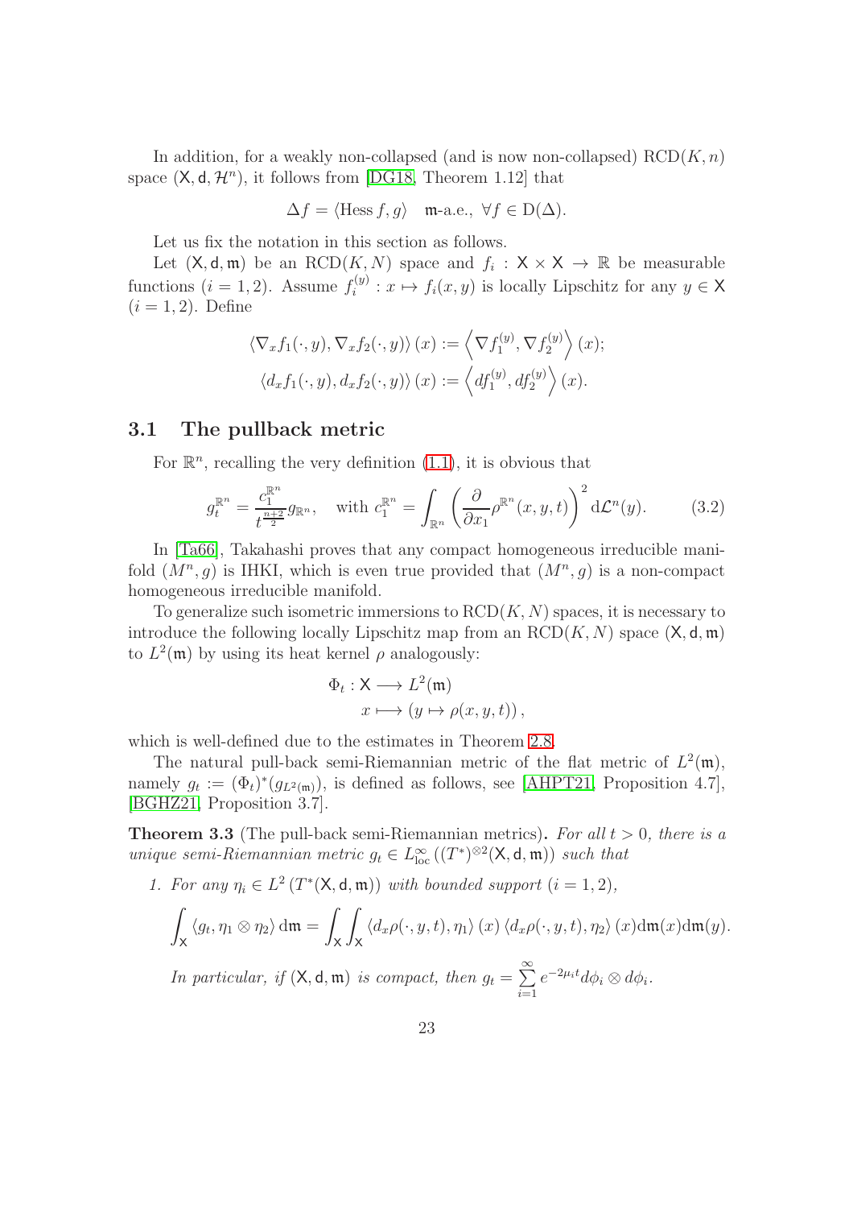In addition, for a weakly non-collapsed (and is now non-collapsed) $\mathrm{RCD}(K, n)$ space $(\mathsf{X}, \mathsf{d}, \mathcal{H}^n)$, it follows from [DG18, Theorem 1.12] that

$$\Delta f = \langle \mathrm{Hess}\, f, g \rangle \quad \mathfrak{m}\text{-a.e.}, \ \forall f \in \mathrm{D}(\Delta).$$

Let us fix the notation in this section as follows.

Let $(\mathsf{X}, \mathsf{d}, \mathfrak{m})$ be an $\mathrm{RCD}(K, N)$ space and $f_i : \mathsf{X} \times \mathsf{X} \to \mathbb{R}$ be measurable functions $(i = 1, 2)$. Assume $f_i^{(y)} : x \mapsto f_i(x, y)$ is locally Lipschitz for any $y \in \mathsf{X}$ $(i = 1, 2)$. Define

$$\langle \nabla_x f_1(\cdot, y), \nabla_x f_2(\cdot, y) \rangle (x) := \left\langle \nabla f_1^{(y)}, \nabla f_2^{(y)} \right\rangle (x);$$
$$\langle d_x f_1(\cdot, y), d_x f_2(\cdot, y) \rangle (x) := \left\langle d f_1^{(y)}, d f_2^{(y)} \right\rangle (x).$$

## 3.1 The pullback metric

For $\mathbb{R}^n$, recalling the very definition (1.1), it is obvious that

$$g_t^{\mathbb{R}^n} = \frac{c_1^{\mathbb{R}^n}}{t^{\frac{n+2}{2}}} g_{\mathbb{R}^n}, \quad \text{with } c_1^{\mathbb{R}^n} = \int_{\mathbb{R}^n} \left( \frac{\partial}{\partial x_1} \rho^{\mathbb{R}^n}(x, y, t) \right)^2 \mathrm{d}\mathcal{L}^n(y). \tag{3.2}$$

In [Ta66], Takahashi proves that any compact homogeneous irreducible manifold $(M^n, g)$ is IHKI, which is even true provided that $(M^n, g)$ is a non-compact homogeneous irreducible manifold.

To generalize such isometric immersions to $\mathrm{RCD}(K, N)$ spaces, it is necessary to introduce the following locally Lipschitz map from an $\mathrm{RCD}(K, N)$ space $(\mathsf{X}, \mathsf{d}, \mathfrak{m})$ to $L^2(\mathfrak{m})$ by using its heat kernel $\rho$ analogously:

$$\Phi_t : \mathsf{X} \longrightarrow L^2(\mathfrak{m})$$
$$x \longmapsto (y \mapsto \rho(x, y, t)),$$

which is well-defined due to the estimates in Theorem 2.8.

The natural pull-back semi-Riemannian metric of the flat metric of $L^2(\mathfrak{m})$, namely $g_t := (\Phi_t)^*(g_{L^2(\mathfrak{m})})$, is defined as follows, see [AHPT21, Proposition 4.7], [BGHZ21, Proposition 3.7].

**Theorem 3.3** (The pull-back semi-Riemannian metrics)**.** *For all $t > 0$, there is a unique semi-Riemannian metric $g_t \in L^\infty_{\mathrm{loc}}\left((T^*)^{\otimes 2}(\mathsf{X}, \mathsf{d}, \mathfrak{m})\right)$ such that*

1. *For any $\eta_i \in L^2\left(T^*(\mathsf{X}, \mathsf{d}, \mathfrak{m})\right)$ with bounded support $(i = 1, 2)$,*

$$\int_{\mathsf{X}} \langle g_t, \eta_1 \otimes \eta_2 \rangle \, \mathrm{d}\mathfrak{m} = \int_{\mathsf{X}} \int_{\mathsf{X}} \langle d_x \rho(\cdot, y, t), \eta_1 \rangle (x) \, \langle d_x \rho(\cdot, y, t), \eta_2 \rangle (x) \mathrm{d}\mathfrak{m}(x) \mathrm{d}\mathfrak{m}(y).$$

*In particular, if $(\mathsf{X}, \mathsf{d}, \mathfrak{m})$ is compact, then $g_t = \sum_{i=1}^{\infty} e^{-2\mu_i t} d\phi_i \otimes d\phi_i$.*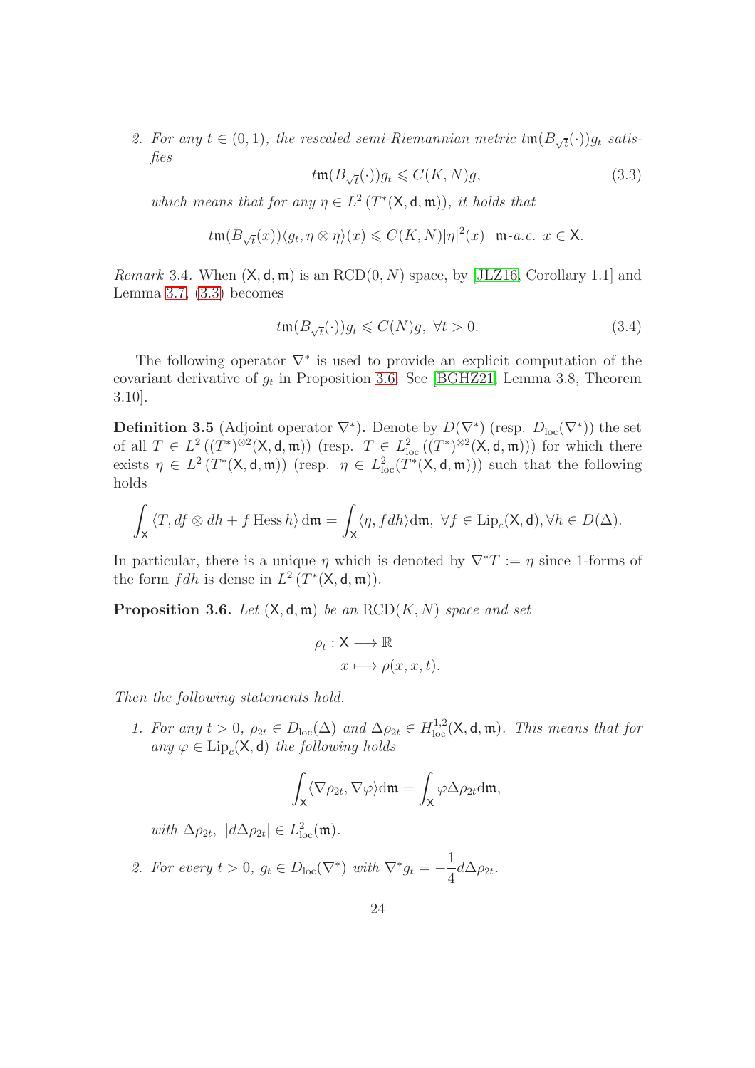2. *For any $t \in (0,1)$, the rescaled semi-Riemannian metric $t\mathfrak{m}(B_{\sqrt{t}}(\cdot))g_t$ satisfies*

$$t\mathfrak{m}(B_{\sqrt{t}}(\cdot))g_t \leqslant C(K,N)g, \tag{3.3}$$

*which means that for any $\eta \in L^2(T^*(\mathsf{X},\mathsf{d},\mathfrak{m}))$, it holds that*

$$t\mathfrak{m}(B_{\sqrt{t}}(x))\langle g_t, \eta\otimes\eta\rangle(x) \leqslant C(K,N)|\eta|^2(x) \quad \mathfrak{m}\text{-a.e. } x \in \mathsf{X}.$$

*Remark* 3.4. When $(\mathsf{X},\mathsf{d},\mathfrak{m})$ is an $\mathrm{RCD}(0,N)$ space, by [JLZ16, Corollary 1.1] and Lemma 3.7, (3.3) becomes

$$t\mathfrak{m}(B_{\sqrt{t}}(\cdot))g_t \leqslant C(N)g, \ \forall t>0. \tag{3.4}$$

The following operator $\nabla^*$ is used to provide an explicit computation of the covariant derivative of $g_t$ in Proposition 3.6. See [BGHZ21, Lemma 3.8, Theorem 3.10].

**Definition 3.5** (Adjoint operator $\nabla^*$)**.** Denote by $D(\nabla^*)$ (resp. $D_{\mathrm{loc}}(\nabla^*)$) the set of all $T \in L^2((T^*)^{\otimes 2}(\mathsf{X},\mathsf{d},\mathfrak{m}))$ (resp. $T \in L^2_{\mathrm{loc}}((T^*)^{\otimes 2}(\mathsf{X},\mathsf{d},\mathfrak{m}))$) for which there exists $\eta \in L^2(T^*(\mathsf{X},\mathsf{d},\mathfrak{m}))$ (resp. $\eta \in L^2_{\mathrm{loc}}(T^*(\mathsf{X},\mathsf{d},\mathfrak{m}))$) such that the following holds

$$\int_{\mathsf{X}} \langle T, df\otimes dh + f\operatorname{Hess} h\rangle\,\mathrm{d}\mathfrak{m} = \int_{\mathsf{X}} \langle \eta, f dh\rangle \mathrm{d}\mathfrak{m}, \ \forall f \in \mathrm{Lip}_c(\mathsf{X},\mathsf{d}), \forall h \in D(\Delta).$$

In particular, there is a unique $\eta$ which is denoted by $\nabla^* T := \eta$ since 1-forms of the form $f dh$ is dense in $L^2(T^*(\mathsf{X},\mathsf{d},\mathfrak{m}))$.

**Proposition 3.6.** *Let $(\mathsf{X},\mathsf{d},\mathfrak{m})$ be an $\mathrm{RCD}(K,N)$ space and set*

$$\begin{aligned}\rho_t : \mathsf{X} &\longrightarrow \mathbb{R}\\ x &\longmapsto \rho(x,x,t).\end{aligned}$$

*Then the following statements hold.*

1. *For any $t>0$, $\rho_{2t} \in D_{\mathrm{loc}}(\Delta)$ and $\Delta\rho_{2t} \in H^{1,2}_{\mathrm{loc}}(\mathsf{X},\mathsf{d},\mathfrak{m})$. This means that for any $\varphi \in \mathrm{Lip}_c(\mathsf{X},\mathsf{d})$ the following holds*

$$\int_{\mathsf{X}} \langle \nabla\rho_{2t}, \nabla\varphi\rangle \mathrm{d}\mathfrak{m} = \int_{\mathsf{X}} \varphi\Delta\rho_{2t}\mathrm{d}\mathfrak{m},$$

*with $\Delta\rho_{2t}$, $|d\Delta\rho_{2t}| \in L^2_{\mathrm{loc}}(\mathfrak{m})$.*

2. *For every $t>0$, $g_t \in D_{\mathrm{loc}}(\nabla^*)$ with $\nabla^* g_t = -\dfrac{1}{4}d\Delta\rho_{2t}$.*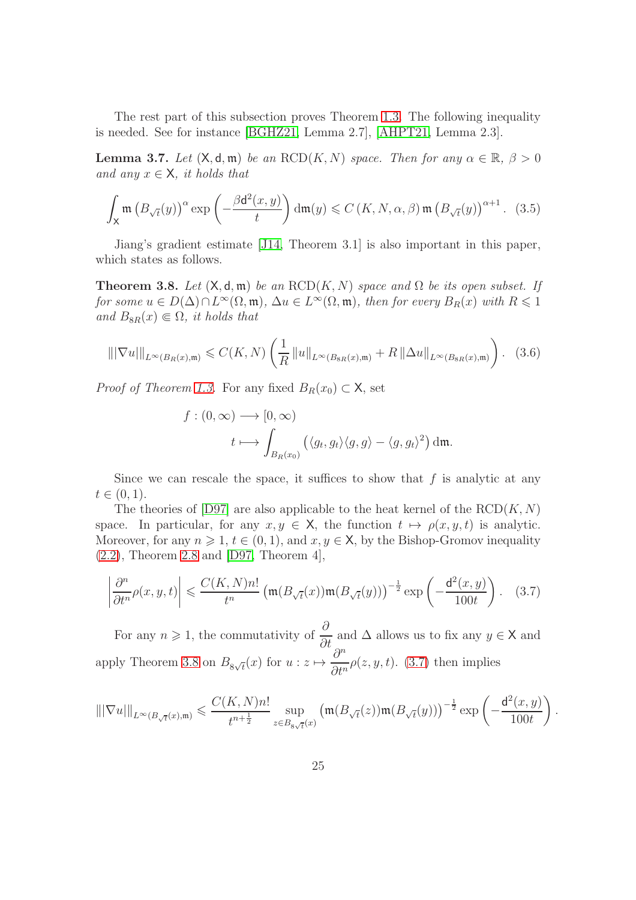The rest part of this subsection proves Theorem 1.3. The following inequality is needed. See for instance [BGHZ21, Lemma 2.7], [AHPT21, Lemma 2.3].

**Lemma 3.7.** *Let $(\mathsf{X},\mathsf{d},\mathfrak{m})$ be an $\mathrm{RCD}(K,N)$ space. Then for any $\alpha \in \mathbb{R}$, $\beta>0$ and any $x \in \mathsf{X}$, it holds that*

$$\int_{\mathsf{X}} \mathfrak{m}\left(B_{\sqrt{t}}(y)\right)^{\alpha} \exp\left(-\frac{\beta \mathsf{d}^2(x,y)}{t}\right) \mathrm{d}\mathfrak{m}(y) \leqslant C\left(K,N,\alpha,\beta\right) \mathfrak{m}\left(B_{\sqrt{t}}(y)\right)^{\alpha+1}. \quad (3.5)$$

Jiang's gradient estimate [J14, Theorem 3.1] is also important in this paper, which states as follows.

**Theorem 3.8.** *Let $(\mathsf{X},\mathsf{d},\mathfrak{m})$ be an $\mathrm{RCD}(K,N)$ space and $\Omega$ be its open subset. If for some $u \in D(\Delta)\cap L^\infty(\Omega,\mathfrak{m})$, $\Delta u \in L^\infty(\Omega,\mathfrak{m})$, then for every $B_R(x)$ with $R \leqslant 1$ and $B_{8R}(x) \Subset \Omega$, it holds that*

$$\left\| |\nabla u| \right\|_{L^\infty(B_R(x),\mathfrak{m})} \leqslant C(K,N)\left(\frac{1}{R}\left\|u\right\|_{L^\infty(B_{8R}(x),\mathfrak{m})} + R\left\|\Delta u\right\|_{L^\infty(B_{8R}(x),\mathfrak{m})}\right). \quad (3.6)$$

*Proof of Theorem 1.3.* For any fixed $B_R(x_0) \subset \mathsf{X}$, set

$$\begin{aligned} f : (0,\infty) &\longrightarrow [0,\infty) \\ t &\longmapsto \int_{B_R(x_0)} \left(\langle g_t, g_t\rangle\langle g, g\rangle - \langle g, g_t\rangle^2\right) \mathrm{d}\mathfrak{m}. \end{aligned}$$

Since we can rescale the space, it suffices to show that $f$ is analytic at any $t \in (0,1)$.

The theories of [D97] are also applicable to the heat kernel of the $\mathrm{RCD}(K,N)$ space. In particular, for any $x,y \in \mathsf{X}$, the function $t \mapsto \rho(x,y,t)$ is analytic. Moreover, for any $n \geqslant 1$, $t \in (0,1)$, and $x,y \in \mathsf{X}$, by the Bishop-Gromov inequality (2.2), Theorem 2.8 and [D97, Theorem 4],

$$\left|\frac{\partial^n}{\partial t^n}\rho(x,y,t)\right| \leqslant \frac{C(K,N)n!}{t^n}\left(\mathfrak{m}(B_{\sqrt{t}}(x))\mathfrak{m}(B_{\sqrt{t}}(y))\right)^{-\frac{1}{2}} \exp\left(-\frac{\mathsf{d}^2(x,y)}{100t}\right). \quad (3.7)$$

For any $n \geqslant 1$, the commutativity of $\dfrac{\partial}{\partial t}$ and $\Delta$ allows us to fix any $y \in \mathsf{X}$ and apply Theorem 3.8 on $B_{8\sqrt{t}}(x)$ for $u : z \mapsto \dfrac{\partial^n}{\partial t^n}\rho(z,y,t)$. (3.7) then implies

$$\left\||\nabla u|\right\|_{L^\infty(B_{\sqrt{t}}(x),\mathfrak{m})} \leqslant \frac{C(K,N)n!}{t^{n+\frac{1}{2}}} \sup_{z \in B_{8\sqrt{t}}(x)} \left(\mathfrak{m}(B_{\sqrt{t}}(z))\mathfrak{m}(B_{\sqrt{t}}(y))\right)^{-\frac{1}{2}} \exp\left(-\frac{\mathsf{d}^2(x,y)}{100t}\right).$$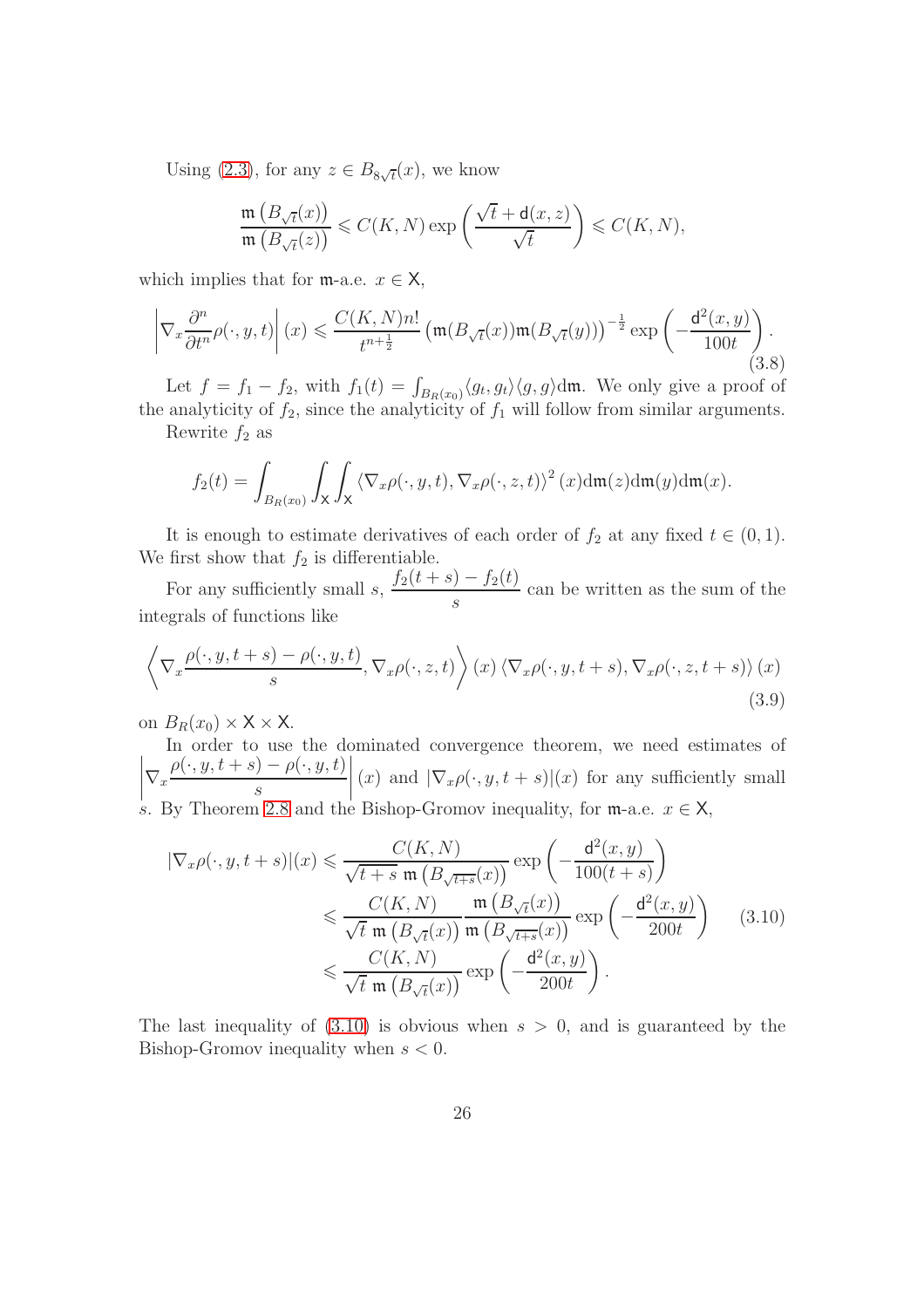Using (2.3), for any $z \in B_{8\sqrt{t}}(x)$, we know

$$\frac{\mathfrak{m}\left(B_{\sqrt{t}}(x)\right)}{\mathfrak{m}\left(B_{\sqrt{t}}(z)\right)} \leqslant C(K,N)\exp\left(\frac{\sqrt{t}+\mathsf{d}(x,z)}{\sqrt{t}}\right) \leqslant C(K,N),$$

which implies that for $\mathfrak{m}$-a.e. $x \in \mathsf{X}$,

$$\left|\nabla_x \frac{\partial^n}{\partial t^n}\rho(\cdot,y,t)\right|(x) \leqslant \frac{C(K,N)n!}{t^{n+\frac{1}{2}}}\left(\mathfrak{m}(B_{\sqrt{t}}(x))\mathfrak{m}(B_{\sqrt{t}}(y))\right)^{-\frac{1}{2}}\exp\left(-\frac{\mathsf{d}^2(x,y)}{100t}\right). \tag{3.8}$$

Let $f = f_1 - f_2$, with $f_1(t) = \int_{B_R(x_0)} \langle g_t, g_t\rangle \langle g, g\rangle \mathrm{d}\mathfrak{m}$. We only give a proof of the analyticity of $f_2$, since the analyticity of $f_1$ will follow from similar arguments.

Rewrite $f_2$ as

$$f_2(t) = \int_{B_R(x_0)}\int_{\mathsf{X}}\int_{\mathsf{X}} \left\langle \nabla_x\rho(\cdot,y,t), \nabla_x\rho(\cdot,z,t)\right\rangle^2(x)\mathrm{d}\mathfrak{m}(z)\mathrm{d}\mathfrak{m}(y)\mathrm{d}\mathfrak{m}(x).$$

It is enough to estimate derivatives of each order of $f_2$ at any fixed $t \in (0,1)$. We first show that $f_2$ is differentiable.

For any sufficiently small $s$, $\dfrac{f_2(t+s)-f_2(t)}{s}$ can be written as the sum of the integrals of functions like

$$\left\langle \nabla_x \frac{\rho(\cdot,y,t+s)-\rho(\cdot,y,t)}{s}, \nabla_x\rho(\cdot,z,t)\right\rangle(x)\left\langle \nabla_x\rho(\cdot,y,t+s), \nabla_x\rho(\cdot,z,t+s)\right\rangle(x) \tag{3.9}$$

on $B_R(x_0)\times\mathsf{X}\times\mathsf{X}$.

In order to use the dominated convergence theorem, we need estimates of $\left|\nabla_x \dfrac{\rho(\cdot,y,t+s)-\rho(\cdot,y,t)}{s}\right|(x)$ and $|\nabla_x\rho(\cdot,y,t+s)|(x)$ for any sufficiently small $s$. By Theorem 2.8 and the Bishop-Gromov inequality, for $\mathfrak{m}$-a.e. $x \in \mathsf{X}$,

$$\begin{aligned}
|\nabla_x\rho(\cdot,y,t+s)|(x) &\leqslant \frac{C(K,N)}{\sqrt{t+s}\ \mathfrak{m}\left(B_{\sqrt{t+s}}(x)\right)}\exp\left(-\frac{\mathsf{d}^2(x,y)}{100(t+s)}\right)\\
&\leqslant \frac{C(K,N)}{\sqrt{t}\ \mathfrak{m}\left(B_{\sqrt{t}}(x)\right)}\frac{\mathfrak{m}\left(B_{\sqrt{t}}(x)\right)}{\mathfrak{m}\left(B_{\sqrt{t+s}}(x)\right)}\exp\left(-\frac{\mathsf{d}^2(x,y)}{200t}\right)\\
&\leqslant \frac{C(K,N)}{\sqrt{t}\ \mathfrak{m}\left(B_{\sqrt{t}}(x)\right)}\exp\left(-\frac{\mathsf{d}^2(x,y)}{200t}\right).
\end{aligned} \tag{3.10}$$

The last inequality of (3.10) is obvious when $s > 0$, and is guaranteed by the Bishop-Gromov inequality when $s < 0$.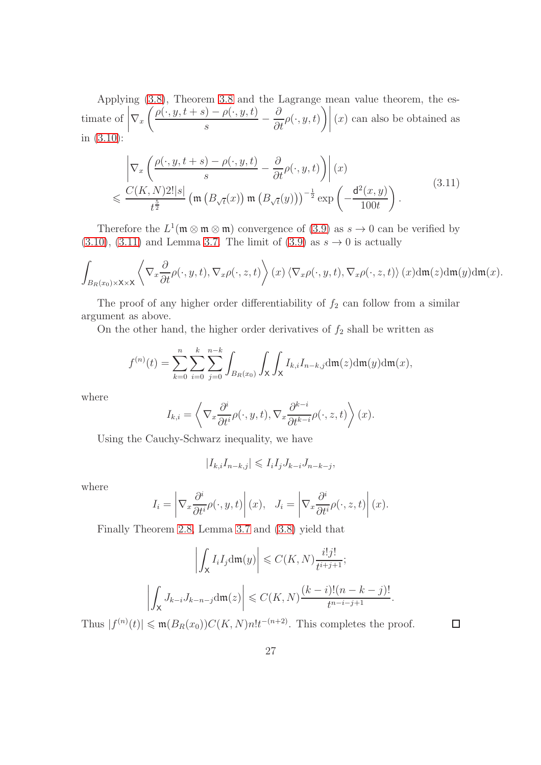Applying (3.8), Theorem 3.8 and the Lagrange mean value theorem, the estimate of $\left|\nabla_x \left(\frac{\rho(\cdot,y,t+s)-\rho(\cdot,y,t)}{s} - \frac{\partial}{\partial t}\rho(\cdot,y,t)\right)\right|(x)$ can also be obtained as in (3.10):

$$
\begin{aligned}
&\left|\nabla_x \left(\frac{\rho(\cdot,y,t+s)-\rho(\cdot,y,t)}{s} - \frac{\partial}{\partial t}\rho(\cdot,y,t)\right)\right|(x) \\
\leqslant\; &\frac{C(K,N)2!|s|}{t^{\frac{5}{2}}}\left(\mathfrak{m}\left(B_{\sqrt{t}}(x)\right)\mathfrak{m}\left(B_{\sqrt{t}}(y)\right)\right)^{-\frac{1}{2}}\exp\left(-\frac{\mathsf{d}^2(x,y)}{100t}\right).
\end{aligned}
\tag{3.11}
$$

Therefore the $L^1(\mathfrak{m}\otimes\mathfrak{m}\otimes\mathfrak{m})$ convergence of (3.9) as $s\to 0$ can be verified by (3.10), (3.11) and Lemma 3.7. The limit of (3.9) as $s\to 0$ is actually

$$
\int_{B_R(x_0)\times \mathsf{X}\times\mathsf{X}} \left\langle \nabla_x \frac{\partial}{\partial t}\rho(\cdot,y,t), \nabla_x\rho(\cdot,z,t)\right\rangle(x)\left\langle \nabla_x\rho(\cdot,y,t),\nabla_x\rho(\cdot,z,t)\right\rangle(x)\mathrm{d}\mathfrak{m}(z)\mathrm{d}\mathfrak{m}(y)\mathrm{d}\mathfrak{m}(x).
$$

The proof of any higher order differentiability of $f_2$ can follow from a similar argument as above.

On the other hand, the higher order derivatives of $f_2$ shall be written as

$$
f^{(n)}(t) = \sum_{k=0}^{n}\sum_{i=0}^{k}\sum_{j=0}^{n-k}\int_{B_R(x_0)}\int_{\mathsf{X}}\int_{\mathsf{X}} I_{k,i}I_{n-k,j}\mathrm{d}\mathfrak{m}(z)\mathrm{d}\mathfrak{m}(y)\mathrm{d}\mathfrak{m}(x),
$$

where

$$
I_{k,i} = \left\langle \nabla_x \frac{\partial^i}{\partial t^i}\rho(\cdot,y,t), \nabla_x \frac{\partial^{k-i}}{\partial t^{k-i}}\rho(\cdot,z,t)\right\rangle(x).
$$

Using the Cauchy-Schwarz inequality, we have

$$
|I_{k,i}I_{n-k,j}| \leqslant I_iI_jJ_{k-i}J_{n-k-j},
$$

where

$$
I_i = \left|\nabla_x\frac{\partial^i}{\partial t^i}\rho(\cdot,y,t)\right|(x),\quad J_i = \left|\nabla_x\frac{\partial^i}{\partial t^i}\rho(\cdot,z,t)\right|(x).
$$

Finally Theorem 2.8, Lemma 3.7 and (3.8) yield that

$$
\left|\int_{\mathsf{X}} I_iI_j\mathrm{d}\mathfrak{m}(y)\right| \leqslant C(K,N)\frac{i!j!}{t^{i+j+1}};
$$

$$
\left|\int_{\mathsf{X}} J_{k-i}J_{k-n-j}\mathrm{d}\mathfrak{m}(z)\right| \leqslant C(K,N)\frac{(k-i)!(n-k-j)!}{t^{n-i-j+1}}.
$$

Thus $|f^{(n)}(t)| \leqslant \mathfrak{m}(B_R(x_0))C(K,N)n!t^{-(n+2)}$. This completes the proof. □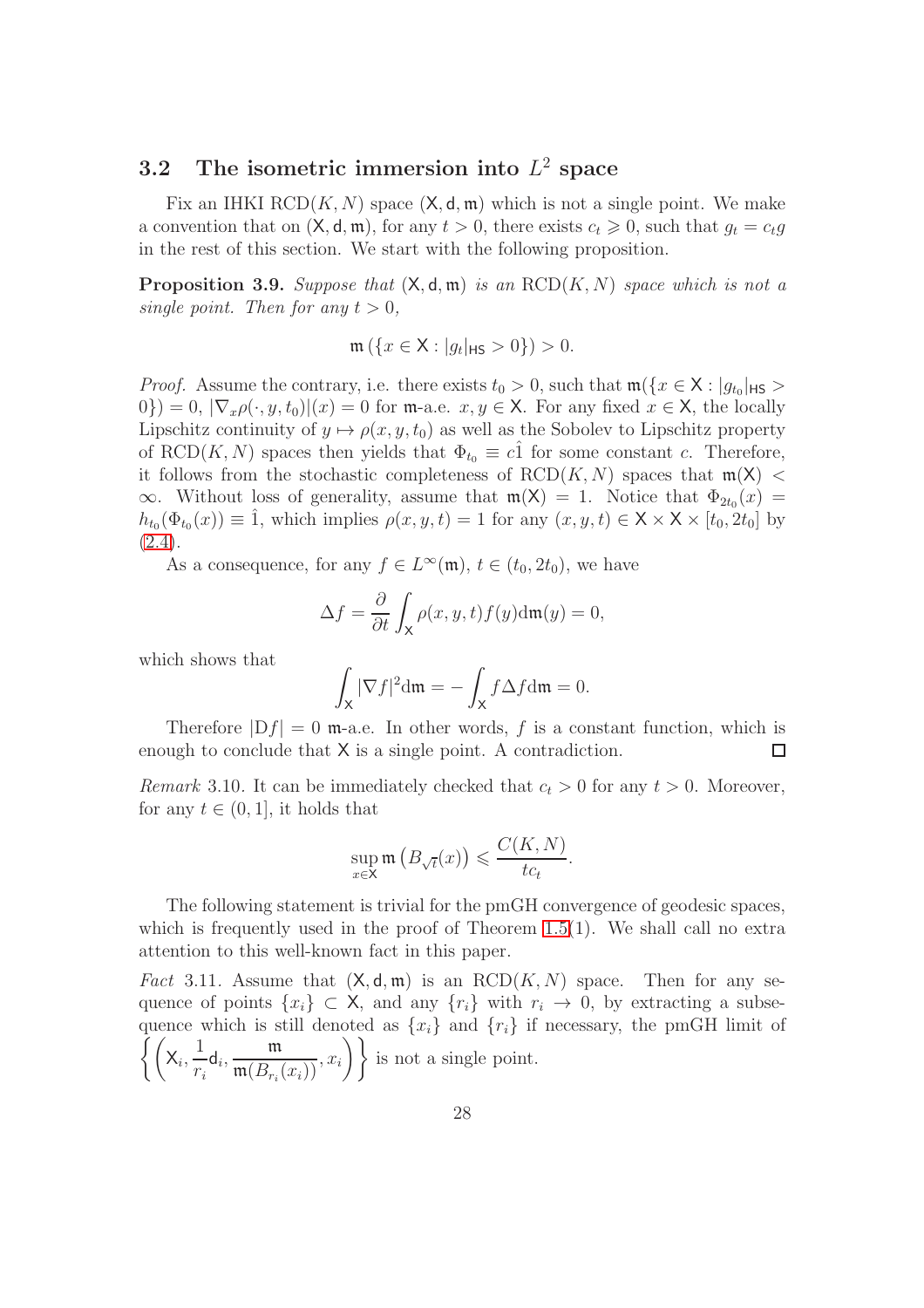### 3.2 The isometric immersion into $L^2$ space

Fix an IHKI $\mathrm{RCD}(K,N)$ space $(\mathsf{X},\mathsf{d},\mathfrak{m})$ which is not a single point. We make a convention that on $(\mathsf{X},\mathsf{d},\mathfrak{m})$, for any $t>0$, there exists $c_t \geqslant 0$, such that $g_t = c_t g$ in the rest of this section. We start with the following proposition.

**Proposition 3.9.** *Suppose that $(\mathsf{X},\mathsf{d},\mathfrak{m})$ is an $\mathrm{RCD}(K,N)$ space which is not a single point. Then for any $t>0$,*

$$\mathfrak{m}\left(\{x \in \mathsf{X} : |g_t|_{\mathsf{HS}} > 0\}\right) > 0.$$

*Proof.* Assume the contrary, i.e. there exists $t_0>0$, such that $\mathfrak{m}(\{x \in \mathsf{X} : |g_{t_0}|_{\mathsf{HS}} > 0\}) = 0$, $|\nabla_x \rho(\cdot, y, t_0)|(x) = 0$ for $\mathfrak{m}$-a.e. $x, y \in \mathsf{X}$. For any fixed $x \in \mathsf{X}$, the locally Lipschitz continuity of $y \mapsto \rho(x,y,t_0)$ as well as the Sobolev to Lipschitz property of $\mathrm{RCD}(K,N)$ spaces then yields that $\Phi_{t_0} \equiv c\hat{1}$ for some constant $c$. Therefore, it follows from the stochastic completeness of $\mathrm{RCD}(K,N)$ spaces that $\mathfrak{m}(\mathsf{X}) < \infty$. Without loss of generality, assume that $\mathfrak{m}(\mathsf{X}) = 1$. Notice that $\Phi_{2t_0}(x) = h_{t_0}(\Phi_{t_0}(x)) \equiv \hat{1}$, which implies $\rho(x,y,t) = 1$ for any $(x,y,t) \in \mathsf{X} \times \mathsf{X} \times [t_0, 2t_0]$ by (2.4).

As a consequence, for any $f \in L^\infty(\mathfrak{m})$, $t \in (t_0, 2t_0)$, we have

$$\Delta f = \frac{\partial}{\partial t} \int_{\mathsf{X}} \rho(x,y,t) f(y) \mathrm{d}\mathfrak{m}(y) = 0,$$

which shows that

$$\int_{\mathsf{X}} |\nabla f|^2 \mathrm{d}\mathfrak{m} = -\int_{\mathsf{X}} f \Delta f \mathrm{d}\mathfrak{m} = 0.$$

Therefore $|\mathrm{D} f| = 0$ $\mathfrak{m}$-a.e. In other words, $f$ is a constant function, which is enough to conclude that $\mathsf{X}$ is a single point. A contradiction. $\square$

*Remark* 3.10. It can be immediately checked that $c_t > 0$ for any $t > 0$. Moreover, for any $t \in (0,1]$, it holds that

$$\sup_{x \in \mathsf{X}} \mathfrak{m}\left(B_{\sqrt{t}}(x)\right) \leqslant \frac{C(K,N)}{t c_t}.$$

The following statement is trivial for the pmGH convergence of geodesic spaces, which is frequently used in the proof of Theorem 1.5(1). We shall call no extra attention to this well-known fact in this paper.

*Fact* 3.11. Assume that $(\mathsf{X},\mathsf{d},\mathfrak{m})$ is an $\mathrm{RCD}(K,N)$ space. Then for any sequence of points $\{x_i\} \subset \mathsf{X}$, and any $\{r_i\}$ with $r_i \to 0$, by extracting a subsequence which is still denoted as $\{x_i\}$ and $\{r_i\}$ if necessary, the pmGH limit of $\left\{\left(\mathsf{X}_i, \dfrac{1}{r_i}\mathsf{d}_i, \dfrac{\mathfrak{m}}{\mathfrak{m}(B_{r_i}(x_i))}, x_i\right)\right\}$ is not a single point.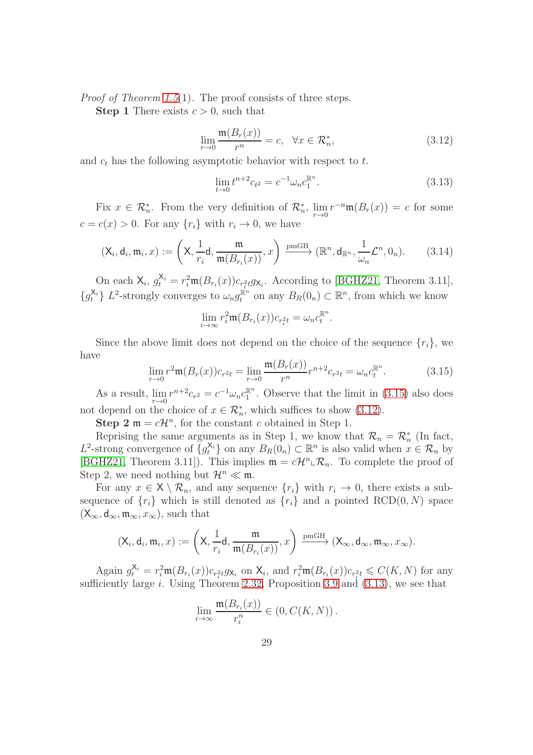*Proof of Theorem 1.5*(1). The proof consists of three steps.

**Step 1** There exists $c>0$, such that

$$\lim_{r\to 0}\frac{\mathfrak{m}(B_r(x))}{r^n}=c,\quad \forall x\in \mathcal{R}_n^*, \tag{3.12}$$

and $c_t$ has the following asymptotic behavior with respect to $t$.

$$\lim_{t\to 0} t^{n+2}c_{t^2}=c^{-1}\omega_n c_1^{\mathbb{R}^n}. \tag{3.13}$$

Fix $x\in \mathcal{R}_n^*$. From the very definition of $\mathcal{R}_n^*$, $\lim_{r\to 0} r^{-n}\mathfrak{m}(B_r(x))=c$ for some $c=c(x)>0$. For any $\{r_i\}$ with $r_i\to 0$, we have

$$(\mathsf{X}_i,\mathsf{d}_i,\mathfrak{m}_i,x):=\left(\mathsf{X},\frac{1}{r_i}\mathsf{d},\frac{\mathfrak{m}}{\mathfrak{m}(B_{r_i}(x))},x\right)\xrightarrow{\text{pmGH}}(\mathbb{R}^n,\mathsf{d}_{\mathbb{R}^n},\frac{1}{\omega_n}\mathcal{L}^n,0_n). \tag{3.14}$$

On each $\mathsf{X}_i$, $g_t^{\mathsf{X}_i}=r_i^2\mathfrak{m}(B_{r_i}(x))c_{r_i^2 t}g_{\mathsf{X}_i}$. According to [BGHZ21, Theorem 3.11], $\{g_t^{\mathsf{X}_i}\}$ $L^2$-strongly converges to $\omega_n g_t^{\mathbb{R}^n}$ on any $B_R(0_n)\subset\mathbb{R}^n$, from which we know

$$\lim_{i\to\infty} r_i^2\mathfrak{m}(B_{r_i}(x))c_{r_i^2 t}=\omega_n c_t^{\mathbb{R}^n}.$$

Since the above limit does not depend on the choice of the sequence $\{r_i\}$, we have

$$\lim_{r\to 0} r^2\mathfrak{m}(B_r(x))c_{r^2t}=\lim_{r\to 0}\frac{\mathfrak{m}(B_r(x))}{r^n}r^{n+2}c_{r^2t}=\omega_n c_t^{\mathbb{R}^n}. \tag{3.15}$$

As a result, $\lim_{r\to 0} r^{n+2}c_{r^2}=c^{-1}\omega_n c_1^{\mathbb{R}^n}$. Observe that the limit in (3.15) also does not depend on the choice of $x\in\mathcal{R}_n^*$, which suffices to show (3.12).

**Step 2** $\mathfrak{m}=c\mathcal{H}^n$, for the constant $c$ obtained in Step 1.

Reprising the same arguments as in Step 1, we know that $\mathcal{R}_n=\mathcal{R}_n^*$ (In fact, $L^2$-strong convergence of $\{g_t^{\mathsf{X}_i}\}$ on any $B_R(0_n)\subset\mathbb{R}^n$ is also valid when $x\in\mathcal{R}_n$ by [BGHZ21, Theorem 3.11]). This implies $\mathfrak{m}=c\mathcal{H}^n\llcorner\mathcal{R}_n$. To complete the proof of Step 2, we need nothing but $\mathcal{H}^n\ll\mathfrak{m}$.

For any $x\in\mathsf{X}\setminus\mathcal{R}_n$, and any sequence $\{r_i\}$ with $r_i\to 0$, there exists a subsequence of $\{r_i\}$ which is still denoted as $\{r_i\}$ and a pointed RCD$(0,N)$ space $(\mathsf{X}_\infty,\mathsf{d}_\infty,\mathfrak{m}_\infty,x_\infty)$, such that

$$(\mathsf{X}_i,\mathsf{d}_i,\mathfrak{m}_i,x):=\left(\mathsf{X},\frac{1}{r_i}\mathsf{d},\frac{\mathfrak{m}}{\mathfrak{m}(B_{r_i}(x))},x\right)\xrightarrow{\text{pmGH}}(\mathsf{X}_\infty,\mathsf{d}_\infty,\mathfrak{m}_\infty,x_\infty).$$

Again $g_t^{\mathsf{X}_i}=r_i^2\mathfrak{m}(B_{r_i}(x))c_{r_i^2t}g_{\mathsf{X}_i}$ on $\mathsf{X}_i$, and $r_i^2\mathfrak{m}(B_{r_i}(x))c_{r_i^2t}\leqslant C(K,N)$ for any sufficiently large $i$. Using Theorem 2.32, Proposition 3.9 and (3.13), we see that

$$\lim_{i\to\infty}\frac{\mathfrak{m}(B_{r_i}(x))}{r_i^n}\in(0,C(K,N)).$$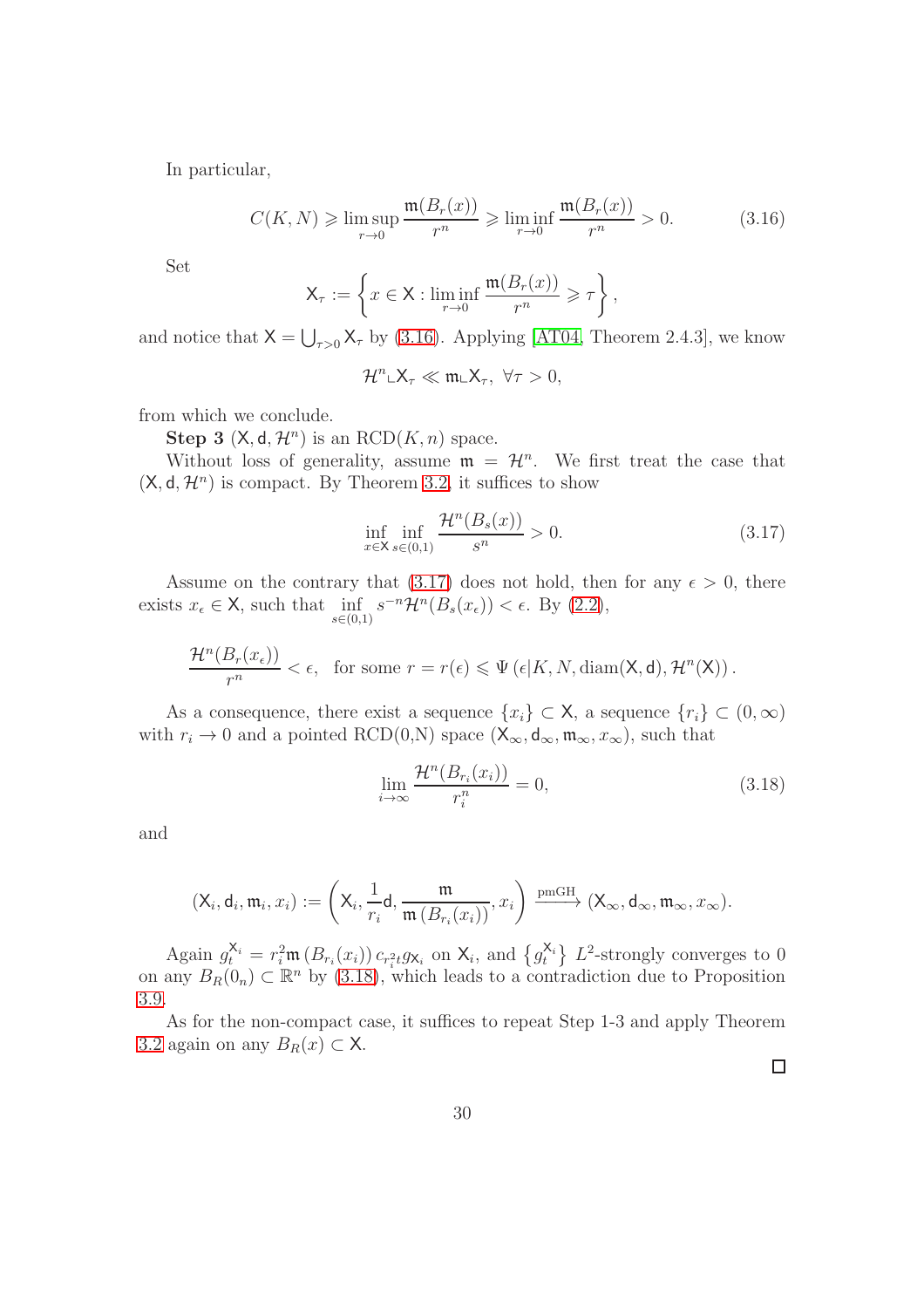In particular,

$$C(K,N) \geqslant \limsup_{r\to 0} \frac{\mathfrak{m}(B_r(x))}{r^n} \geqslant \liminf_{r\to 0} \frac{\mathfrak{m}(B_r(x))}{r^n} > 0. \tag{3.16}$$

Set

$$\mathsf{X}_\tau := \left\{ x \in \mathsf{X} : \liminf_{r\to 0} \frac{\mathfrak{m}(B_r(x))}{r^n} \geqslant \tau \right\},$$

and notice that $\mathsf{X} = \bigcup_{\tau>0} \mathsf{X}_\tau$ by (3.16). Applying [AT04, Theorem 2.4.3], we know

$$\mathcal{H}^n \llcorner \mathsf{X}_\tau \ll \mathfrak{m} \llcorner \mathsf{X}_\tau,\ \forall \tau > 0,$$

from which we conclude.

**Step 3** $(\mathsf{X}, \mathsf{d}, \mathcal{H}^n)$ is an $\mathrm{RCD}(K, n)$ space.

Without loss of generality, assume $\mathfrak{m} = \mathcal{H}^n$. We first treat the case that $(\mathsf{X}, \mathsf{d}, \mathcal{H}^n)$ is compact. By Theorem 3.2, it suffices to show

$$\inf_{x\in \mathsf{X}} \inf_{s\in(0,1)} \frac{\mathcal{H}^n(B_s(x))}{s^n} > 0. \tag{3.17}$$

Assume on the contrary that (3.17) does not hold, then for any $\epsilon > 0$, there exists $x_\epsilon \in \mathsf{X}$, such that $\inf\limits_{s\in(0,1)} s^{-n}\mathcal{H}^n(B_s(x_\epsilon)) < \epsilon$. By (2.2),

$$\frac{\mathcal{H}^n(B_r(x_\epsilon))}{r^n} < \epsilon, \quad \text{for some } r = r(\epsilon) \leqslant \Psi\left(\epsilon | K, N, \mathrm{diam}(\mathsf{X}, \mathsf{d}), \mathcal{H}^n(\mathsf{X})\right).$$

As a consequence, there exist a sequence $\{x_i\} \subset \mathsf{X}$, a sequence $\{r_i\} \subset (0, \infty)$ with $r_i \to 0$ and a pointed RCD(0,N) space $(\mathsf{X}_\infty, \mathsf{d}_\infty, \mathfrak{m}_\infty, x_\infty)$, such that

$$\lim_{i\to\infty} \frac{\mathcal{H}^n(B_{r_i}(x_i))}{r_i^n} = 0, \tag{3.18}$$

and

$$(\mathsf{X}_i, \mathsf{d}_i, \mathfrak{m}_i, x_i) := \left( \mathsf{X}_i, \frac{1}{r_i}\mathsf{d}, \frac{\mathfrak{m}}{\mathfrak{m}\left(B_{r_i}(x_i)\right)}, x_i \right) \xrightarrow{\mathrm{pmGH}} (\mathsf{X}_\infty, \mathsf{d}_\infty, \mathfrak{m}_\infty, x_\infty).$$

Again $g_t^{\mathsf{X}_i} = r_i^2 \mathfrak{m}\left(B_{r_i}(x_i)\right) c_{r_i^2 t} g_{\mathsf{X}_i}$ on $\mathsf{X}_i$, and $\left\{g_t^{\mathsf{X}_i}\right\}$ $L^2$-strongly converges to 0 on any $B_R(0_n) \subset \mathbb{R}^n$ by (3.18), which leads to a contradiction due to Proposition 3.9.

As for the non-compact case, it suffices to repeat Step 1-3 and apply Theorem 3.2 again on any $B_R(x) \subset \mathsf{X}$.

∎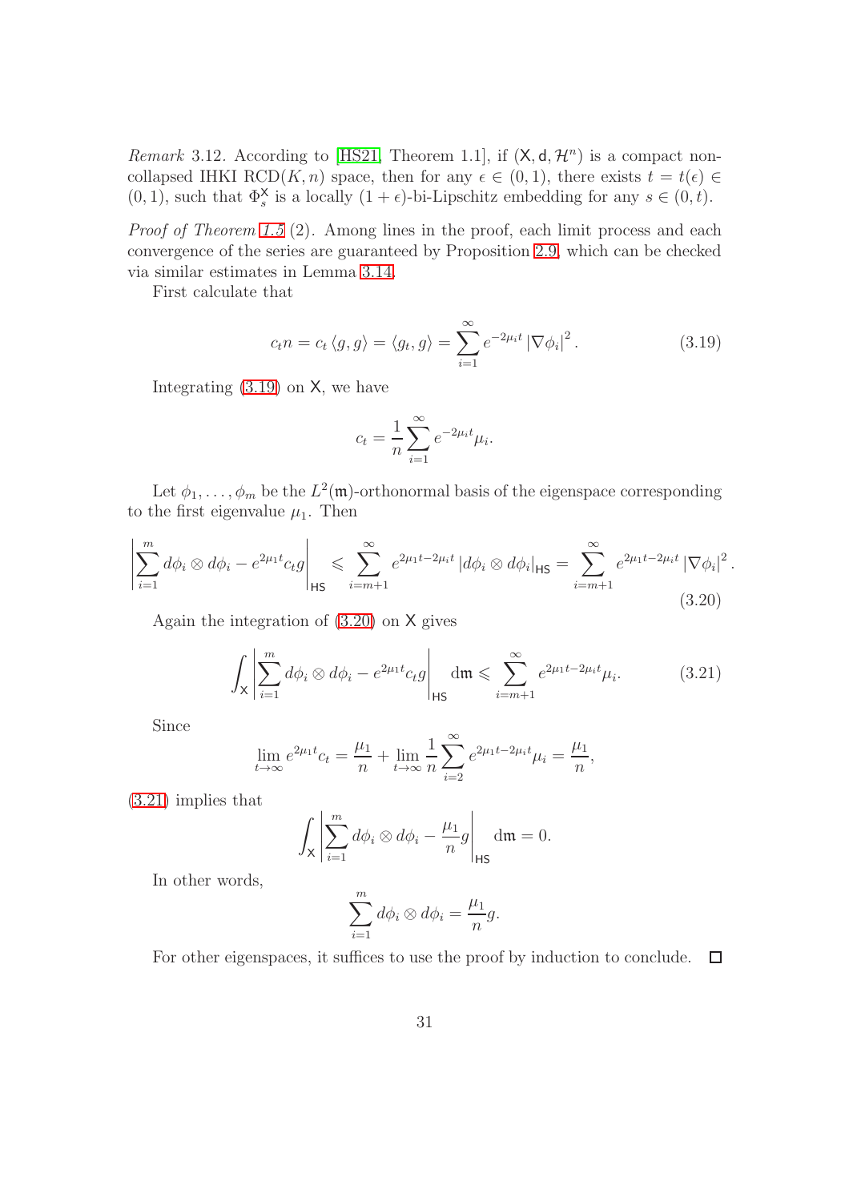*Remark* 3.12. According to [HS21, Theorem 1.1], if $(\mathsf{X}, \mathsf{d}, \mathcal{H}^n)$ is a compact non-collapsed IHKI RCD$(K, n)$ space, then for any $\epsilon \in (0,1)$, there exists $t = t(\epsilon) \in (0,1)$, such that $\Phi_s^{\mathsf{X}}$ is a locally $(1+\epsilon)$-bi-Lipschitz embedding for any $s \in (0,t)$.

*Proof of Theorem 1.5* (2). Among lines in the proof, each limit process and each convergence of the series are guaranteed by Proposition 2.9, which can be checked via similar estimates in Lemma 3.14.

First calculate that

$$c_t n = c_t \langle g, g \rangle = \langle g_t, g \rangle = \sum_{i=1}^{\infty} e^{-2\mu_i t} |\nabla \phi_i|^2. \tag{3.19}$$

Integrating (3.19) on $\mathsf{X}$, we have

$$c_t = \frac{1}{n} \sum_{i=1}^{\infty} e^{-2\mu_i t} \mu_i.$$

Let $\phi_1, \ldots, \phi_m$ be the $L^2(\mathfrak{m})$-orthonormal basis of the eigenspace corresponding to the first eigenvalue $\mu_1$. Then

$$\left| \sum_{i=1}^{m} d\phi_i \otimes d\phi_i - e^{2\mu_1 t} c_t g \right|_{\mathsf{HS}} \leqslant \sum_{i=m+1}^{\infty} e^{2\mu_1 t - 2\mu_i t} |d\phi_i \otimes d\phi_i|_{\mathsf{HS}} = \sum_{i=m+1}^{\infty} e^{2\mu_1 t - 2\mu_i t} |\nabla \phi_i|^2. \tag{3.20}$$

Again the integration of (3.20) on $\mathsf{X}$ gives

$$\int_{\mathsf{X}} \left| \sum_{i=1}^{m} d\phi_i \otimes d\phi_i - e^{2\mu_1 t} c_t g \right|_{\mathsf{HS}} \mathrm{d}\mathfrak{m} \leqslant \sum_{i=m+1}^{\infty} e^{2\mu_1 t - 2\mu_i t} \mu_i. \tag{3.21}$$

Since

$$\lim_{t \to \infty} e^{2\mu_1 t} c_t = \frac{\mu_1}{n} + \lim_{t \to \infty} \frac{1}{n} \sum_{i=2}^{\infty} e^{2\mu_1 t - 2\mu_i t} \mu_i = \frac{\mu_1}{n},$$

(3.21) implies that

$$\int_{\mathsf{X}} \left| \sum_{i=1}^{m} d\phi_i \otimes d\phi_i - \frac{\mu_1}{n} g \right|_{\mathsf{HS}} \mathrm{d}\mathfrak{m} = 0.$$

In other words,

$$\sum_{i=1}^{m} d\phi_i \otimes d\phi_i = \frac{\mu_1}{n} g.$$

For other eigenspaces, it suffices to use the proof by induction to conclude. $\square$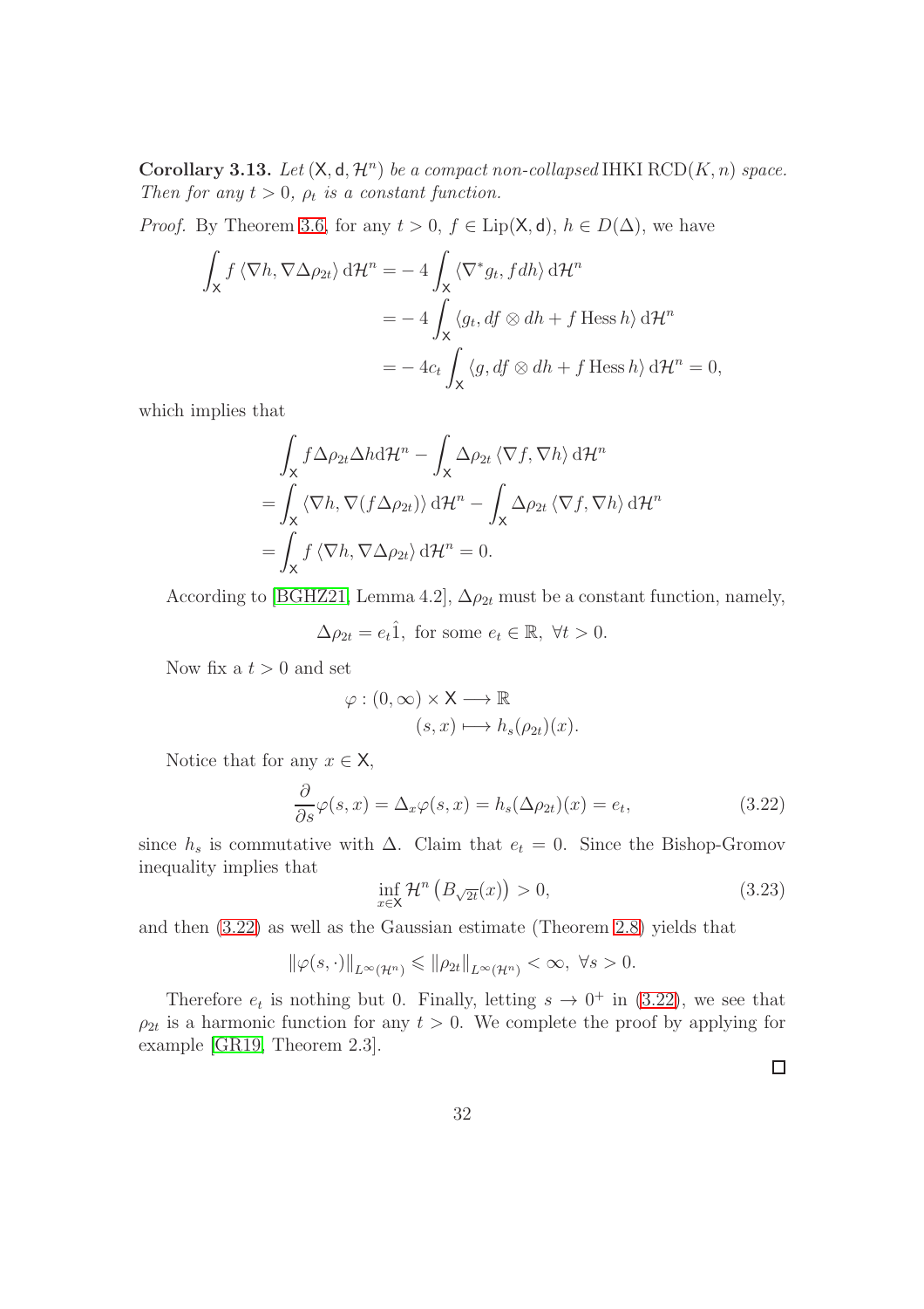**Corollary 3.13.** *Let $(\mathsf{X}, \mathsf{d}, \mathcal{H}^n)$ be a compact non-collapsed* IHKI RCD$(K, n)$ *space. Then for any $t > 0$, $\rho_t$ is a constant function.*

*Proof.* By Theorem 3.6, for any $t > 0$, $f \in \mathrm{Lip}(\mathsf{X}, \mathsf{d})$, $h \in D(\Delta)$, we have

$$
\begin{aligned}
\int_{\mathsf{X}} f \langle \nabla h, \nabla \Delta \rho_{2t} \rangle \, \mathrm{d}\mathcal{H}^n =& -4 \int_{\mathsf{X}} \langle \nabla^* g_t, f dh \rangle \, \mathrm{d}\mathcal{H}^n \\
=& -4 \int_{\mathsf{X}} \langle g_t, df \otimes dh + f \operatorname{Hess} h \rangle \, \mathrm{d}\mathcal{H}^n \\
=& -4 c_t \int_{\mathsf{X}} \langle g, df \otimes dh + f \operatorname{Hess} h \rangle \, \mathrm{d}\mathcal{H}^n = 0,
\end{aligned}
$$

which implies that

$$
\begin{aligned}
& \int_{\mathsf{X}} f \Delta \rho_{2t} \Delta h \mathrm{d}\mathcal{H}^n - \int_{\mathsf{X}} \Delta \rho_{2t} \langle \nabla f, \nabla h \rangle \, \mathrm{d}\mathcal{H}^n \\
=& \int_{\mathsf{X}} \langle \nabla h, \nabla (f \Delta \rho_{2t}) \rangle \, \mathrm{d}\mathcal{H}^n - \int_{\mathsf{X}} \Delta \rho_{2t} \langle \nabla f, \nabla h \rangle \, \mathrm{d}\mathcal{H}^n \\
=& \int_{\mathsf{X}} f \langle \nabla h, \nabla \Delta \rho_{2t} \rangle \, \mathrm{d}\mathcal{H}^n = 0.
\end{aligned}
$$

According to [BGHZ21, Lemma 4.2], $\Delta \rho_{2t}$ must be a constant function, namely,

$$
\Delta \rho_{2t} = e_t \hat{1}, \text{ for some } e_t \in \mathbb{R}, \ \forall t > 0.
$$

Now fix a $t > 0$ and set

$$
\begin{aligned}
\varphi : (0, \infty) \times \mathsf{X} &\longrightarrow \mathbb{R} \\
(s, x) &\longmapsto h_s(\rho_{2t})(x).
\end{aligned}
$$

Notice that for any $x \in \mathsf{X}$,

$$
\frac{\partial}{\partial s} \varphi(s, x) = \Delta_x \varphi(s, x) = h_s(\Delta \rho_{2t})(x) = e_t, \tag{3.22}
$$

since $h_s$ is commutative with $\Delta$. Claim that $e_t = 0$. Since the Bishop-Gromov inequality implies that

$$
\inf_{x \in \mathsf{X}} \mathcal{H}^n \left( B_{\sqrt{2t}}(x) \right) > 0, \tag{3.23}
$$

and then (3.22) as well as the Gaussian estimate (Theorem 2.8) yields that

$$
\|\varphi(s, \cdot)\|_{L^\infty(\mathcal{H}^n)} \leqslant \|\rho_{2t}\|_{L^\infty(\mathcal{H}^n)} < \infty, \ \forall s > 0.
$$

Therefore $e_t$ is nothing but 0. Finally, letting $s \to 0^+$ in (3.22), we see that $\rho_{2t}$ is a harmonic function for any $t > 0$. We complete the proof by applying for example [GR19, Theorem 2.3].

□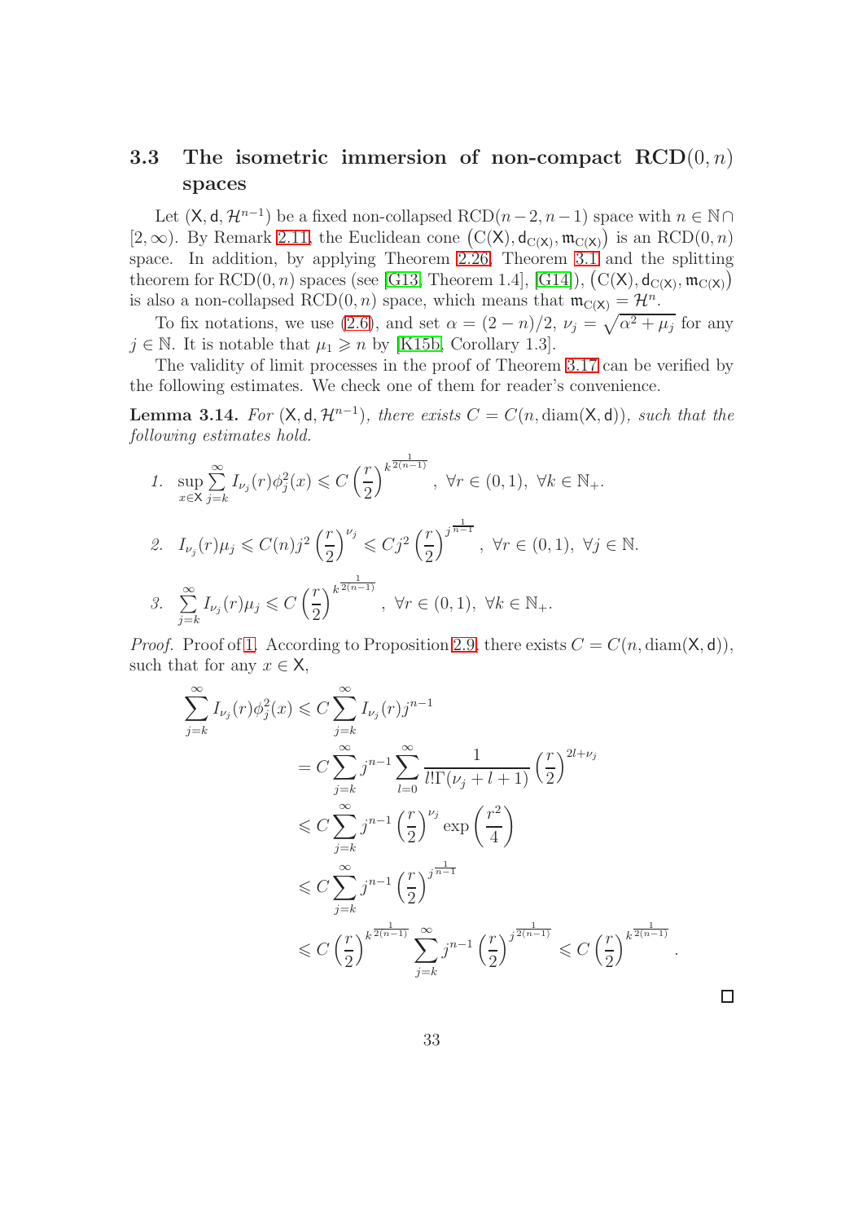### 3.3 The isometric immersion of non-compact $\mathrm{RCD}(0,n)$ spaces

Let $(\mathsf{X}, \mathsf{d}, \mathcal{H}^{n-1})$ be a fixed non-collapsed $\mathrm{RCD}(n-2, n-1)$ space with $n \in \mathbb{N} \cap [2,\infty)$. By Remark 2.11, the Euclidean cone $\left(\mathrm{C}(\mathsf{X}), \mathsf{d}_{\mathrm{C}(\mathsf{X})}, \mathfrak{m}_{\mathrm{C}(\mathsf{X})}\right)$ is an $\mathrm{RCD}(0,n)$ space. In addition, by applying Theorem 2.26, Theorem 3.1 and the splitting theorem for $\mathrm{RCD}(0,n)$ spaces (see [G13, Theorem 1.4], [G14]), $\left(\mathrm{C}(\mathsf{X}), \mathsf{d}_{\mathrm{C}(\mathsf{X})}, \mathfrak{m}_{\mathrm{C}(\mathsf{X})}\right)$ is also a non-collapsed $\mathrm{RCD}(0,n)$ space, which means that $\mathfrak{m}_{\mathrm{C}(\mathsf{X})} = \mathcal{H}^n$.

To fix notations, we use (2.6), and set $\alpha = (2-n)/2$, $\nu_j = \sqrt{\alpha^2 + \mu_j}$ for any $j \in \mathbb{N}$. It is notable that $\mu_1 \geqslant n$ by [K15b, Corollary 1.3].

The validity of limit processes in the proof of Theorem 3.17 can be verified by the following estimates. We check one of them for reader's convenience.

**Lemma 3.14.** *For $(\mathsf{X}, \mathsf{d}, \mathcal{H}^{n-1})$, there exists $C = C(n, \mathrm{diam}(\mathsf{X}, \mathsf{d}))$, such that the following estimates hold.*

1. $\sup\limits_{x\in\mathsf{X}} \sum\limits_{j=k}^{\infty} I_{\nu_j}(r)\phi_j^2(x) \leqslant C\left(\frac{r}{2}\right)^{k^{\frac{1}{2(n-1)}}}, \ \forall r \in (0,1), \ \forall k \in \mathbb{N}_+.$

2. $I_{\nu_j}(r)\mu_j \leqslant C(n) j^2 \left(\frac{r}{2}\right)^{\nu_j} \leqslant C j^2 \left(\frac{r}{2}\right)^{j^{\frac{1}{n-1}}}, \ \forall r \in (0,1), \ \forall j \in \mathbb{N}.$

3. $\sum\limits_{j=k}^{\infty} I_{\nu_j}(r)\mu_j \leqslant C\left(\frac{r}{2}\right)^{k^{\frac{1}{2(n-1)}}}, \ \forall r \in (0,1), \ \forall k \in \mathbb{N}_+.$

*Proof.* Proof of 1. According to Proposition 2.9, there exists $C = C(n, \mathrm{diam}(\mathsf{X}, \mathsf{d}))$, such that for any $x \in \mathsf{X}$,

$$
\begin{aligned}
\sum_{j=k}^{\infty} I_{\nu_j}(r)\phi_j^2(x) &\leqslant C\sum_{j=k}^{\infty} I_{\nu_j}(r) j^{n-1} \\
&= C\sum_{j=k}^{\infty} j^{n-1} \sum_{l=0}^{\infty} \frac{1}{l!\Gamma(\nu_j + l + 1)} \left(\frac{r}{2}\right)^{2l+\nu_j} \\
&\leqslant C\sum_{j=k}^{\infty} j^{n-1} \left(\frac{r}{2}\right)^{\nu_j} \exp\left(\frac{r^2}{4}\right) \\
&\leqslant C\sum_{j=k}^{\infty} j^{n-1} \left(\frac{r}{2}\right)^{j^{\frac{1}{n-1}}} \\
&\leqslant C\left(\frac{r}{2}\right)^{k^{\frac{1}{2(n-1)}}} \sum_{j=k}^{\infty} j^{n-1}\left(\frac{r}{2}\right)^{j^{\frac{1}{2(n-1)}}} \leqslant C\left(\frac{r}{2}\right)^{k^{\frac{1}{2(n-1)}}}.
\end{aligned}
$$

$\square$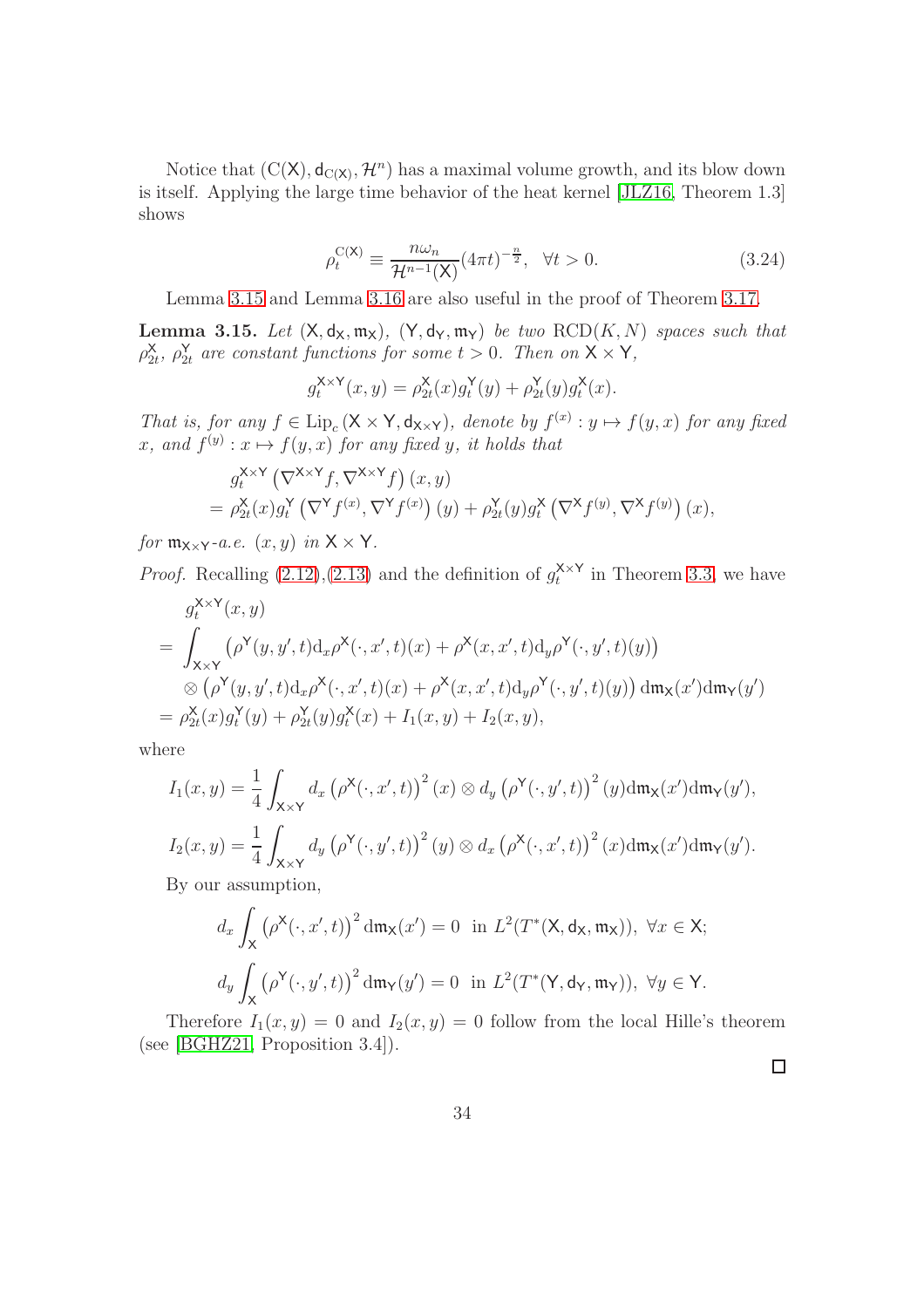Notice that $(\mathrm{C}(\mathsf{X}), \mathsf{d}_{\mathrm{C}(\mathsf{X})}, \mathcal{H}^n)$ has a maximal volume growth, and its blow down is itself. Applying the large time behavior of the heat kernel [JLZ16, Theorem 1.3] shows

$$\rho_t^{\mathrm{C}(\mathsf{X})} \equiv \frac{n\omega_n}{\mathcal{H}^{n-1}(\mathsf{X})}(4\pi t)^{-\frac{n}{2}}, \quad \forall t>0. \tag{3.24}$$

Lemma 3.15 and Lemma 3.16 are also useful in the proof of Theorem 3.17.

**Lemma 3.15.** *Let $(\mathsf{X}, \mathsf{d}_{\mathsf{X}}, \mathfrak{m}_{\mathsf{X}})$, $(\mathsf{Y}, \mathsf{d}_{\mathsf{Y}}, \mathfrak{m}_{\mathsf{Y}})$ be two $\mathrm{RCD}(K,N)$ spaces such that $\rho_{2t}^{\mathsf{X}}$, $\rho_{2t}^{\mathsf{Y}}$ are constant functions for some $t>0$. Then on $\mathsf{X}\times\mathsf{Y}$,*

$$g_t^{\mathsf{X}\times\mathsf{Y}}(x,y) = \rho_{2t}^{\mathsf{X}}(x) g_t^{\mathsf{Y}}(y) + \rho_{2t}^{\mathsf{Y}}(y) g_t^{\mathsf{X}}(x).$$

*That is, for any $f\in \mathrm{Lip}_c(\mathsf{X}\times\mathsf{Y}, \mathsf{d}_{\mathsf{X}\times\mathsf{Y}})$, denote by $f^{(x)}: y\mapsto f(y,x)$ for any fixed $x$, and $f^{(y)}: x\mapsto f(y,x)$ for any fixed $y$, it holds that*

$$\begin{aligned}
&g_t^{\mathsf{X}\times\mathsf{Y}}\left(\nabla^{\mathsf{X}\times\mathsf{Y}} f, \nabla^{\mathsf{X}\times\mathsf{Y}} f\right)(x,y)\\
&= \rho_{2t}^{\mathsf{X}}(x) g_t^{\mathsf{Y}}\left(\nabla^{\mathsf{Y}} f^{(x)}, \nabla^{\mathsf{Y}} f^{(x)}\right)(y) + \rho_{2t}^{\mathsf{Y}}(y) g_t^{\mathsf{X}}\left(\nabla^{\mathsf{X}} f^{(y)}, \nabla^{\mathsf{X}} f^{(y)}\right)(x),
\end{aligned}$$

*for $\mathfrak{m}_{\mathsf{X}\times\mathsf{Y}}$-a.e. $(x,y)$ in $\mathsf{X}\times\mathsf{Y}$.*

*Proof.* Recalling (2.12),(2.13) and the definition of $g_t^{\mathsf{X}\times\mathsf{Y}}$ in Theorem 3.3, we have

$$\begin{aligned}
&g_t^{\mathsf{X}\times\mathsf{Y}}(x,y)\\
=&\int_{\mathsf{X}\times\mathsf{Y}} \left(\rho^{\mathsf{Y}}(y,y',t)\mathrm{d}_x\rho^{\mathsf{X}}(\cdot,x',t)(x) + \rho^{\mathsf{X}}(x,x',t)\mathrm{d}_y\rho^{\mathsf{Y}}(\cdot,y',t)(y)\right)\\
&\otimes \left(\rho^{\mathsf{Y}}(y,y',t)\mathrm{d}_x\rho^{\mathsf{X}}(\cdot,x',t)(x) + \rho^{\mathsf{X}}(x,x',t)\mathrm{d}_y\rho^{\mathsf{Y}}(\cdot,y',t)(y)\right)\mathrm{d}\mathfrak{m}_{\mathsf{X}}(x')\mathrm{d}\mathfrak{m}_{\mathsf{Y}}(y')\\
=&\ \rho_{2t}^{\mathsf{X}}(x) g_t^{\mathsf{Y}}(y) + \rho_{2t}^{\mathsf{Y}}(y) g_t^{\mathsf{X}}(x) + I_1(x,y) + I_2(x,y),
\end{aligned}$$

where

$$I_1(x,y) = \frac{1}{4}\int_{\mathsf{X}\times\mathsf{Y}} d_x\left(\rho^{\mathsf{X}}(\cdot,x',t)\right)^2(x)\otimes d_y\left(\rho^{\mathsf{Y}}(\cdot,y',t)\right)^2(y)\mathrm{d}\mathfrak{m}_{\mathsf{X}}(x')\mathrm{d}\mathfrak{m}_{\mathsf{Y}}(y'),$$

$$I_2(x,y) = \frac{1}{4}\int_{\mathsf{X}\times\mathsf{Y}} d_y\left(\rho^{\mathsf{Y}}(\cdot,y',t)\right)^2(y)\otimes d_x\left(\rho^{\mathsf{X}}(\cdot,x',t)\right)^2(x)\mathrm{d}\mathfrak{m}_{\mathsf{X}}(x')\mathrm{d}\mathfrak{m}_{\mathsf{Y}}(y').$$

By our assumption,

$$d_x\int_{\mathsf{X}}\left(\rho^{\mathsf{X}}(\cdot,x',t)\right)^2\mathrm{d}\mathfrak{m}_{\mathsf{X}}(x') = 0 \ \text{ in } L^2(T^*(\mathsf{X},\mathsf{d}_{\mathsf{X}},\mathfrak{m}_{\mathsf{X}})),\ \forall x\in\mathsf{X};$$

$$d_y\int_{\mathsf{X}}\left(\rho^{\mathsf{Y}}(\cdot,y',t)\right)^2\mathrm{d}\mathfrak{m}_{\mathsf{Y}}(y') = 0 \ \text{ in } L^2(T^*(\mathsf{Y},\mathsf{d}_{\mathsf{Y}},\mathfrak{m}_{\mathsf{Y}})),\ \forall y\in\mathsf{Y}.$$

Therefore $I_1(x,y)=0$ and $I_2(x,y)=0$ follow from the local Hille's theorem (see [BGHZ21, Proposition 3.4]). ∎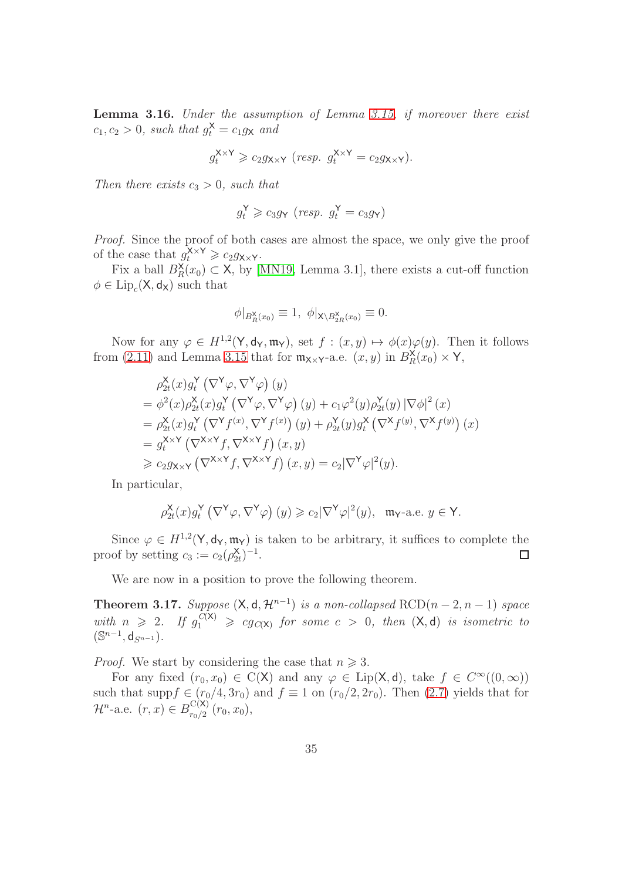**Lemma 3.16.** *Under the assumption of Lemma 3.15, if moreover there exist $c_1, c_2 > 0$, such that $g_t^{\mathsf{X}} = c_1 g_{\mathsf{X}}$ and*

$$g_t^{\mathsf{X}\times\mathsf{Y}} \geqslant c_2 g_{\mathsf{X}\times\mathsf{Y}} \text{ (resp. } g_t^{\mathsf{X}\times\mathsf{Y}} = c_2 g_{\mathsf{X}\times\mathsf{Y}}).$$

*Then there exists $c_3 > 0$, such that*

$$g_t^{\mathsf{Y}} \geqslant c_3 g_{\mathsf{Y}} \text{ (resp. } g_t^{\mathsf{Y}} = c_3 g_{\mathsf{Y}})$$

*Proof.* Since the proof of both cases are almost the space, we only give the proof of the case that $g_t^{\mathsf{X}\times\mathsf{Y}} \geqslant c_2 g_{\mathsf{X}\times\mathsf{Y}}$.

Fix a ball $B_R^{\mathsf{X}}(x_0) \subset \mathsf{X}$, by [MN19, Lemma 3.1], there exists a cut-off function $\phi \in \mathrm{Lip}_c(\mathsf{X}, \mathsf{d}_{\mathsf{X}})$ such that

$$\phi|_{B_R^{\mathsf{X}}(x_0)} \equiv 1, \ \phi|_{\mathsf{X}\setminus B_{2R}^{\mathsf{X}}(x_0)} \equiv 0.$$

Now for any $\varphi \in H^{1,2}(\mathsf{Y}, \mathsf{d}_{\mathsf{Y}}, \mathfrak{m}_{\mathsf{Y}})$, set $f : (x, y) \mapsto \phi(x)\varphi(y)$. Then it follows from (2.11) and Lemma 3.15 that for $\mathfrak{m}_{\mathsf{X}\times\mathsf{Y}}$-a.e. $(x, y)$ in $B_R^{\mathsf{X}}(x_0) \times \mathsf{Y}$,

$$\begin{aligned}
&\rho_{2t}^{\mathsf{X}}(x) g_t^{\mathsf{Y}} \left(\nabla^{\mathsf{Y}}\varphi, \nabla^{\mathsf{Y}}\varphi\right)(y) \\
&= \phi^2(x)\rho_{2t}^{\mathsf{X}}(x) g_t^{\mathsf{Y}} \left(\nabla^{\mathsf{Y}}\varphi, \nabla^{\mathsf{Y}}\varphi\right)(y) + c_1\varphi^2(y)\rho_{2t}^{\mathsf{Y}}(y) \left|\nabla\phi\right|^2(x) \\
&= \rho_{2t}^{\mathsf{X}}(x) g_t^{\mathsf{Y}} \left(\nabla^{\mathsf{Y}} f^{(x)}, \nabla^{\mathsf{Y}} f^{(x)}\right)(y) + \rho_{2t}^{\mathsf{Y}}(y) g_t^{\mathsf{X}} \left(\nabla^{\mathsf{X}} f^{(y)}, \nabla^{\mathsf{X}} f^{(y)}\right)(x) \\
&= g_t^{\mathsf{X}\times\mathsf{Y}} \left(\nabla^{\mathsf{X}\times\mathsf{Y}} f, \nabla^{\mathsf{X}\times\mathsf{Y}} f\right)(x, y) \\
&\geqslant c_2 g_{\mathsf{X}\times\mathsf{Y}} \left(\nabla^{\mathsf{X}\times\mathsf{Y}} f, \nabla^{\mathsf{X}\times\mathsf{Y}} f\right)(x, y) = c_2 |\nabla^{\mathsf{Y}}\varphi|^2(y).
\end{aligned}$$

In particular,

$$\rho_{2t}^{\mathsf{X}}(x) g_t^{\mathsf{Y}} \left(\nabla^{\mathsf{Y}}\varphi, \nabla^{\mathsf{Y}}\varphi\right)(y) \geqslant c_2 |\nabla^{\mathsf{Y}}\varphi|^2(y), \quad \mathfrak{m}_{\mathsf{Y}}\text{-a.e. } y \in \mathsf{Y}.$$

Since $\varphi \in H^{1,2}(\mathsf{Y}, \mathsf{d}_{\mathsf{Y}}, \mathfrak{m}_{\mathsf{Y}})$ is taken to be arbitrary, it suffices to complete the proof by setting $c_3 := c_2(\rho_{2t}^{\mathsf{X}})^{-1}$. □

We are now in a position to prove the following theorem.

**Theorem 3.17.** *Suppose $(\mathsf{X}, \mathsf{d}, \mathcal{H}^{n-1})$ is a non-collapsed $\mathrm{RCD}(n-2, n-1)$ space with $n \geqslant 2$. If $g_1^{C(\mathsf{X})} \geqslant c g_{C(\mathsf{X})}$ for some $c > 0$, then $(\mathsf{X}, \mathsf{d})$ is isometric to $(\mathbb{S}^{n-1}, \mathsf{d}_{S^{n-1}})$.*

*Proof.* We start by considering the case that $n \geqslant 3$.

For any fixed $(r_0, x_0) \in \mathrm{C}(\mathsf{X})$ and any $\varphi \in \mathrm{Lip}(\mathsf{X}, \mathsf{d})$, take $f \in C^\infty((0, \infty))$ such that $\mathrm{supp} f \in (r_0/4, 3r_0)$ and $f \equiv 1$ on $(r_0/2, 2r_0)$. Then (2.7) yields that for $\mathcal{H}^n$-a.e. $(r, x) \in B_{r_0/2}^{\mathrm{C}(\mathsf{X})}(r_0, x_0)$,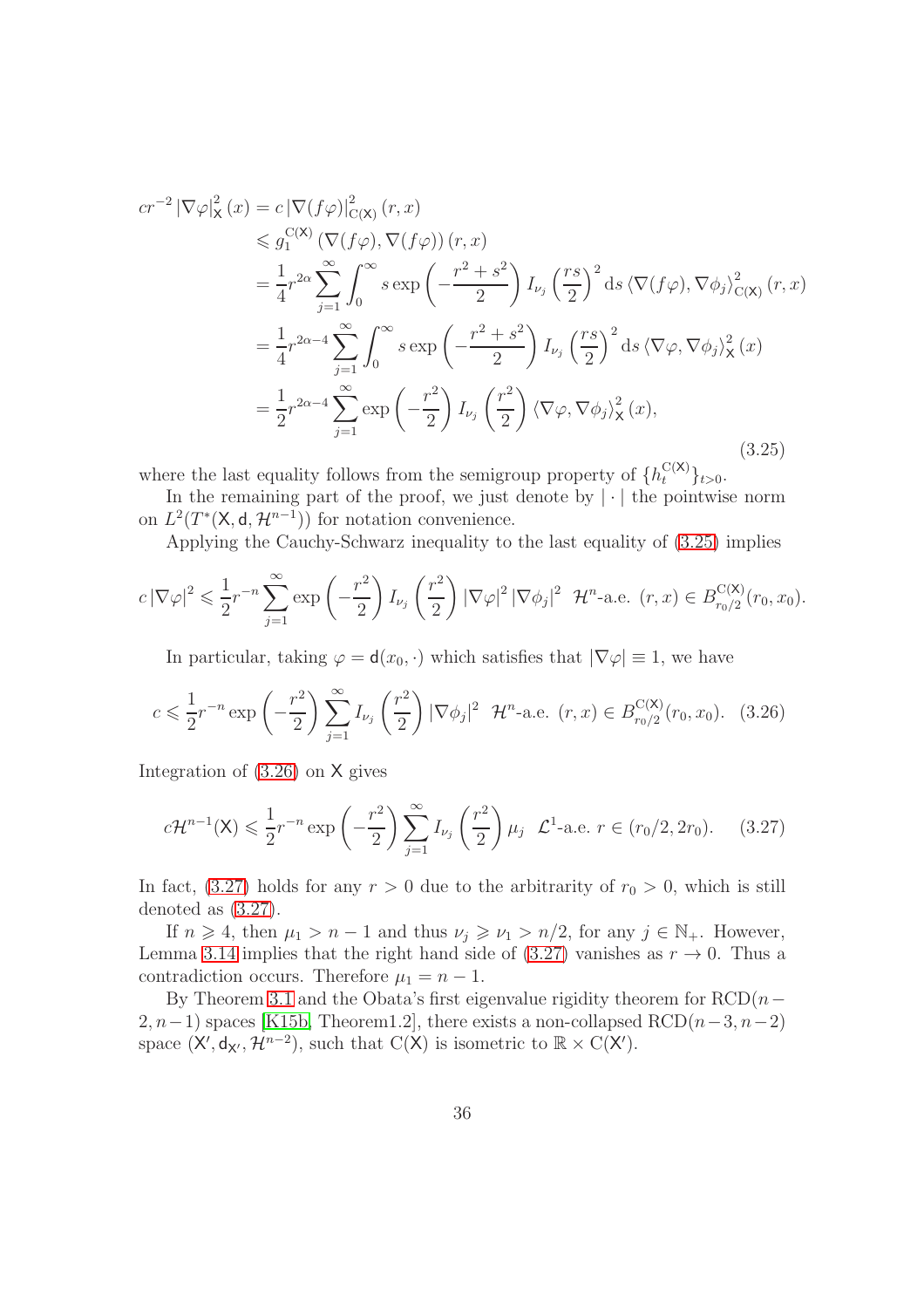$$
\begin{aligned}
cr^{-2}\left|\nabla\varphi\right|^2_{\mathsf{X}}(x) &= c\left|\nabla(f\varphi)\right|^2_{\mathrm{C}(\mathsf{X})}(r,x)\\
&\leqslant g_1^{\mathrm{C}(\mathsf{X})}\left(\nabla(f\varphi),\nabla(f\varphi)\right)(r,x)\\
&= \frac{1}{4}r^{2\alpha}\sum_{j=1}^{\infty}\int_0^{\infty} s\exp\left(-\frac{r^2+s^2}{2}\right)I_{\nu_j}\left(\frac{rs}{2}\right)^2\mathrm{d}s\,\langle\nabla(f\varphi),\nabla\phi_j\rangle^2_{\mathrm{C}(\mathsf{X})}(r,x)\\
&= \frac{1}{4}r^{2\alpha-4}\sum_{j=1}^{\infty}\int_0^{\infty} s\exp\left(-\frac{r^2+s^2}{2}\right)I_{\nu_j}\left(\frac{rs}{2}\right)^2\mathrm{d}s\,\langle\nabla\varphi,\nabla\phi_j\rangle^2_{\mathsf{X}}(x)\\
&= \frac{1}{2}r^{2\alpha-4}\sum_{j=1}^{\infty}\exp\left(-\frac{r^2}{2}\right)I_{\nu_j}\left(\frac{r^2}{2}\right)\langle\nabla\varphi,\nabla\phi_j\rangle^2_{\mathsf{X}}(x),
\end{aligned}
\tag{3.25}
$$

where the last equality follows from the semigroup property of $\{h_t^{\mathrm{C}(\mathsf{X})}\}_{t>0}$.

In the remaining part of the proof, we just denote by $|\cdot|$ the pointwise norm on $L^2(T^*(\mathsf{X},\mathsf{d},\mathcal{H}^{n-1}))$ for notation convenience.

Applying the Cauchy-Schwarz inequality to the last equality of (3.25) implies

$$
c\left|\nabla\varphi\right|^2 \leqslant \frac{1}{2}r^{-n}\sum_{j=1}^{\infty}\exp\left(-\frac{r^2}{2}\right)I_{\nu_j}\left(\frac{r^2}{2}\right)\left|\nabla\varphi\right|^2\left|\nabla\phi_j\right|^2 \ \ \mathcal{H}^n\text{-a.e. } (r,x)\in B^{\mathrm{C}(\mathsf{X})}_{r_0/2}(r_0,x_0).
$$

In particular, taking $\varphi=\mathsf{d}(x_0,\cdot)$ which satisfies that $|\nabla\varphi|\equiv 1$, we have

$$
c\leqslant \frac{1}{2}r^{-n}\exp\left(-\frac{r^2}{2}\right)\sum_{j=1}^{\infty}I_{\nu_j}\left(\frac{r^2}{2}\right)\left|\nabla\phi_j\right|^2 \ \ \mathcal{H}^n\text{-a.e. } (r,x)\in B^{\mathrm{C}(\mathsf{X})}_{r_0/2}(r_0,x_0). \tag{3.26}
$$

Integration of (3.26) on $\mathsf{X}$ gives

$$
c\mathcal{H}^{n-1}(\mathsf{X})\leqslant \frac{1}{2}r^{-n}\exp\left(-\frac{r^2}{2}\right)\sum_{j=1}^{\infty}I_{\nu_j}\left(\frac{r^2}{2}\right)\mu_j \ \ \mathcal{L}^1\text{-a.e. } r\in(r_0/2,2r_0). \tag{3.27}
$$

In fact, (3.27) holds for any $r>0$ due to the arbitrarity of $r_0>0$, which is still denoted as (3.27).

If $n\geqslant 4$, then $\mu_1>n-1$ and thus $\nu_j\geqslant\nu_1>n/2$, for any $j\in\mathbb{N}_+$. However, Lemma 3.14 implies that the right hand side of (3.27) vanishes as $r\to 0$. Thus a contradiction occurs. Therefore $\mu_1=n-1$.

By Theorem 3.1 and the Obata's first eigenvalue rigidity theorem for $\mathrm{RCD}(n-2,n-1)$ spaces [K15b, Theorem1.2], there exists a non-collapsed $\mathrm{RCD}(n-3,n-2)$ space $(\mathsf{X}',\mathsf{d}_{\mathsf{X}'},\mathcal{H}^{n-2})$, such that $\mathrm{C}(\mathsf{X})$ is isometric to $\mathbb{R}\times\mathrm{C}(\mathsf{X}')$.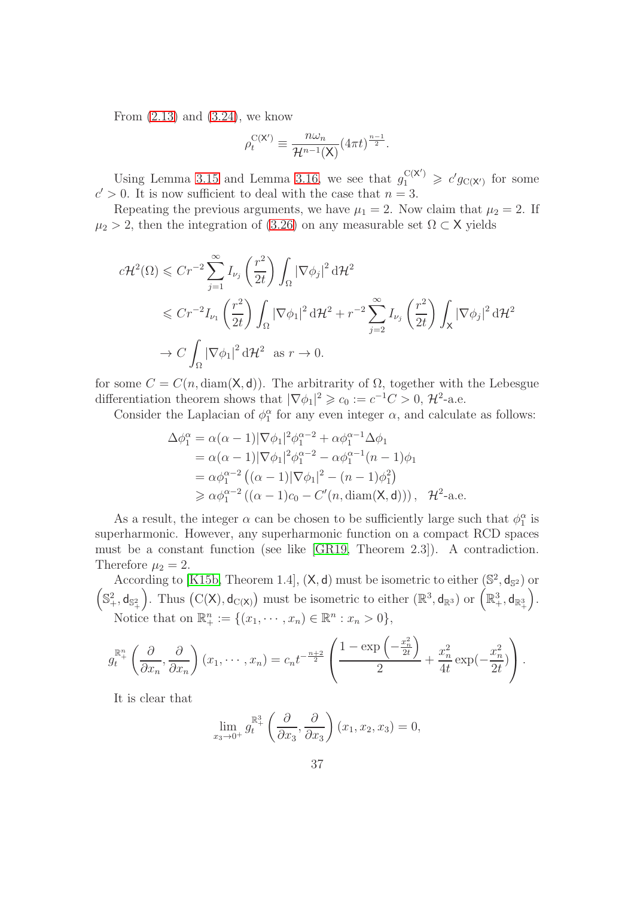From (2.13) and (3.24), we know

$$\rho_t^{\mathrm{C}(\mathsf{X}')} \equiv \frac{n\omega_n}{\mathcal{H}^{n-1}(\mathsf{X})}(4\pi t)^{\frac{n-1}{2}}.$$

Using Lemma 3.15 and Lemma 3.16, we see that $g_1^{\mathrm{C}(\mathsf{X}')} \geqslant c' g_{\mathrm{C}(\mathsf{X}')}$ for some $c' > 0$. It is now sufficient to deal with the case that $n = 3$.

Repeating the previous arguments, we have $\mu_1 = 2$. Now claim that $\mu_2 = 2$. If $\mu_2 > 2$, then the integration of (3.26) on any measurable set $\Omega \subset \mathsf{X}$ yields

$$\begin{aligned}
c\mathcal{H}^2(\Omega) &\leqslant Cr^{-2}\sum_{j=1}^{\infty} I_{\nu_j}\left(\frac{r^2}{2t}\right)\int_\Omega |\nabla \phi_j|^2 \,\mathrm{d}\mathcal{H}^2 \\
&\leqslant Cr^{-2} I_{\nu_1}\left(\frac{r^2}{2t}\right)\int_\Omega |\nabla \phi_1|^2 \,\mathrm{d}\mathcal{H}^2 + r^{-2}\sum_{j=2}^{\infty} I_{\nu_j}\left(\frac{r^2}{2t}\right)\int_{\mathsf{X}} |\nabla \phi_j|^2 \,\mathrm{d}\mathcal{H}^2 \\
&\to C\int_\Omega |\nabla \phi_1|^2 \,\mathrm{d}\mathcal{H}^2 \quad \text{as } r \to 0.
\end{aligned}$$

for some $C = C(n, \mathrm{diam}(\mathsf{X}, \mathsf{d}))$. The arbitrarity of $\Omega$, together with the Lebesgue differentiation theorem shows that $|\nabla \phi_1|^2 \geqslant c_0 := c^{-1}C > 0$, $\mathcal{H}^2$-a.e.

Consider the Laplacian of $\phi_1^\alpha$ for any even integer $\alpha$, and calculate as follows:

$$\begin{aligned}
\Delta \phi_1^\alpha &= \alpha(\alpha-1)|\nabla \phi_1|^2 \phi_1^{\alpha-2} + \alpha \phi_1^{\alpha-1}\Delta \phi_1 \\
&= \alpha(\alpha-1)|\nabla \phi_1|^2 \phi_1^{\alpha-2} - \alpha \phi_1^{\alpha-1}(n-1)\phi_1 \\
&= \alpha \phi_1^{\alpha-2}\left((\alpha-1)|\nabla \phi_1|^2 - (n-1)\phi_1^2\right) \\
&\geqslant \alpha \phi_1^{\alpha-2}\left((\alpha-1)c_0 - C'(n, \mathrm{diam}(\mathsf{X}, \mathsf{d}))\right), \quad \mathcal{H}^2\text{-a.e.}
\end{aligned}$$

As a result, the integer $\alpha$ can be chosen to be sufficiently large such that $\phi_1^\alpha$ is superharmonic. However, any superharmonic function on a compact RCD spaces must be a constant function (see like [GR19, Theorem 2.3]). A contradiction. Therefore $\mu_2 = 2$.

According to [K15b, Theorem 1.4], $(\mathsf{X}, \mathsf{d})$ must be isometric to either $(\mathbb{S}^2, \mathsf{d}_{\mathbb{S}^2})$ or $\left(\mathbb{S}^2_+, \mathsf{d}_{\mathbb{S}^2_+}\right)$. Thus $\left(\mathrm{C}(\mathsf{X}), \mathsf{d}_{\mathrm{C}(\mathsf{X})}\right)$ must be isometric to either $(\mathbb{R}^3, \mathsf{d}_{\mathbb{R}^3})$ or $\left(\mathbb{R}^3_+, \mathsf{d}_{\mathbb{R}^3_+}\right)$.

Notice that on $\mathbb{R}^n_+ := \{(x_1, \cdots, x_n) \in \mathbb{R}^n : x_n > 0\}$,

$$g_t^{\mathbb{R}^n_+}\left(\frac{\partial}{\partial x_n}, \frac{\partial}{\partial x_n}\right)(x_1, \cdots, x_n) = c_n t^{-\frac{n+2}{2}}\left(\frac{1 - \exp\left(-\frac{x_n^2}{2t}\right)}{2} + \frac{x_n^2}{4t}\exp(-\frac{x_n^2}{2t})\right).$$

It is clear that

$$\lim_{x_3 \to 0^+} g_t^{\mathbb{R}^3_+}\left(\frac{\partial}{\partial x_3}, \frac{\partial}{\partial x_3}\right)(x_1, x_2, x_3) = 0,$$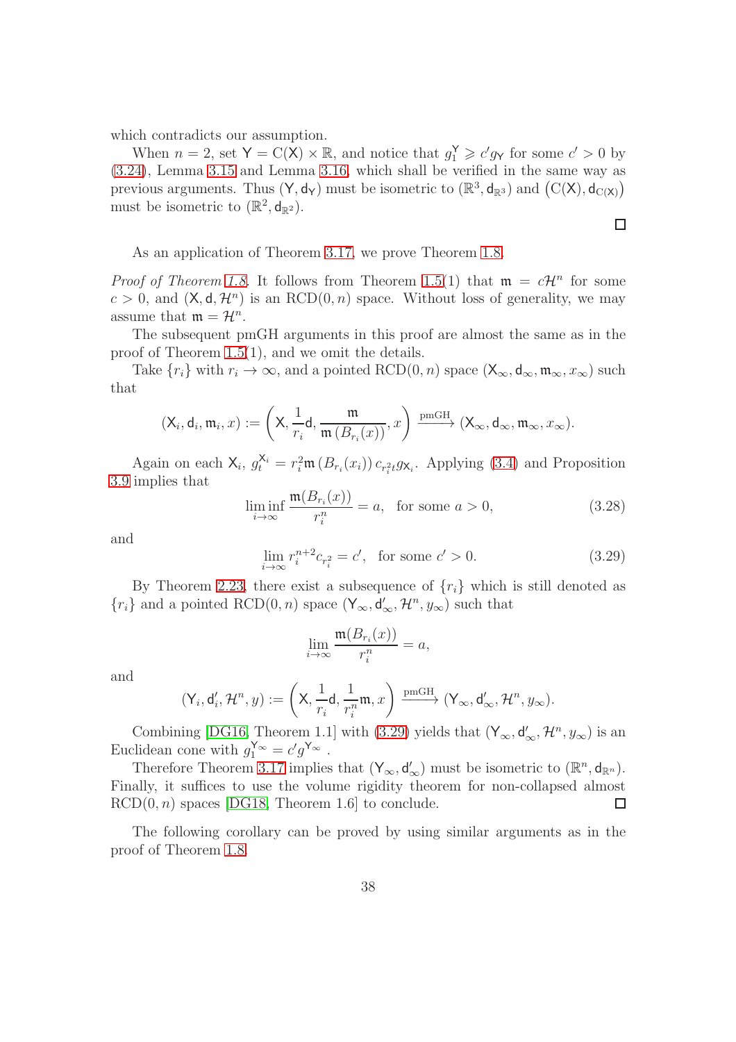which contradicts our assumption.

When $n=2$, set $\mathsf{Y}=\mathrm{C}(\mathsf{X})\times\mathbb{R}$, and notice that $g_1^{\mathsf{Y}}\geqslant c' g_{\mathsf{Y}}$ for some $c'>0$ by (3.24), Lemma 3.15 and Lemma 3.16, which shall be verified in the same way as previous arguments. Thus $(\mathsf{Y},\mathsf{d}_{\mathsf{Y}})$ must be isometric to $(\mathbb{R}^3,\mathsf{d}_{\mathbb{R}^3})$ and $\big(\mathrm{C}(\mathsf{X}),\mathsf{d}_{\mathrm{C}(\mathsf{X})}\big)$ must be isometric to $(\mathbb{R}^2,\mathsf{d}_{\mathbb{R}^2})$.

∎

As an application of Theorem 3.17, we prove Theorem 1.8.

*Proof of Theorem 1.8.* It follows from Theorem 1.5(1) that $\mathfrak{m}=c\mathcal{H}^n$ for some $c>0$, and $(\mathsf{X},\mathsf{d},\mathcal{H}^n)$ is an $\mathrm{RCD}(0,n)$ space. Without loss of generality, we may assume that $\mathfrak{m}=\mathcal{H}^n$.

The subsequent pmGH arguments in this proof are almost the same as in the proof of Theorem 1.5(1), and we omit the details.

Take $\{r_i\}$ with $r_i\to\infty$, and a pointed $\mathrm{RCD}(0,n)$ space $(\mathsf{X}_\infty,\mathsf{d}_\infty,\mathfrak{m}_\infty,x_\infty)$ such that

$$
(\mathsf{X}_i,\mathsf{d}_i,\mathfrak{m}_i,x):=\left(\mathsf{X},\frac{1}{r_i}\mathsf{d},\frac{\mathfrak{m}}{\mathfrak{m}\left(B_{r_i}(x)\right)},x\right)\xrightarrow{\text{pmGH}}(\mathsf{X}_\infty,\mathsf{d}_\infty,\mathfrak{m}_\infty,x_\infty).
$$

Again on each $\mathsf{X}_i$, $g_t^{\mathsf{X}_i}=r_i^2\mathfrak{m}\left(B_{r_i}(x_i)\right)c_{r_i^2 t}\,g_{\mathsf{X}_i}$. Applying (3.4) and Proposition 3.9 implies that

$$
\liminf_{i\to\infty}\frac{\mathfrak{m}(B_{r_i}(x))}{r_i^n}=a,\quad\text{for some } a>0, \tag{3.28}
$$

and

$$
\lim_{i\to\infty}r_i^{n+2}c_{r_i^2}=c',\quad\text{for some } c'>0. \tag{3.29}
$$

By Theorem 2.23, there exist a subsequence of $\{r_i\}$ which is still denoted as $\{r_i\}$ and a pointed $\mathrm{RCD}(0,n)$ space $(\mathsf{Y}_\infty,\mathsf{d}'_\infty,\mathcal{H}^n,y_\infty)$ such that

$$
\lim_{i\to\infty}\frac{\mathfrak{m}(B_{r_i}(x))}{r_i^n}=a,
$$

and

$$
(\mathsf{Y}_i,\mathsf{d}'_i,\mathcal{H}^n,y):=\left(\mathsf{X},\frac{1}{r_i}\mathsf{d},\frac{1}{r_i^n}\mathfrak{m},x\right)\xrightarrow{\text{pmGH}}(\mathsf{Y}_\infty,\mathsf{d}'_\infty,\mathcal{H}^n,y_\infty).
$$

Combining [DG16, Theorem 1.1] with (3.29) yields that $(\mathsf{Y}_\infty,\mathsf{d}'_\infty,\mathcal{H}^n,y_\infty)$ is an Euclidean cone with $g_1^{\mathsf{Y}_\infty}=c' g^{\mathsf{Y}_\infty}$.

Therefore Theorem 3.17 implies that $(\mathsf{Y}_\infty,\mathsf{d}'_\infty)$ must be isometric to $(\mathbb{R}^n,\mathsf{d}_{\mathbb{R}^n})$. Finally, it suffices to use the volume rigidity theorem for non-collapsed almost $\mathrm{RCD}(0,n)$ spaces [DG18, Theorem 1.6] to conclude. ∎

The following corollary can be proved by using similar arguments as in the proof of Theorem 1.8.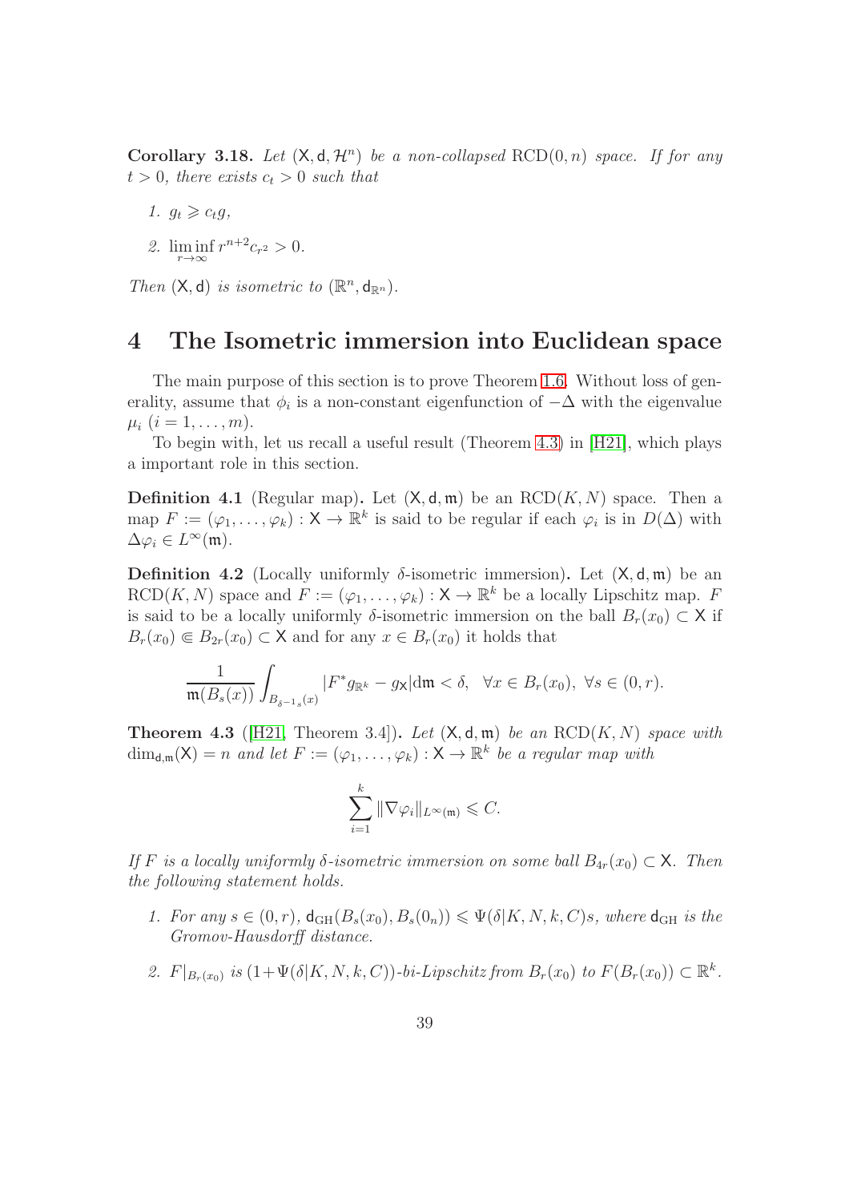**Corollary 3.18.** *Let $(\mathsf{X}, \mathsf{d}, \mathcal{H}^n)$ be a non-collapsed* $\mathrm{RCD}(0, n)$ *space. If for any $t > 0$, there exists $c_t > 0$ such that*

1. $g_t \geqslant c_t g$,
2. $\liminf_{r\to\infty} r^{n+2} c_{r^2} > 0$.

*Then $(\mathsf{X}, \mathsf{d})$ is isometric to $(\mathbb{R}^n, \mathsf{d}_{\mathbb{R}^n})$.*

# 4 The Isometric immersion into Euclidean space

The main purpose of this section is to prove Theorem 1.6. Without loss of generality, assume that $\phi_i$ is a non-constant eigenfunction of $-\Delta$ with the eigenvalue $\mu_i$ $(i = 1, \ldots, m)$.

To begin with, let us recall a useful result (Theorem 4.3) in [H21], which plays a important role in this section.

**Definition 4.1** (Regular map)**.** Let $(\mathsf{X}, \mathsf{d}, \mathfrak{m})$ be an $\mathrm{RCD}(K, N)$ space. Then a map $F := (\varphi_1, \ldots, \varphi_k) : \mathsf{X} \to \mathbb{R}^k$ is said to be regular if each $\varphi_i$ is in $D(\Delta)$ with $\Delta\varphi_i \in L^\infty(\mathfrak{m})$.

**Definition 4.2** (Locally uniformly $\delta$-isometric immersion)**.** Let $(\mathsf{X}, \mathsf{d}, \mathfrak{m})$ be an $\mathrm{RCD}(K, N)$ space and $F := (\varphi_1, \ldots, \varphi_k) : \mathsf{X} \to \mathbb{R}^k$ be a locally Lipschitz map. $F$ is said to be a locally uniformly $\delta$-isometric immersion on the ball $B_r(x_0) \subset \mathsf{X}$ if $B_r(x_0) \Subset B_{2r}(x_0) \subset \mathsf{X}$ and for any $x \in B_r(x_0)$ it holds that

$$\frac{1}{\mathfrak{m}(B_s(x))} \int_{B_{\delta^{-1}s}(x)} |F^* g_{\mathbb{R}^k} - g_{\mathsf{X}}| \mathrm{d}\mathfrak{m} < \delta, \quad \forall x \in B_r(x_0),\ \forall s \in (0, r).$$

**Theorem 4.3** ([H21, Theorem 3.4])**.** *Let $(\mathsf{X}, \mathsf{d}, \mathfrak{m})$ be an $\mathrm{RCD}(K, N)$ space with $\dim_{\mathsf{d},\mathfrak{m}}(\mathsf{X}) = n$ and let $F := (\varphi_1, \ldots, \varphi_k) : \mathsf{X} \to \mathbb{R}^k$ be a regular map with*

$$\sum_{i=1}^k \|\nabla\varphi_i\|_{L^\infty(\mathfrak{m})} \leqslant C.$$

*If $F$ is a locally uniformly $\delta$-isometric immersion on some ball $B_{4r}(x_0) \subset \mathsf{X}$. Then the following statement holds.*

1. *For any $s \in (0, r)$, $\mathsf{d}_{\mathrm{GH}}(B_s(x_0), B_s(0_n)) \leqslant \Psi(\delta|K, N, k, C)s$, where $\mathsf{d}_{\mathrm{GH}}$ is the Gromov-Hausdorff distance.*
2. *$F|_{B_r(x_0)}$ is $(1+\Psi(\delta|K, N, k, C))$-bi-Lipschitz from $B_r(x_0)$ to $F(B_r(x_0)) \subset \mathbb{R}^k$.*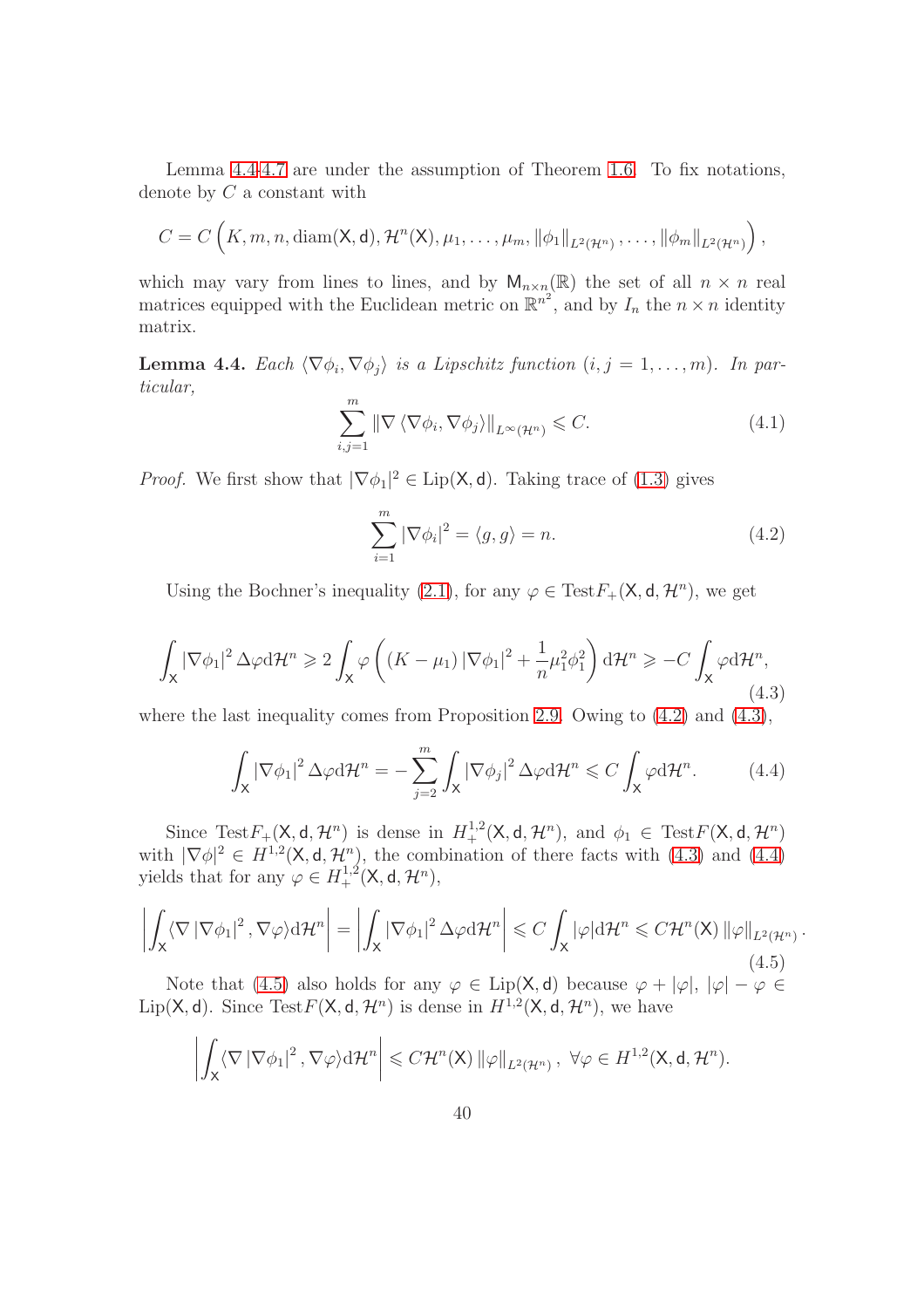Lemma 4.4-4.7 are under the assumption of Theorem 1.6. To fix notations, denote by $C$ a constant with

$$C = C\left(K, m, n, \mathrm{diam}(\mathsf{X}, \mathsf{d}), \mathcal{H}^n(\mathsf{X}), \mu_1, \ldots, \mu_m, \|\phi_1\|_{L^2(\mathcal{H}^n)}, \ldots, \|\phi_m\|_{L^2(\mathcal{H}^n)}\right),$$

which may vary from lines to lines, and by $\mathsf{M}_{n\times n}(\mathbb{R})$ the set of all $n \times n$ real matrices equipped with the Euclidean metric on $\mathbb{R}^{n^2}$, and by $I_n$ the $n \times n$ identity matrix.

**Lemma 4.4.** *Each $\langle \nabla\phi_i, \nabla\phi_j\rangle$ is a Lipschitz function ($i, j = 1, \ldots, m$). In particular,*

$$\sum_{i,j=1}^{m} \|\nabla \langle \nabla\phi_i, \nabla\phi_j\rangle\|_{L^\infty(\mathcal{H}^n)} \leqslant C. \tag{4.1}$$

*Proof.* We first show that $|\nabla\phi_1|^2 \in \mathrm{Lip}(\mathsf{X}, \mathsf{d})$. Taking trace of (1.3) gives

$$\sum_{i=1}^{m} |\nabla\phi_i|^2 = \langle g, g\rangle = n. \tag{4.2}$$

Using the Bochner's inequality (2.1), for any $\varphi \in \mathrm{Test}F_+(\mathsf{X}, \mathsf{d}, \mathcal{H}^n)$, we get

$$\int_{\mathsf{X}} |\nabla\phi_1|^2 \Delta\varphi \mathrm{d}\mathcal{H}^n \geqslant 2\int_{\mathsf{X}} \varphi\left((K-\mu_1)|\nabla\phi_1|^2 + \frac{1}{n}\mu_1^2\phi_1^2\right)\mathrm{d}\mathcal{H}^n \geqslant -C\int_{\mathsf{X}} \varphi \mathrm{d}\mathcal{H}^n, \tag{4.3}$$

where the last inequality comes from Proposition 2.9. Owing to (4.2) and (4.3),

$$\int_{\mathsf{X}} |\nabla\phi_1|^2 \Delta\varphi \mathrm{d}\mathcal{H}^n = -\sum_{j=2}^{m}\int_{\mathsf{X}} |\nabla\phi_j|^2 \Delta\varphi \mathrm{d}\mathcal{H}^n \leqslant C\int_{\mathsf{X}} \varphi \mathrm{d}\mathcal{H}^n. \tag{4.4}$$

Since $\mathrm{Test}F_+(\mathsf{X}, \mathsf{d}, \mathcal{H}^n)$ is dense in $H^{1,2}_+(\mathsf{X}, \mathsf{d}, \mathcal{H}^n)$, and $\phi_1 \in \mathrm{Test}F(\mathsf{X}, \mathsf{d}, \mathcal{H}^n)$ with $|\nabla\phi|^2 \in H^{1,2}(\mathsf{X}, \mathsf{d}, \mathcal{H}^n)$, the combination of there facts with (4.3) and (4.4) yields that for any $\varphi \in H^{1,2}_+(\mathsf{X}, \mathsf{d}, \mathcal{H}^n)$,

$$\left|\int_{\mathsf{X}} \langle \nabla|\nabla\phi_1|^2, \nabla\varphi\rangle \mathrm{d}\mathcal{H}^n\right| = \left|\int_{\mathsf{X}} |\nabla\phi_1|^2 \Delta\varphi \mathrm{d}\mathcal{H}^n\right| \leqslant C\int_{\mathsf{X}} |\varphi| \mathrm{d}\mathcal{H}^n \leqslant C\mathcal{H}^n(\mathsf{X})\|\varphi\|_{L^2(\mathcal{H}^n)}. \tag{4.5}$$

Note that (4.5) also holds for any $\varphi \in \mathrm{Lip}(\mathsf{X}, \mathsf{d})$ because $\varphi + |\varphi|$, $|\varphi| - \varphi \in \mathrm{Lip}(\mathsf{X}, \mathsf{d})$. Since $\mathrm{Test}F(\mathsf{X}, \mathsf{d}, \mathcal{H}^n)$ is dense in $H^{1,2}(\mathsf{X}, \mathsf{d}, \mathcal{H}^n)$, we have

$$\left|\int_{\mathsf{X}} \langle \nabla|\nabla\phi_1|^2, \nabla\varphi\rangle \mathrm{d}\mathcal{H}^n\right| \leqslant C\mathcal{H}^n(\mathsf{X})\|\varphi\|_{L^2(\mathcal{H}^n)}, \ \forall \varphi \in H^{1,2}(\mathsf{X}, \mathsf{d}, \mathcal{H}^n).$$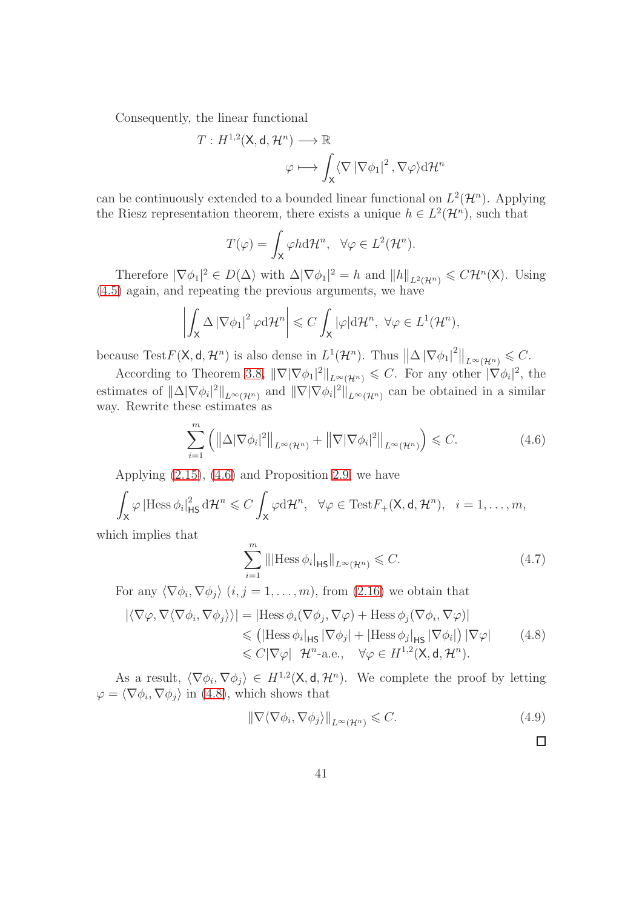Consequently, the linear functional

$$
\begin{aligned}
T : H^{1,2}(\mathsf{X}, \mathsf{d}, \mathcal{H}^n) &\longrightarrow \mathbb{R} \\
\varphi &\longmapsto \int_{\mathsf{X}} \langle \nabla |\nabla \phi_1|^2 , \nabla \varphi \rangle \mathrm{d}\mathcal{H}^n
\end{aligned}
$$

can be continuously extended to a bounded linear functional on $L^2(\mathcal{H}^n)$. Applying the Riesz representation theorem, there exists a unique $h \in L^2(\mathcal{H}^n)$, such that

$$
T(\varphi) = \int_{\mathsf{X}} \varphi h \mathrm{d}\mathcal{H}^n, \quad \forall \varphi \in L^2(\mathcal{H}^n).
$$

Therefore $|\nabla \phi_1|^2 \in D(\Delta)$ with $\Delta |\nabla \phi_1|^2 = h$ and $\|h\|_{L^2(\mathcal{H}^n)} \leqslant C\mathcal{H}^n(\mathsf{X})$. Using (4.5) again, and repeating the previous arguments, we have

$$
\left| \int_{\mathsf{X}} \Delta |\nabla \phi_1|^2 \varphi \mathrm{d}\mathcal{H}^n \right| \leqslant C \int_{\mathsf{X}} |\varphi| \mathrm{d}\mathcal{H}^n, \ \forall \varphi \in L^1(\mathcal{H}^n),
$$

because $\mathrm{Test}F(\mathsf{X}, \mathsf{d}, \mathcal{H}^n)$ is also dense in $L^1(\mathcal{H}^n)$. Thus $\left\| \Delta |\nabla \phi_1|^2 \right\|_{L^\infty(\mathcal{H}^n)} \leqslant C$.

According to Theorem 3.8, $\|\nabla |\nabla \phi_1|^2\|_{L^\infty(\mathcal{H}^n)} \leqslant C$. For any other $|\nabla \phi_i|^2$, the estimates of $\|\Delta |\nabla \phi_i|^2\|_{L^\infty(\mathcal{H}^n)}$ and $\|\nabla |\nabla \phi_i|^2\|_{L^\infty(\mathcal{H}^n)}$ can be obtained in a similar way. Rewrite these estimates as

$$
\sum_{i=1}^m \left( \left\| \Delta |\nabla \phi_i|^2 \right\|_{L^\infty(\mathcal{H}^n)} + \left\| \nabla |\nabla \phi_i|^2 \right\|_{L^\infty(\mathcal{H}^n)} \right) \leqslant C. \tag{4.6}
$$

Applying (2.15), (4.6) and Proposition 2.9, we have

$$
\int_{\mathsf{X}} \varphi \, |\mathrm{Hess}\, \phi_i|_{\mathsf{HS}}^2 \, \mathrm{d}\mathcal{H}^n \leqslant C \int_{\mathsf{X}} \varphi \mathrm{d}\mathcal{H}^n, \quad \forall \varphi \in \mathrm{Test}F_+(\mathsf{X}, \mathsf{d}, \mathcal{H}^n), \quad i = 1, \ldots, m,
$$

which implies that

$$
\sum_{i=1}^m \| |\mathrm{Hess}\, \phi_i|_{\mathsf{HS}} \|_{L^\infty(\mathcal{H}^n)} \leqslant C. \tag{4.7}
$$

For any $\langle \nabla \phi_i, \nabla \phi_j \rangle$ $(i, j = 1, \ldots, m)$, from (2.16) we obtain that

$$
\begin{aligned}
|\langle \nabla \varphi, \nabla \langle \nabla \phi_i, \nabla \phi_j \rangle \rangle| &= |\mathrm{Hess}\, \phi_i(\nabla \phi_j, \nabla \varphi) + \mathrm{Hess}\, \phi_j(\nabla \phi_i, \nabla \varphi)| \\
&\leqslant \left( |\mathrm{Hess}\, \phi_i|_{\mathsf{HS}} |\nabla \phi_j| + |\mathrm{Hess}\, \phi_j|_{\mathsf{HS}} |\nabla \phi_i| \right) |\nabla \varphi| \\
&\leqslant C |\nabla \varphi| \quad \mathcal{H}^n\text{-a.e.}, \quad \forall \varphi \in H^{1,2}(\mathsf{X}, \mathsf{d}, \mathcal{H}^n).
\end{aligned} \tag{4.8}
$$

As a result, $\langle \nabla \phi_i, \nabla \phi_j \rangle \in H^{1,2}(\mathsf{X}, \mathsf{d}, \mathcal{H}^n)$. We complete the proof by letting $\varphi = \langle \nabla \phi_i, \nabla \phi_j \rangle$ in (4.8), which shows that

$$
\|\nabla \langle \nabla \phi_i, \nabla \phi_j \rangle \|_{L^\infty(\mathcal{H}^n)} \leqslant C. \tag{4.9}
$$

$\square$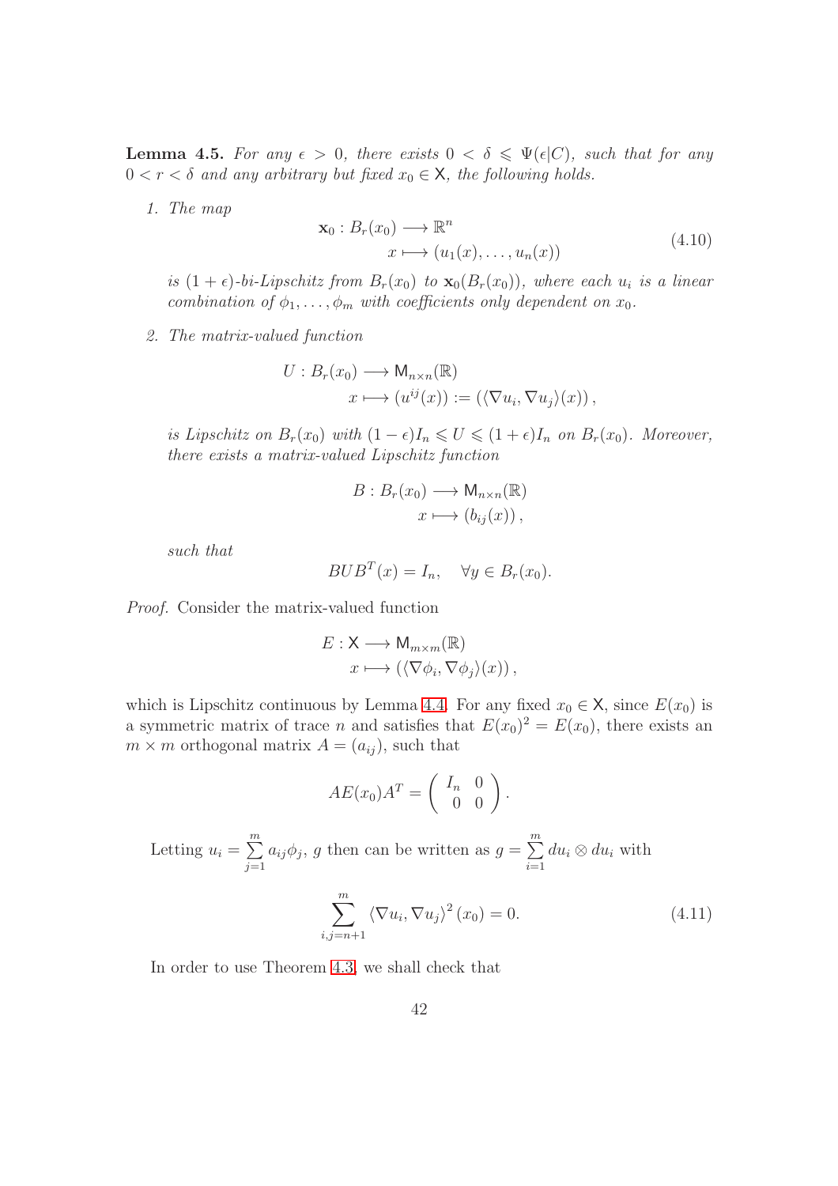**Lemma 4.5.** *For any $\epsilon > 0$, there exists $0 < \delta \leqslant \Psi(\epsilon|C)$, such that for any $0 < r < \delta$ and any arbitrary but fixed $x_0 \in \mathsf{X}$, the following holds.*

1. *The map*
$$\begin{aligned} \mathbf{x}_0 : B_r(x_0) &\longrightarrow \mathbb{R}^n \\ x &\longmapsto (u_1(x), \ldots, u_n(x)) \end{aligned} \tag{4.10}$$
*is $(1+\epsilon)$-bi-Lipschitz from $B_r(x_0)$ to $\mathbf{x}_0(B_r(x_0))$, where each $u_i$ is a linear combination of $\phi_1, \ldots, \phi_m$ with coefficients only dependent on $x_0$.*

2. *The matrix-valued function*
$$\begin{aligned} U : B_r(x_0) &\longrightarrow \mathsf{M}_{n\times n}(\mathbb{R}) \\ x &\longmapsto (u^{ij}(x)) := (\langle \nabla u_i, \nabla u_j \rangle(x)), \end{aligned}$$
*is Lipschitz on $B_r(x_0)$ with $(1-\epsilon)I_n \leqslant U \leqslant (1+\epsilon)I_n$ on $B_r(x_0)$. Moreover, there exists a matrix-valued Lipschitz function*
$$\begin{aligned} B : B_r(x_0) &\longrightarrow \mathsf{M}_{n\times n}(\mathbb{R}) \\ x &\longmapsto (b_{ij}(x)), \end{aligned}$$
*such that*
$$BUB^T(x) = I_n, \quad \forall y \in B_r(x_0).$$

*Proof.* Consider the matrix-valued function
$$\begin{aligned} E : \mathsf{X} &\longrightarrow \mathsf{M}_{m\times m}(\mathbb{R}) \\ x &\longmapsto (\langle \nabla \phi_i, \nabla \phi_j \rangle(x)), \end{aligned}$$
which is Lipschitz continuous by Lemma 4.4. For any fixed $x_0 \in \mathsf{X}$, since $E(x_0)$ is a symmetric matrix of trace $n$ and satisfies that $E(x_0)^2 = E(x_0)$, there exists an $m \times m$ orthogonal matrix $A = (a_{ij})$, such that
$$AE(x_0)A^T = \begin{pmatrix} I_n & 0 \\ 0 & 0 \end{pmatrix}.$$

Letting $u_i = \sum_{j=1}^{m} a_{ij}\phi_j$, $g$ then can be written as $g = \sum_{i=1}^{m} du_i \otimes du_i$ with
$$\sum_{i,j=n+1}^{m} \langle \nabla u_i, \nabla u_j \rangle^2 (x_0) = 0. \tag{4.11}$$

In order to use Theorem 4.3, we shall check that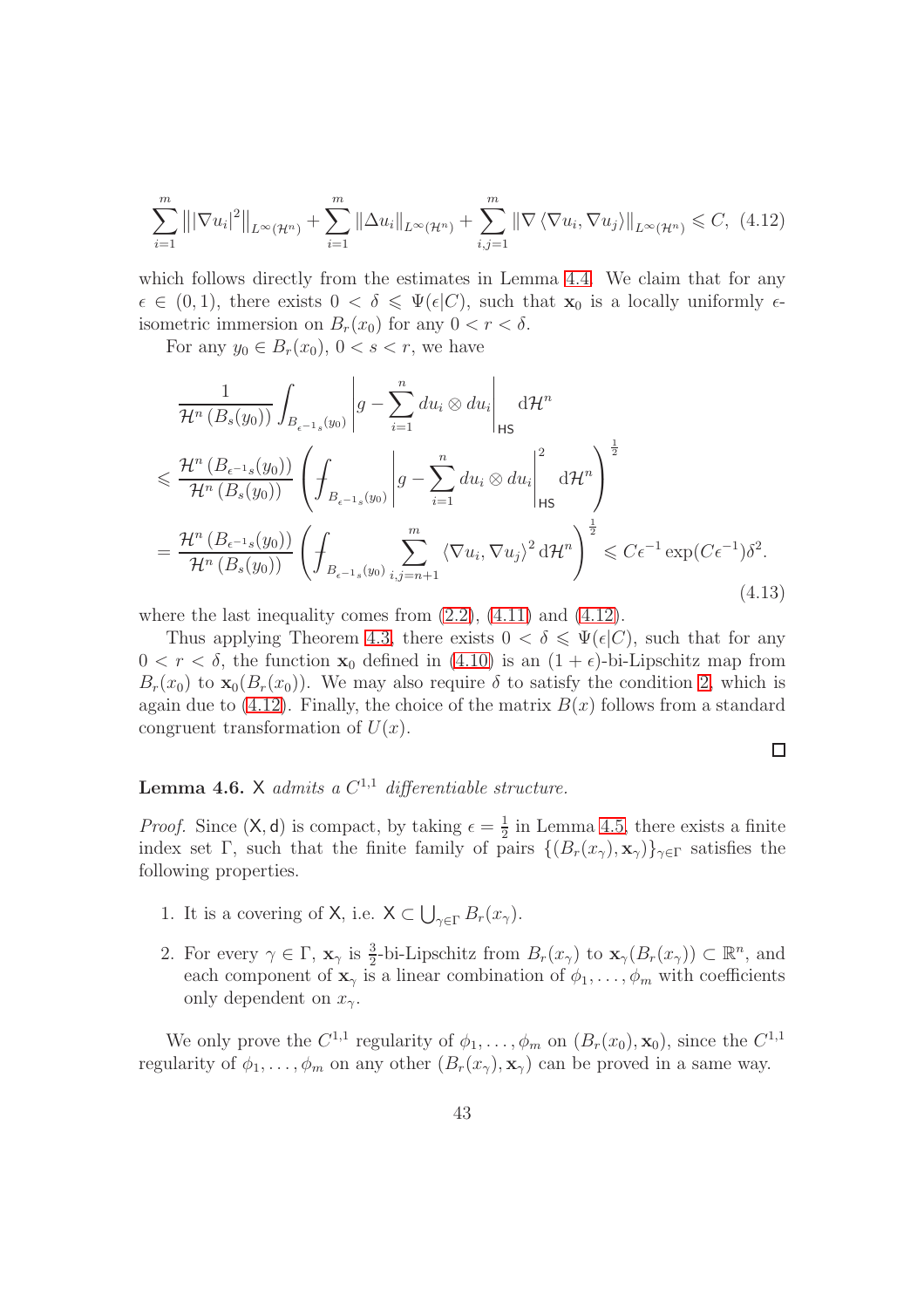$$
\sum_{i=1}^{m} \left\| |\nabla u_i|^2 \right\|_{L^\infty(\mathcal{H}^n)} + \sum_{i=1}^{m} \left\| \Delta u_i \right\|_{L^\infty(\mathcal{H}^n)} + \sum_{i,j=1}^{m} \left\| \nabla \left\langle \nabla u_i, \nabla u_j \right\rangle \right\|_{L^\infty(\mathcal{H}^n)} \leqslant C, \quad (4.12)
$$

which follows directly from the estimates in Lemma 4.4. We claim that for any $\epsilon \in (0, 1)$, there exists $0 < \delta \leqslant \Psi(\epsilon|C)$, such that $\mathbf{x}_0$ is a locally uniformly $\epsilon$-isometric immersion on $B_r(x_0)$ for any $0 < r < \delta$.

For any $y_0 \in B_r(x_0)$, $0 < s < r$, we have

$$
\begin{aligned}
&\frac{1}{\mathcal{H}^n(B_s(y_0))} \int_{B_{\epsilon^{-1}s}(y_0)} \left| g - \sum_{i=1}^{n} du_i \otimes du_i \right|_{\mathsf{HS}} \mathrm{d}\mathcal{H}^n \\
\leqslant\ & \frac{\mathcal{H}^n(B_{\epsilon^{-1}s}(y_0))}{\mathcal{H}^n(B_s(y_0))} \left( \fint_{B_{\epsilon^{-1}s}(y_0)} \left| g - \sum_{i=1}^{n} du_i \otimes du_i \right|^2_{\mathsf{HS}} \mathrm{d}\mathcal{H}^n \right)^{\frac{1}{2}} \\
=\ & \frac{\mathcal{H}^n(B_{\epsilon^{-1}s}(y_0))}{\mathcal{H}^n(B_s(y_0))} \left( \fint_{B_{\epsilon^{-1}s}(y_0)} \sum_{i,j=n+1}^{m} \left\langle \nabla u_i, \nabla u_j \right\rangle^2 \mathrm{d}\mathcal{H}^n \right)^{\frac{1}{2}} \leqslant C\epsilon^{-1} \exp(C\epsilon^{-1})\delta^2.
\end{aligned}
\quad (4.13)
$$

where the last inequality comes from (2.2), (4.11) and (4.12).

Thus applying Theorem 4.3, there exists $0 < \delta \leqslant \Psi(\epsilon|C)$, such that for any $0 < r < \delta$, the function $\mathbf{x}_0$ defined in (4.10) is an $(1+\epsilon)$-bi-Lipschitz map from $B_r(x_0)$ to $\mathbf{x}_0(B_r(x_0))$. We may also require $\delta$ to satisfy the condition 2, which is again due to (4.12). Finally, the choice of the matrix $B(x)$ follows from a standard congruent transformation of $U(x)$.

□

**Lemma 4.6.** *$\mathsf{X}$ admits a $C^{1,1}$ differentiable structure.*

*Proof.* Since $(\mathsf{X}, \mathsf{d})$ is compact, by taking $\epsilon = \frac{1}{2}$ in Lemma 4.5, there exists a finite index set $\Gamma$, such that the finite family of pairs $\{(B_r(x_\gamma), \mathbf{x}_\gamma)\}_{\gamma \in \Gamma}$ satisfies the following properties.

1. It is a covering of $\mathsf{X}$, i.e. $\mathsf{X} \subset \bigcup_{\gamma \in \Gamma} B_r(x_\gamma)$.
2. For every $\gamma \in \Gamma$, $\mathbf{x}_\gamma$ is $\frac{3}{2}$-bi-Lipschitz from $B_r(x_\gamma)$ to $\mathbf{x}_\gamma(B_r(x_\gamma)) \subset \mathbb{R}^n$, and each component of $\mathbf{x}_\gamma$ is a linear combination of $\phi_1, \ldots, \phi_m$ with coefficients only dependent on $x_\gamma$.

We only prove the $C^{1,1}$ regularity of $\phi_1, \ldots, \phi_m$ on $(B_r(x_0), \mathbf{x}_0)$, since the $C^{1,1}$ regularity of $\phi_1, \ldots, \phi_m$ on any other $(B_r(x_\gamma), \mathbf{x}_\gamma)$ can be proved in a same way.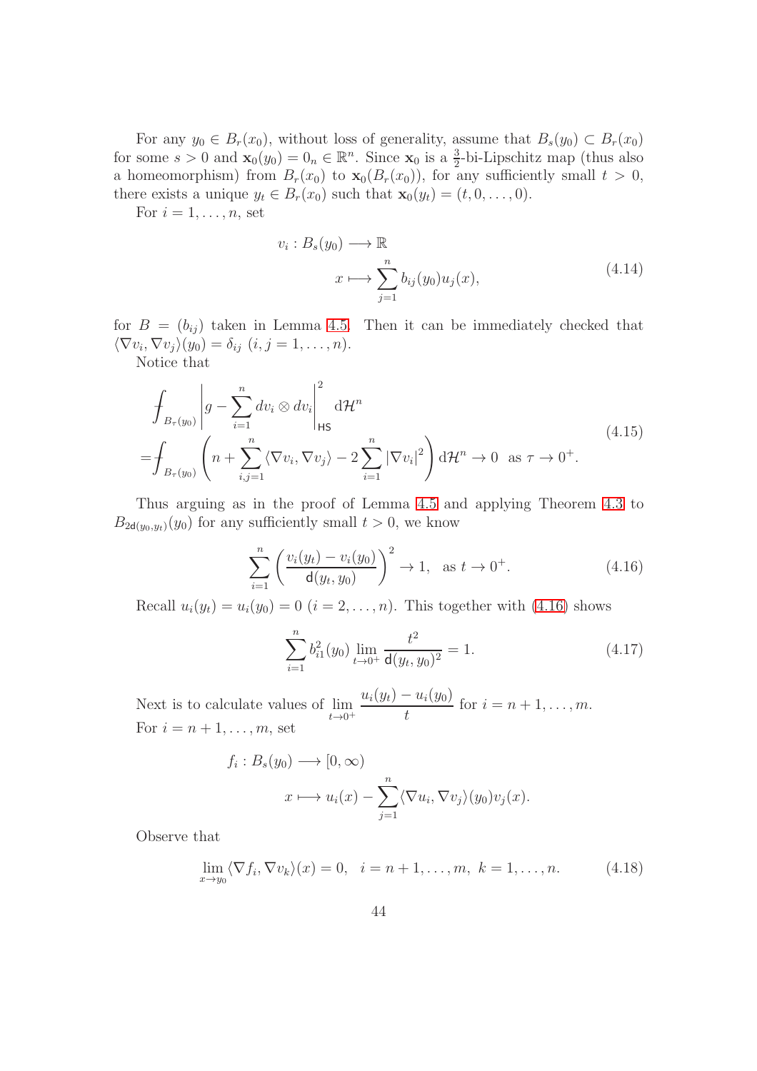For any $y_0 \in B_r(x_0)$, without loss of generality, assume that $B_s(y_0) \subset B_r(x_0)$ for some $s > 0$ and $\mathbf{x}_0(y_0) = 0_n \in \mathbb{R}^n$. Since $\mathbf{x}_0$ is a $\frac{3}{2}$-bi-Lipschitz map (thus also a homeomorphism) from $B_r(x_0)$ to $\mathbf{x}_0(B_r(x_0))$, for any sufficiently small $t > 0$, there exists a unique $y_t \in B_r(x_0)$ such that $\mathbf{x}_0(y_t) = (t, 0, \ldots, 0)$.

For $i = 1, \ldots, n$, set

$$
\begin{aligned}
v_i : B_s(y_0) &\longrightarrow \mathbb{R} \\
x &\longmapsto \sum_{j=1}^n b_{ij}(y_0) u_j(x),
\end{aligned}
\tag{4.14}
$$

for $B = (b_{ij})$ taken in Lemma 4.5. Then it can be immediately checked that $\langle \nabla v_i, \nabla v_j \rangle (y_0) = \delta_{ij}$ $(i, j = 1, \ldots, n)$.

Notice that

$$
\begin{aligned}
&\fint_{B_\tau(y_0)} \left| g - \sum_{i=1}^n dv_i \otimes dv_i \right|_{\mathsf{HS}}^2 \mathrm{d}\mathcal{H}^n \\
=&\fint_{B_\tau(y_0)} \left( n + \sum_{i,j=1}^n \langle \nabla v_i, \nabla v_j \rangle - 2 \sum_{i=1}^n |\nabla v_i|^2 \right) \mathrm{d}\mathcal{H}^n \to 0 \ \text{ as } \tau \to 0^+.
\end{aligned}
\tag{4.15}
$$

Thus arguing as in the proof of Lemma 4.5 and applying Theorem 4.3 to $B_{2\mathsf{d}(y_0, y_t)}(y_0)$ for any sufficiently small $t > 0$, we know

$$
\sum_{i=1}^n \left( \frac{v_i(y_t) - v_i(y_0)}{\mathsf{d}(y_t, y_0)} \right)^2 \to 1, \quad \text{as } t \to 0^+. \tag{4.16}
$$

Recall $u_i(y_t) = u_i(y_0) = 0$ $(i = 2, \ldots, n)$. This together with (4.16) shows

$$
\sum_{i=1}^n b_{i1}^2(y_0) \lim_{t \to 0^+} \frac{t^2}{\mathsf{d}(y_t, y_0)^2} = 1. \tag{4.17}
$$

Next is to calculate values of $\displaystyle\lim_{t \to 0^+} \frac{u_i(y_t) - u_i(y_0)}{t}$ for $i = n+1, \ldots, m$.

For $i = n+1, \ldots, m$, set

$$
\begin{aligned}
f_i : B_s(y_0) &\longrightarrow [0, \infty) \\
x &\longmapsto u_i(x) - \sum_{j=1}^n \langle \nabla u_i, \nabla v_j \rangle (y_0) v_j(x).
\end{aligned}
$$

Observe that

$$
\lim_{x \to y_0} \langle \nabla f_i, \nabla v_k \rangle (x) = 0, \quad i = n+1, \ldots, m, \ k = 1, \ldots, n. \tag{4.18}
$$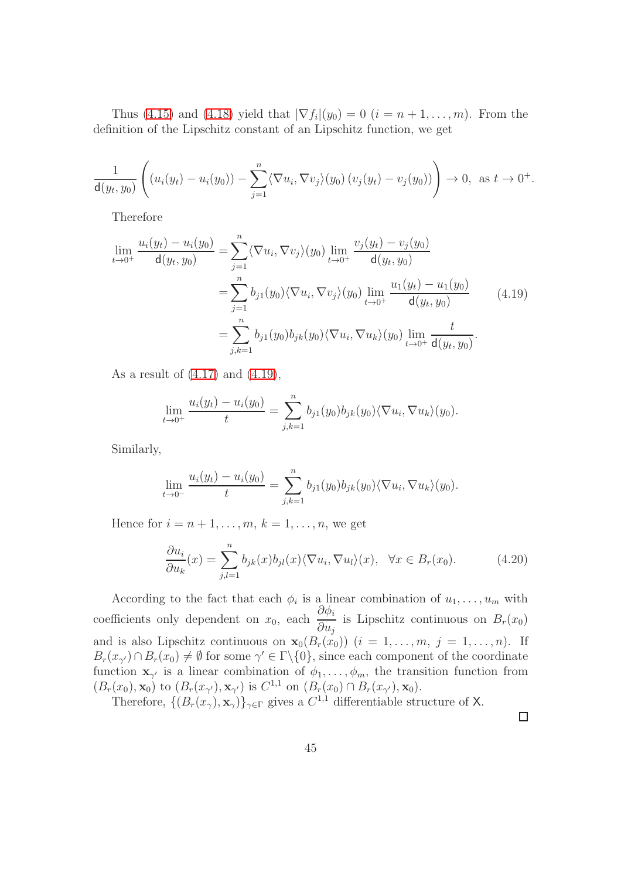Thus (4.15) and (4.18) yield that $|\nabla f_i|(y_0) = 0$ $(i = n+1, \ldots, m)$. From the definition of the Lipschitz constant of an Lipschitz function, we get

$$\frac{1}{\mathsf{d}(y_t, y_0)} \left( (u_i(y_t) - u_i(y_0)) - \sum_{j=1}^{n} \langle \nabla u_i, \nabla v_j \rangle (y_0) \, (v_j(y_t) - v_j(y_0)) \right) \to 0, \text{ as } t \to 0^+.$$

Therefore

$$\begin{aligned}
\lim_{t \to 0^+} \frac{u_i(y_t) - u_i(y_0)}{\mathsf{d}(y_t, y_0)} &= \sum_{j=1}^{n} \langle \nabla u_i, \nabla v_j \rangle (y_0) \lim_{t \to 0^+} \frac{v_j(y_t) - v_j(y_0)}{\mathsf{d}(y_t, y_0)} \\
&= \sum_{j=1}^{n} b_{j1}(y_0) \langle \nabla u_i, \nabla v_j \rangle (y_0) \lim_{t \to 0^+} \frac{u_1(y_t) - u_1(y_0)}{\mathsf{d}(y_t, y_0)} \qquad (4.19) \\
&= \sum_{j,k=1}^{n} b_{j1}(y_0) b_{jk}(y_0) \langle \nabla u_i, \nabla u_k \rangle (y_0) \lim_{t \to 0^+} \frac{t}{\mathsf{d}(y_t, y_0)}.
\end{aligned}$$

As a result of (4.17) and (4.19),

$$\lim_{t \to 0^+} \frac{u_i(y_t) - u_i(y_0)}{t} = \sum_{j,k=1}^{n} b_{j1}(y_0) b_{jk}(y_0) \langle \nabla u_i, \nabla u_k \rangle (y_0).$$

Similarly,

$$\lim_{t \to 0^-} \frac{u_i(y_t) - u_i(y_0)}{t} = \sum_{j,k=1}^{n} b_{j1}(y_0) b_{jk}(y_0) \langle \nabla u_i, \nabla u_k \rangle (y_0).$$

Hence for $i = n+1, \ldots, m$, $k = 1, \ldots, n$, we get

$$\frac{\partial u_i}{\partial u_k}(x) = \sum_{j,l=1}^{n} b_{jk}(x) b_{jl}(x) \langle \nabla u_i, \nabla u_l \rangle (x), \quad \forall x \in B_r(x_0). \qquad (4.20)$$

According to the fact that each $\phi_i$ is a linear combination of $u_1, \ldots, u_m$ with coefficients only dependent on $x_0$, each $\dfrac{\partial \phi_i}{\partial u_j}$ is Lipschitz continuous on $B_r(x_0)$ and is also Lipschitz continuous on $\mathbf{x}_0(B_r(x_0))$ $(i = 1, \ldots, m, \ j = 1, \ldots, n)$. If $B_r(x_{\gamma'}) \cap B_r(x_0) \neq \emptyset$ for some $\gamma' \in \Gamma \setminus \{0\}$, since each component of the coordinate function $\mathbf{x}_{\gamma'}$ is a linear combination of $\phi_1, \ldots, \phi_m$, the transition function from $(B_r(x_0), \mathbf{x}_0)$ to $(B_r(x_{\gamma'}), \mathbf{x}_{\gamma'})$ is $C^{1,1}$ on $(B_r(x_0) \cap B_r(x_{\gamma'}), \mathbf{x}_0)$.

Therefore, $\{(B_r(x_\gamma), \mathbf{x}_\gamma)\}_{\gamma \in \Gamma}$ gives a $C^{1,1}$ differentiable structure of $\mathsf{X}$.

$\square$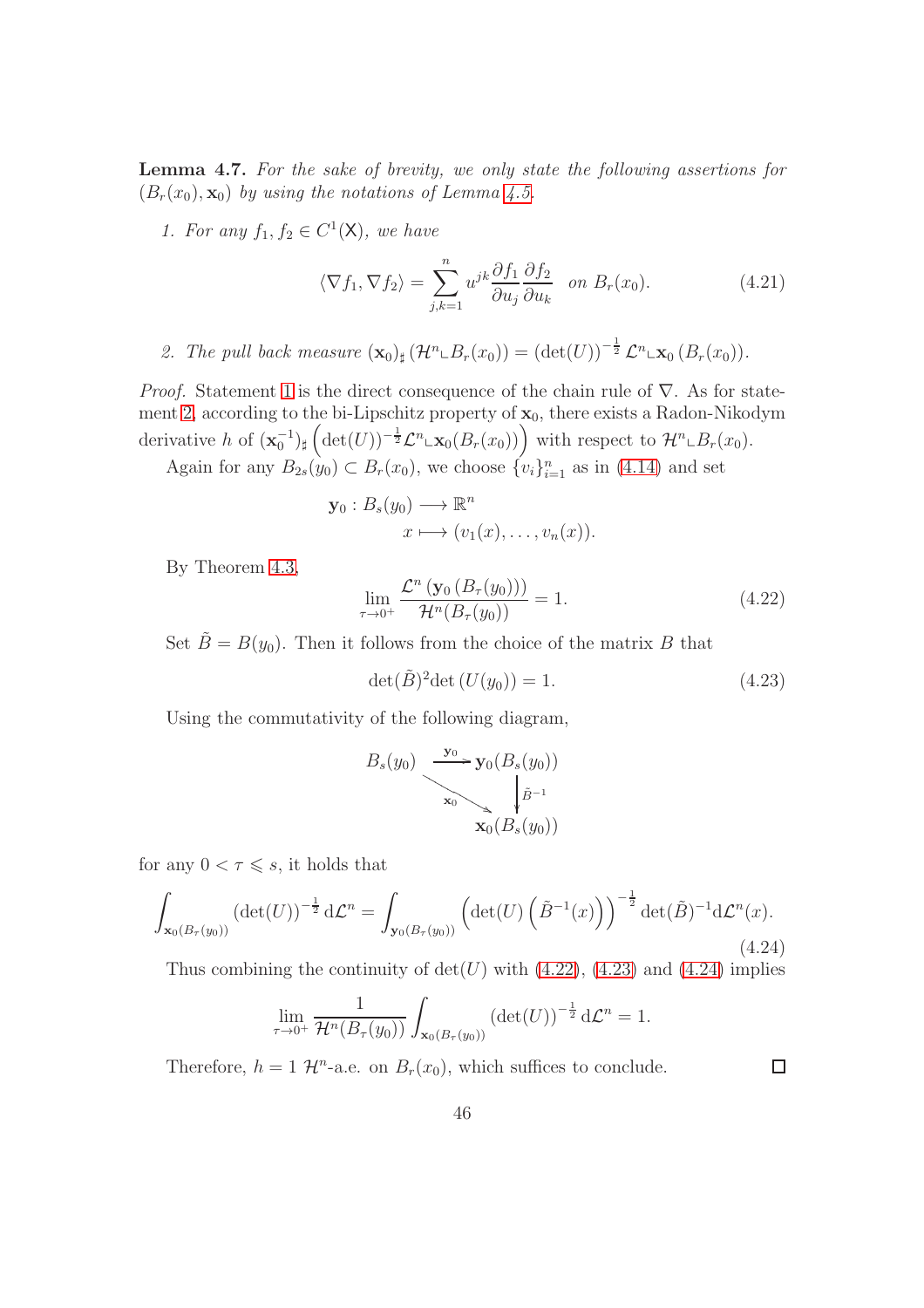**Lemma 4.7.** *For the sake of brevity, we only state the following assertions for $(B_r(x_0), \mathbf{x}_0)$ by using the notations of Lemma 4.5.*

1. *For any $f_1, f_2 \in C^1(\mathsf{X})$, we have*

$$\langle \nabla f_1, \nabla f_2 \rangle = \sum_{j,k=1}^{n} u^{jk} \frac{\partial f_1}{\partial u_j} \frac{\partial f_2}{\partial u_k} \quad \text{on } B_r(x_0). \tag{4.21}$$

2. *The pull back measure $(\mathbf{x}_0)_\sharp \left(\mathcal{H}^n \llcorner B_r(x_0)\right) = (\det(U))^{-\frac{1}{2}} \mathcal{L}^n \llcorner \mathbf{x}_0 \left(B_r(x_0)\right)$.*

*Proof.* Statement 1 is the direct consequence of the chain rule of $\nabla$. As for statement 2, according to the bi-Lipschitz property of $\mathbf{x}_0$, there exists a Radon-Nikodym derivative $h$ of $(\mathbf{x}_0^{-1})_\sharp \left( (\det(U))^{-\frac{1}{2}} \mathcal{L}^n \llcorner \mathbf{x}_0(B_r(x_0)) \right)$ with respect to $\mathcal{H}^n \llcorner B_r(x_0)$.

Again for any $B_{2s}(y_0) \subset B_r(x_0)$, we choose $\{v_i\}_{i=1}^n$ as in (4.14) and set

$$\begin{aligned} \mathbf{y}_0 : B_s(y_0) &\longrightarrow \mathbb{R}^n \\ x &\longmapsto (v_1(x), \ldots, v_n(x)). \end{aligned}$$

By Theorem 4.3,

$$\lim_{\tau \to 0^+} \frac{\mathcal{L}^n \left( \mathbf{y}_0 \left( B_\tau(y_0) \right) \right)}{\mathcal{H}^n(B_\tau(y_0))} = 1. \tag{4.22}$$

Set $\tilde{B} = B(y_0)$. Then it follows from the choice of the matrix $B$ that

$$\det(\tilde{B})^2 \det\left(U(y_0)\right) = 1. \tag{4.23}$$

Using the commutativity of the following diagram,

$$\begin{array}{ccc} B_s(y_0) & \xrightarrow{\mathbf{y}_0} & \mathbf{y}_0(B_s(y_0)) \\ & \searrow^{\mathbf{x}_0} & \downarrow \tilde{B}^{-1} \\ & & \mathbf{x}_0(B_s(y_0)) \end{array}$$

for any $0 < \tau \leqslant s$, it holds that

$$\int_{\mathbf{x}_0(B_\tau(y_0))} (\det(U))^{-\frac{1}{2}} \mathrm{d}\mathcal{L}^n = \int_{\mathbf{y}_0(B_\tau(y_0))} \left( \det(U) \left( \tilde{B}^{-1}(x) \right) \right)^{-\frac{1}{2}} \det(\tilde{B})^{-1} \mathrm{d}\mathcal{L}^n(x). \tag{4.24}$$

Thus combining the continuity of $\det(U)$ with (4.22), (4.23) and (4.24) implies

$$\lim_{\tau \to 0^+} \frac{1}{\mathcal{H}^n(B_\tau(y_0))} \int_{\mathbf{x}_0(B_\tau(y_0))} (\det(U))^{-\frac{1}{2}} \mathrm{d}\mathcal{L}^n = 1.$$

Therefore, $h = 1$ $\mathcal{H}^n$-a.e. on $B_r(x_0)$, which suffices to conclude. $\square$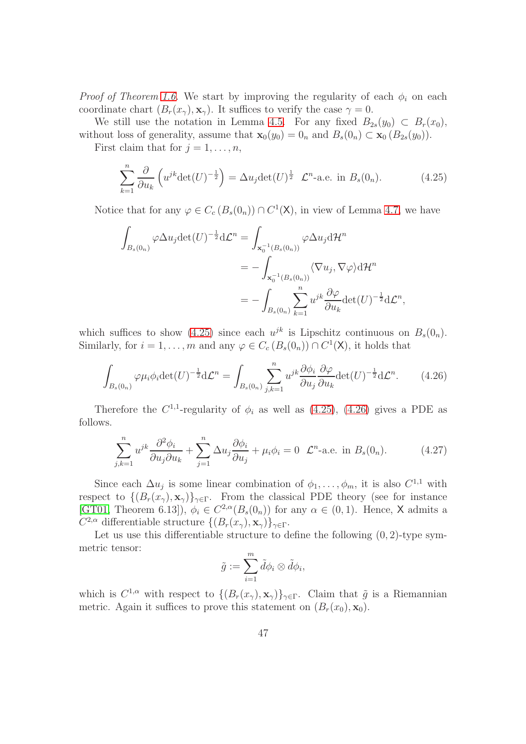*Proof of Theorem 1.6.* We start by improving the regularity of each $\phi_i$ on each coordinate chart $(B_r(x_\gamma), \mathbf{x}_\gamma)$. It suffices to verify the case $\gamma = 0$.

We still use the notation in Lemma 4.5. For any fixed $B_{2s}(y_0) \subset B_r(x_0)$, without loss of generality, assume that $\mathbf{x}_0(y_0) = 0_n$ and $B_s(0_n) \subset \mathbf{x}_0(B_{2s}(y_0))$.

First claim that for $j = 1, \ldots, n$,

$$\sum_{k=1}^{n} \frac{\partial}{\partial u_k}\left(u^{jk}\mathrm{det}(U)^{-\frac{1}{2}}\right) = \Delta u_j \mathrm{det}(U)^{\frac{1}{2}} \ \ \mathcal{L}^n\text{-a.e. in } B_s(0_n). \tag{4.25}$$

Notice that for any $\varphi \in C_c(B_s(0_n)) \cap C^1(\mathsf{X})$, in view of Lemma 4.7, we have

$$\begin{aligned}
\int_{B_s(0_n)} \varphi \Delta u_j \mathrm{det}(U)^{-\frac{1}{2}} \mathrm{d}\mathcal{L}^n &= \int_{\mathbf{x}_0^{-1}(B_s(0_n))} \varphi \Delta u_j \mathrm{d}\mathcal{H}^n \\
&= -\int_{\mathbf{x}_0^{-1}(B_s(0_n))} \langle \nabla u_j, \nabla \varphi \rangle \mathrm{d}\mathcal{H}^n \\
&= -\int_{B_s(0_n)} \sum_{k=1}^{n} u^{jk} \frac{\partial \varphi}{\partial u_k} \mathrm{det}(U)^{-\frac{1}{2}} \mathrm{d}\mathcal{L}^n,
\end{aligned}$$

which suffices to show (4.25) since each $u^{jk}$ is Lipschitz continuous on $B_s(0_n)$. Similarly, for $i = 1, \ldots, m$ and any $\varphi \in C_c(B_s(0_n)) \cap C^1(\mathsf{X})$, it holds that

$$\int_{B_s(0_n)} \varphi \mu_i \phi_i \mathrm{det}(U)^{-\frac{1}{2}} \mathrm{d}\mathcal{L}^n = \int_{B_s(0_n)} \sum_{j,k=1}^{n} u^{jk} \frac{\partial \phi_i}{\partial u_j} \frac{\partial \varphi}{\partial u_k} \mathrm{det}(U)^{-\frac{1}{2}} \mathrm{d}\mathcal{L}^n. \tag{4.26}$$

Therefore the $C^{1,1}$-regularity of $\phi_i$ as well as (4.25), (4.26) gives a PDE as follows.

$$\sum_{j,k=1}^{n} u^{jk} \frac{\partial^2 \phi_i}{\partial u_j \partial u_k} + \sum_{j=1}^{n} \Delta u_j \frac{\partial \phi_i}{\partial u_j} + \mu_i \phi_i = 0 \ \ \mathcal{L}^n\text{-a.e. in } B_s(0_n). \tag{4.27}$$

Since each $\Delta u_j$ is some linear combination of $\phi_1, \ldots, \phi_m$, it is also $C^{1,1}$ with respect to $\{(B_r(x_\gamma), \mathbf{x}_\gamma)\}_{\gamma \in \Gamma}$. From the classical PDE theory (see for instance [GT01, Theorem 6.13]), $\phi_i \in C^{2,\alpha}(B_s(0_n))$ for any $\alpha \in (0, 1)$. Hence, $\mathsf{X}$ admits a $C^{2,\alpha}$ differentiable structure $\{(B_r(x_\gamma), \mathbf{x}_\gamma)\}_{\gamma \in \Gamma}$.

Let us use this differentiable structure to define the following $(0, 2)$-type symmetric tensor:

$$\tilde{g} := \sum_{i=1}^{m} \tilde{d}\phi_i \otimes \tilde{d}\phi_i,$$

which is $C^{1,\alpha}$ with respect to $\{(B_r(x_\gamma), \mathbf{x}_\gamma)\}_{\gamma \in \Gamma}$. Claim that $\tilde{g}$ is a Riemannian metric. Again it suffices to prove this statement on $(B_r(x_0), \mathbf{x}_0)$.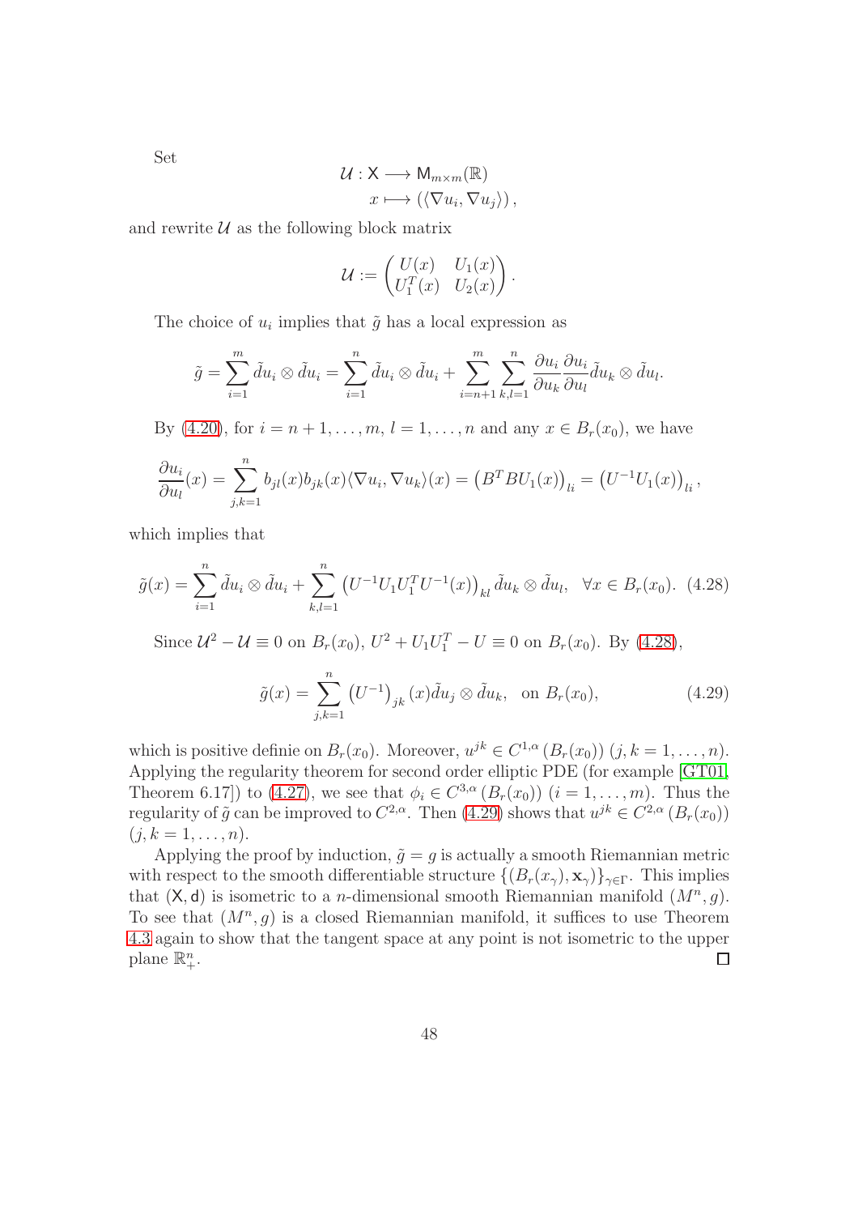Set

$$\mathcal{U} : \mathsf{X} \longrightarrow \mathsf{M}_{m\times m}(\mathbb{R})$$
$$x \longmapsto (\langle \nabla u_i, \nabla u_j\rangle),$$

and rewrite $\mathcal{U}$ as the following block matrix

$$\mathcal{U} := \begin{pmatrix} U(x) & U_1(x) \\ U_1^T(x) & U_2(x) \end{pmatrix}.$$

The choice of $u_i$ implies that $\tilde{g}$ has a local expression as

$$\tilde{g} = \sum_{i=1}^{m} \tilde{d}u_i \otimes \tilde{d}u_i = \sum_{i=1}^{n} \tilde{d}u_i \otimes \tilde{d}u_i + \sum_{i=n+1}^{m}\sum_{k,l=1}^{n} \frac{\partial u_i}{\partial u_k}\frac{\partial u_i}{\partial u_l}\tilde{d}u_k \otimes \tilde{d}u_l.$$

By (4.20), for $i = n+1, \ldots, m$, $l = 1, \ldots, n$ and any $x \in B_r(x_0)$, we have

$$\frac{\partial u_i}{\partial u_l}(x) = \sum_{j,k=1}^{n} b_{jl}(x)b_{jk}(x)\langle \nabla u_i, \nabla u_k\rangle(x) = \left(B^T B U_1(x)\right)_{li} = \left(U^{-1}U_1(x)\right)_{li},$$

which implies that

$$\tilde{g}(x) = \sum_{i=1}^{n} \tilde{d}u_i \otimes \tilde{d}u_i + \sum_{k,l=1}^{n} \left(U^{-1}U_1U_1^T U^{-1}(x)\right)_{kl} \tilde{d}u_k \otimes \tilde{d}u_l, \quad \forall x \in B_r(x_0). \tag{4.28}$$

Since $\mathcal{U}^2 - \mathcal{U} \equiv 0$ on $B_r(x_0)$, $U^2 + U_1U_1^T - U \equiv 0$ on $B_r(x_0)$. By (4.28),

$$\tilde{g}(x) = \sum_{j,k=1}^{n} \left(U^{-1}\right)_{jk}(x)\tilde{d}u_j \otimes \tilde{d}u_k, \quad \text{on } B_r(x_0), \tag{4.29}$$

which is positive definie on $B_r(x_0)$. Moreover, $u^{jk} \in C^{1,\alpha}\left(B_r(x_0)\right)$ $(j, k = 1, \ldots, n)$. Applying the regularity theorem for second order elliptic PDE (for example [GT01, Theorem 6.17]) to (4.27), we see that $\phi_i \in C^{3,\alpha}\left(B_r(x_0)\right)$ $(i = 1, \ldots, m)$. Thus the regularity of $\tilde{g}$ can be improved to $C^{2,\alpha}$. Then (4.29) shows that $u^{jk} \in C^{2,\alpha}\left(B_r(x_0)\right)$ $(j, k = 1, \ldots, n)$.

Applying the proof by induction, $\tilde{g} = g$ is actually a smooth Riemannian metric with respect to the smooth differentiable structure $\{(B_r(x_\gamma), \mathbf{x}_\gamma)\}_{\gamma\in\Gamma}$. This implies that $(\mathsf{X}, \mathsf{d})$ is isometric to a $n$-dimensional smooth Riemannian manifold $(M^n, g)$. To see that $(M^n, g)$ is a closed Riemannian manifold, it suffices to use Theorem 4.3 again to show that the tangent space at any point is not isometric to the upper plane $\mathbb{R}^n_+$. $\square$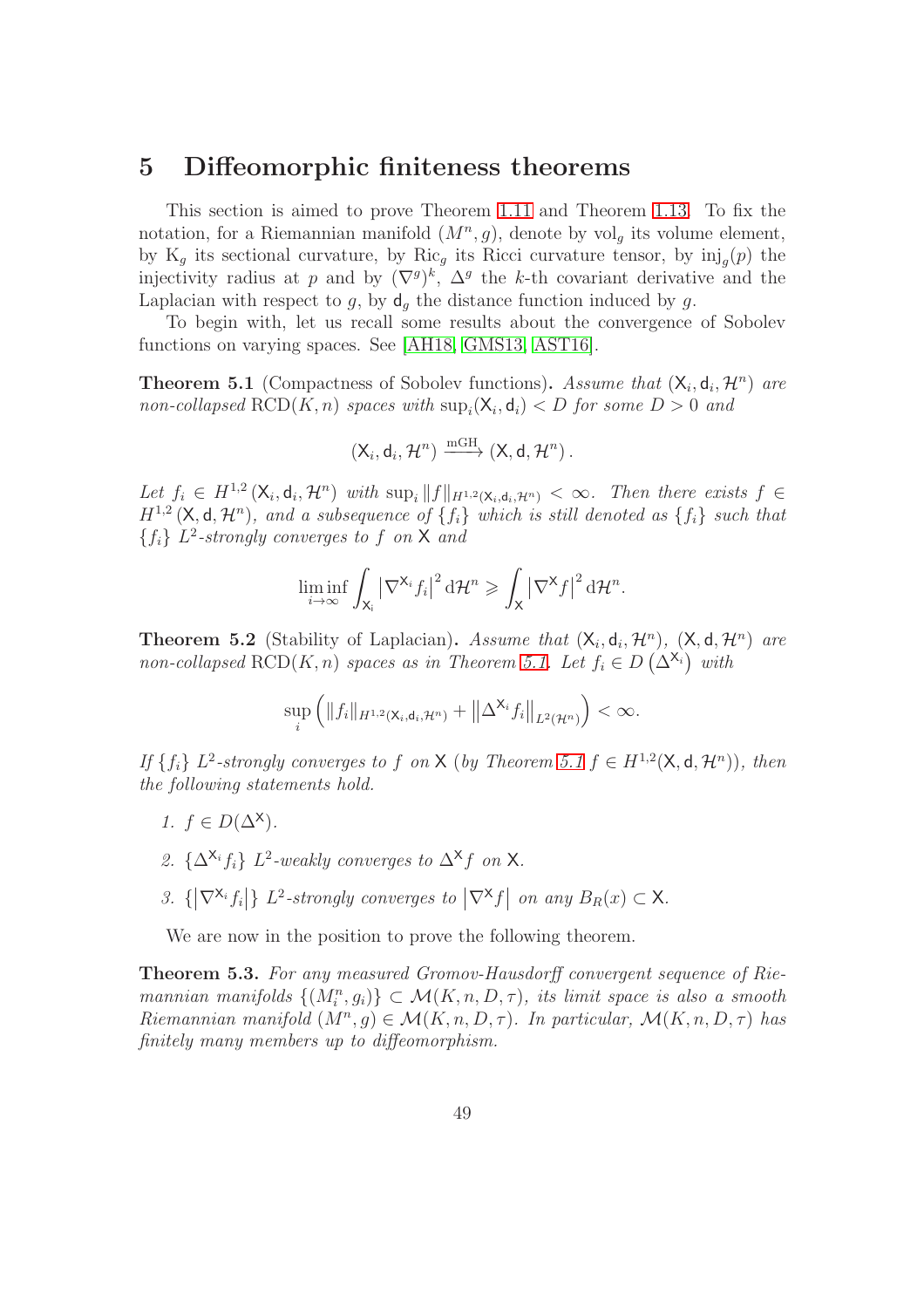# 5 Diffeomorphic finiteness theorems

This section is aimed to prove Theorem 1.11 and Theorem 1.13. To fix the notation, for a Riemannian manifold $(M^n, g)$, denote by $\mathrm{vol}_g$ its volume element, by $\mathrm{K}_g$ its sectional curvature, by $\mathrm{Ric}_g$ its Ricci curvature tensor, by $\mathrm{inj}_g(p)$ the injectivity radius at $p$ and by $(\nabla^g)^k$, $\Delta^g$ the $k$-th covariant derivative and the Laplacian with respect to $g$, by $\mathsf{d}_g$ the distance function induced by $g$.

To begin with, let us recall some results about the convergence of Sobolev functions on varying spaces. See [AH18, GMS13, AST16].

**Theorem 5.1** (Compactness of Sobolev functions)**.** *Assume that $(\mathsf{X}_i, \mathsf{d}_i, \mathcal{H}^n)$ are non-collapsed $\mathrm{RCD}(K, n)$ spaces with $\sup_i(\mathsf{X}_i, \mathsf{d}_i) < D$ for some $D > 0$ and*

$$(\mathsf{X}_i, \mathsf{d}_i, \mathcal{H}^n) \xrightarrow{\mathrm{mGH}} (\mathsf{X}, \mathsf{d}, \mathcal{H}^n).$$

*Let $f_i \in H^{1,2}(\mathsf{X}_i, \mathsf{d}_i, \mathcal{H}^n)$ with $\sup_i \|f\|_{H^{1,2}(\mathsf{X}_i,\mathsf{d}_i,\mathcal{H}^n)} < \infty$. Then there exists $f \in H^{1,2}(\mathsf{X}, \mathsf{d}, \mathcal{H}^n)$, and a subsequence of $\{f_i\}$ which is still denoted as $\{f_i\}$ such that $\{f_i\}$ $L^2$-strongly converges to $f$ on $\mathsf{X}$ and*

$$\liminf_{i\to\infty} \int_{\mathsf{X}_i} \left|\nabla^{\mathsf{X}_i} f_i\right|^2 \mathrm{d}\mathcal{H}^n \geqslant \int_{\mathsf{X}} \left|\nabla^{\mathsf{X}} f\right|^2 \mathrm{d}\mathcal{H}^n.$$

**Theorem 5.2** (Stability of Laplacian)**.** *Assume that $(\mathsf{X}_i, \mathsf{d}_i, \mathcal{H}^n)$, $(\mathsf{X}, \mathsf{d}, \mathcal{H}^n)$ are non-collapsed $\mathrm{RCD}(K, n)$ spaces as in Theorem 5.1. Let $f_i \in D\left(\Delta^{\mathsf{X}_i}\right)$ with*

$$\sup_i \left( \|f_i\|_{H^{1,2}(\mathsf{X}_i,\mathsf{d}_i,\mathcal{H}^n)} + \left\|\Delta^{\mathsf{X}_i} f_i\right\|_{L^2(\mathcal{H}^n)} \right) < \infty.$$

*If $\{f_i\}$ $L^2$-strongly converges to $f$ on $\mathsf{X}$ (by Theorem 5.1 $f \in H^{1,2}(\mathsf{X}, \mathsf{d}, \mathcal{H}^n)$), then the following statements hold.*

1. *$f \in D(\Delta^{\mathsf{X}})$.*
2. *$\{\Delta^{\mathsf{X}_i} f_i\}$ $L^2$-weakly converges to $\Delta^{\mathsf{X}} f$ on $\mathsf{X}$.*
3. *$\{\left|\nabla^{\mathsf{X}_i} f_i\right|\}$ $L^2$-strongly converges to $\left|\nabla^{\mathsf{X}} f\right|$ on any $B_R(x) \subset \mathsf{X}$.*

We are now in the position to prove the following theorem.

**Theorem 5.3.** *For any measured Gromov-Hausdorff convergent sequence of Riemannian manifolds $\{(M_i^n, g_i)\} \subset \mathcal{M}(K, n, D, \tau)$, its limit space is also a smooth Riemannian manifold $(M^n, g) \in \mathcal{M}(K, n, D, \tau)$. In particular, $\mathcal{M}(K, n, D, \tau)$ has finitely many members up to diffeomorphism.*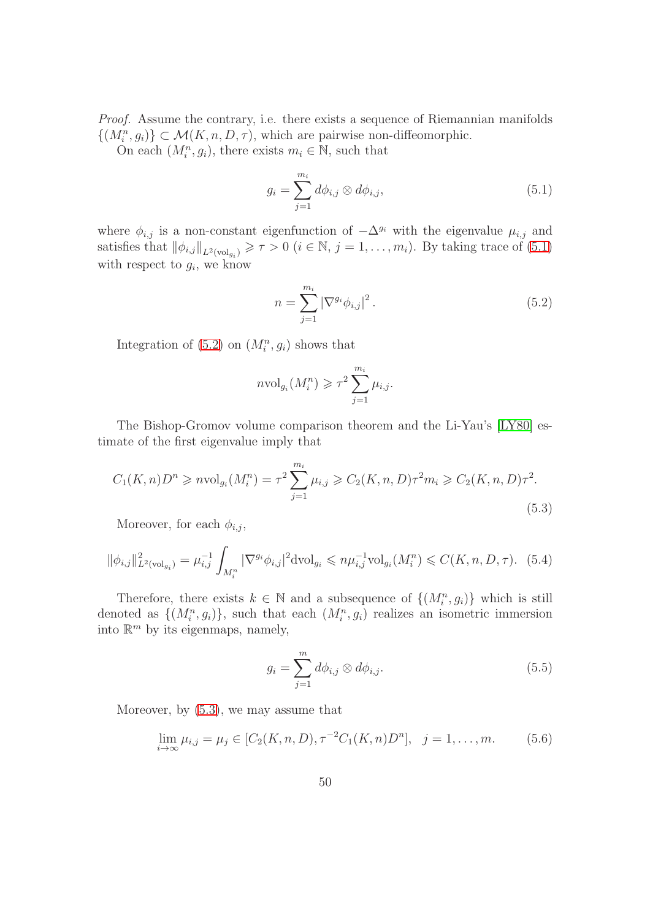*Proof.* Assume the contrary, i.e. there exists a sequence of Riemannian manifolds $\{(M_i^n, g_i)\} \subset \mathcal{M}(K, n, D, \tau)$, which are pairwise non-diffeomorphic.

On each $(M_i^n, g_i)$, there exists $m_i \in \mathbb{N}$, such that

$$g_i = \sum_{j=1}^{m_i} d\phi_{i,j} \otimes d\phi_{i,j}, \tag{5.1}$$

where $\phi_{i,j}$ is a non-constant eigenfunction of $-\Delta^{g_i}$ with the eigenvalue $\mu_{i,j}$ and satisfies that $\|\phi_{i,j}\|_{L^2(\mathrm{vol}_{g_i})} \geqslant \tau > 0$ ($i \in \mathbb{N}$, $j = 1, \ldots, m_i$). By taking trace of (5.1) with respect to $g_i$, we know

$$n = \sum_{j=1}^{m_i} \left|\nabla^{g_i} \phi_{i,j}\right|^2. \tag{5.2}$$

Integration of (5.2) on $(M_i^n, g_i)$ shows that

$$n\mathrm{vol}_{g_i}(M_i^n) \geqslant \tau^2 \sum_{j=1}^{m_i} \mu_{i,j}.$$

The Bishop-Gromov volume comparison theorem and the Li-Yau's [LY80] estimate of the first eigenvalue imply that

$$C_1(K, n)D^n \geqslant n\mathrm{vol}_{g_i}(M_i^n) = \tau^2 \sum_{j=1}^{m_i} \mu_{i,j} \geqslant C_2(K, n, D)\tau^2 m_i \geqslant C_2(K, n, D)\tau^2. \tag{5.3}$$

Moreover, for each $\phi_{i,j}$,

$$\|\phi_{i,j}\|^2_{L^2(\mathrm{vol}_{g_i})} = \mu_{i,j}^{-1} \int_{M_i^n} |\nabla^{g_i} \phi_{i,j}|^2 \mathrm{dvol}_{g_i} \leqslant n\mu_{i,j}^{-1} \mathrm{vol}_{g_i}(M_i^n) \leqslant C(K, n, D, \tau). \tag{5.4}$$

Therefore, there exists $k \in \mathbb{N}$ and a subsequence of $\{(M_i^n, g_i)\}$ which is still denoted as $\{(M_i^n, g_i)\}$, such that each $(M_i^n, g_i)$ realizes an isometric immersion into $\mathbb{R}^m$ by its eigenmaps, namely,

$$g_i = \sum_{j=1}^{m} d\phi_{i,j} \otimes d\phi_{i,j}. \tag{5.5}$$

Moreover, by (5.3), we may assume that

$$\lim_{i \to \infty} \mu_{i,j} = \mu_j \in [C_2(K, n, D), \tau^{-2} C_1(K, n)D^n], \quad j = 1, \ldots, m. \tag{5.6}$$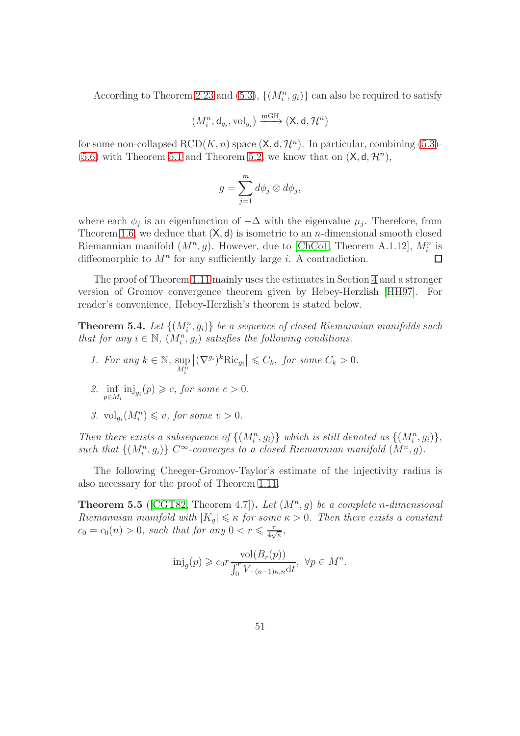According to Theorem 2.23 and (5.3), $\{(M_i^n, g_i)\}$ can also be required to satisfy

$$(M_i^n, \mathsf{d}_{g_i}, \mathrm{vol}_{g_i}) \xrightarrow{\mathrm{mGH}} (\mathsf{X}, \mathsf{d}, \mathcal{H}^n)$$

for some non-collapsed RCD$(K, n)$ space $(\mathsf{X}, \mathsf{d}, \mathcal{H}^n)$. In particular, combining (5.3)-(5.6) with Theorem 5.1 and Theorem 5.2, we know that on $(\mathsf{X}, \mathsf{d}, \mathcal{H}^n)$,

$$g = \sum_{j=1}^{m} d\phi_j \otimes d\phi_j,$$

where each $\phi_j$ is an eigenfunction of $-\Delta$ with the eigenvalue $\mu_j$. Therefore, from Theorem 1.6, we deduce that $(\mathsf{X}, \mathsf{d})$ is isometric to an $n$-dimensional smooth closed Riemannian manifold $(M^n, g)$. However, due to [ChCo1, Theorem A.1.12], $M_i^n$ is diffeomorphic to $M^n$ for any sufficiently large $i$. A contradiction. $\square$

The proof of Theorem 1.11 mainly uses the estimates in Section 4 and a stronger version of Gromov convergence theorem given by Hebey-Herzlish [HH97]. For reader's convenience, Hebey-Herzlish's theorem is stated below.

**Theorem 5.4.** *Let $\{(M_i^n, g_i)\}$ be a sequence of closed Riemannian manifolds such that for any $i \in \mathbb{N}$, $(M_i^n, g_i)$ satisfies the following conditions.*

1. *For any $k \in \mathbb{N}$, $\sup_{M_i^n} \left|(\nabla^{g_i})^k \mathrm{Ric}_{g_i}\right| \leqslant C_k$, for some $C_k > 0$.*
2. *$\inf_{p \in M_i} \mathrm{inj}_{g_i}(p) \geqslant c$, for some $c > 0$.*
3. *$\mathrm{vol}_{g_i}(M_i^n) \leqslant v$, for some $v > 0$.*

*Then there exists a subsequence of $\{(M_i^n, g_i)\}$ which is still denoted as $\{(M_i^n, g_i)\}$, such that $\{(M_i^n, g_i)\}$ $C^\infty$-converges to a closed Riemannian manifold $(M^n, g)$.*

The following Cheeger-Gromov-Taylor's estimate of the injectivity radius is also necessary for the proof of Theorem 1.11.

**Theorem 5.5** ([CGT82, Theorem 4.7])**.** *Let $(M^n, g)$ be a complete $n$-dimensional Riemannian manifold with $|K_g| \leqslant \kappa$ for some $\kappa > 0$. Then there exists a constant $c_0 = c_0(n) > 0$, such that for any $0 < r \leqslant \frac{\pi}{4\sqrt{\kappa}}$,*

$$\mathrm{inj}_g(p) \geqslant c_0 r \frac{\mathrm{vol}(B_r(p))}{\int_0^r V_{-(n-1)\kappa, n} \mathrm{d}t}, \ \forall p \in M^n.$$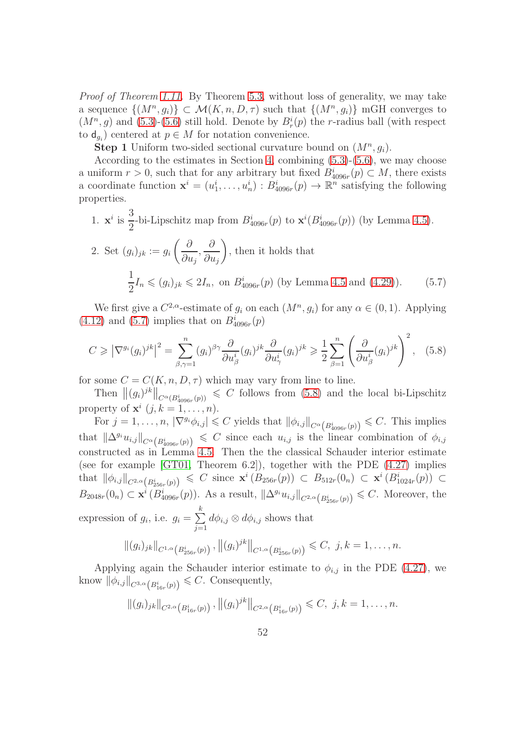*Proof of Theorem 1.11.* By Theorem 5.3, without loss of generality, we may take a sequence $\{(M^n, g_i)\} \subset \mathcal{M}(K, n, D, \tau)$ such that $\{(M^n, g_i)\}$ mGH converges to $(M^n, g)$ and (5.3)-(5.6) still hold. Denote by $B^i_r(p)$ the $r$-radius ball (with respect to $\mathsf{d}_{g_i}$) centered at $p \in M$ for notation convenience.

**Step 1** Uniform two-sided sectional curvature bound on $(M^n, g_i)$.

According to the estimates in Section 4, combining (5.3)-(5.6), we may choose a uniform $r > 0$, such that for any arbitrary but fixed $B^i_{4096r}(p) \subset M$, there exists a coordinate function $\mathbf{x}^i = (u^i_1, \ldots, u^i_n) : B^i_{4096r}(p) \to \mathbb{R}^n$ satisfying the following properties.

1. $\mathbf{x}^i$ is $\dfrac{3}{2}$-bi-Lipschitz map from $B^i_{4096r}(p)$ to $\mathbf{x}^i(B^i_{4096r}(p))$ (by Lemma 4.5).
2. Set $(g_i)_{jk} := g_i\left(\dfrac{\partial}{\partial u_j}, \dfrac{\partial}{\partial u_j}\right)$, then it holds that

$$\frac{1}{2} I_n \leqslant (g_i)_{jk} \leqslant 2 I_n, \text{ on } B^i_{4096r}(p) \text{ (by Lemma 4.5 and (4.29))}. \tag{5.7}$$

We first give a $C^{2,\alpha}$-estimate of $g_i$ on each $(M^n, g_i)$ for any $\alpha \in (0,1)$. Applying (4.12) and (5.7) implies that on $B^i_{4096r}(p)$

$$C \geqslant \left|\nabla^{g_i}(g_i)^{jk}\right|^2 = \sum_{\beta,\gamma=1}^{n} (g_i)^{\beta\gamma} \frac{\partial}{\partial u^i_\beta}(g_i)^{jk} \frac{\partial}{\partial u^i_\gamma}(g_i)^{jk} \geqslant \frac{1}{2}\sum_{\beta=1}^{n}\left(\frac{\partial}{\partial u^i_\beta}(g_i)^{jk}\right)^2, \tag{5.8}$$

for some $C = C(K, n, D, \tau)$ which may vary from line to line.

Then $\left\|(g_i)^{jk}\right\|_{C^\alpha(B^i_{4096r}(p))} \leqslant C$ follows from (5.8) and the local bi-Lipschitz property of $\mathbf{x}^i$ $(j, k = 1, \ldots, n)$.

For $j = 1, \ldots, n$, $|\nabla^{g_i}\phi_{i,j}| \leqslant C$ yields that $\|\phi_{i,j}\|_{C^\alpha\left(B^i_{4096r}(p)\right)} \leqslant C$. This implies that $\|\Delta^{g_i} u_{i,j}\|_{C^\alpha\left(B^i_{4096r}(p)\right)} \leqslant C$ since each $u_{i,j}$ is the linear combination of $\phi_{i,j}$ constructed as in Lemma 4.5. Then the the classical Schauder interior estimate (see for example [GT01, Theorem 6.2]), together with the PDE (4.27) implies that $\|\phi_{i,j}\|_{C^{2,\alpha}\left(B^i_{256r}(p)\right)} \leqslant C$ since $\mathbf{x}^i\left(B_{256r}(p)\right) \subset B_{512r}(0_n) \subset \mathbf{x}^i\left(B^i_{1024r}(p)\right) \subset B_{2048r}(0_n) \subset \mathbf{x}^i\left(B^i_{4096r}(p)\right)$. As a result, $\|\Delta^{g_i} u_{i,j}\|_{C^{2,\alpha}\left(B^i_{256r}(p)\right)} \leqslant C$. Moreover, the expression of $g_i$, i.e. $g_i = \sum_{j=1}^{k} d\phi_{i,j} \otimes d\phi_{i,j}$ shows that

$$\|(g_i)_{jk}\|_{C^{1,\alpha}\left(B^i_{256r}(p)\right)}, \left\|(g_i)^{jk}\right\|_{C^{1,\alpha}\left(B^i_{256r}(p)\right)} \leqslant C,\ j,k = 1, \ldots, n.$$

Applying again the Schauder interior estimate to $\phi_{i,j}$ in the PDE (4.27), we know $\|\phi_{i,j}\|_{C^{3,\alpha}\left(B^i_{16r}(p)\right)} \leqslant C$. Consequently,

$$\|(g_i)_{jk}\|_{C^{2,\alpha}\left(B^i_{16r}(p)\right)}, \left\|(g_i)^{jk}\right\|_{C^{2,\alpha}\left(B^i_{16r}(p)\right)} \leqslant C,\ j,k = 1, \ldots, n.$$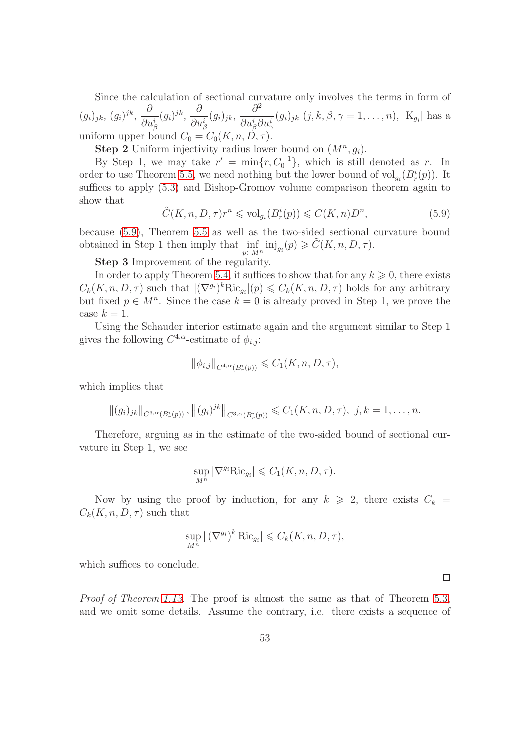Since the calculation of sectional curvature only involves the terms in form of $(g_i)_{jk}$, $(g_i)^{jk}$, $\frac{\partial}{\partial u^i_\beta}(g_i)^{jk}$, $\frac{\partial}{\partial u^i_\beta}(g_i)_{jk}$, $\frac{\partial^2}{\partial u^i_\beta \partial u^i_\gamma}(g_i)_{jk}$ $(j, k, \beta, \gamma = 1, \ldots, n)$, $|\mathrm{K}_{g_i}|$ has a uniform upper bound $C_0 = C_0(K, n, D, \tau)$.

**Step 2** Uniform injectivity radius lower bound on $(M^n, g_i)$.

By Step 1, we may take $r' = \min\{r, C_0^{-1}\}$, which is still denoted as $r$. In order to use Theorem 5.5, we need nothing but the lower bound of $\mathrm{vol}_{g_i}(B^i_r(p))$. It suffices to apply (5.3) and Bishop-Gromov volume comparison theorem again to show that

$$\tilde{C}(K, n, D, \tau) r^n \leqslant \mathrm{vol}_{g_i}(B^i_r(p)) \leqslant C(K, n) D^n, \tag{5.9}$$

because (5.9), Theorem 5.5 as well as the two-sided sectional curvature bound obtained in Step 1 then imply that $\inf_{p \in M^n} \mathrm{inj}_{g_i}(p) \geqslant \tilde{C}(K, n, D, \tau)$.

**Step 3** Improvement of the regularity.

In order to apply Theorem 5.4, it suffices to show that for any $k \geqslant 0$, there exists $C_k(K, n, D, \tau)$ such that $|(\nabla^{g_i})^k \mathrm{Ric}_{g_i}|(p) \leqslant C_k(K, n, D, \tau)$ holds for any arbitrary but fixed $p \in M^n$. Since the case $k = 0$ is already proved in Step 1, we prove the case $k = 1$.

Using the Schauder interior estimate again and the argument similar to Step 1 gives the following $C^{4,\alpha}$-estimate of $\phi_{i,j}$:

$$\|\phi_{i,j}\|_{C^{4,\alpha}(B^i_r(p))} \leqslant C_1(K, n, D, \tau),$$

which implies that

$$\|(g_i)_{jk}\|_{C^{3,\alpha}(B^i_r(p))}, \left\|(g_i)^{jk}\right\|_{C^{3,\alpha}(B^i_r(p))} \leqslant C_1(K, n, D, \tau),\ j, k = 1, \ldots, n.$$

Therefore, arguing as in the estimate of the two-sided bound of sectional curvature in Step 1, we see

$$\sup_{M^n} |\nabla^{g_i} \mathrm{Ric}_{g_i}| \leqslant C_1(K, n, D, \tau).$$

Now by using the proof by induction, for any $k \geqslant 2$, there exists $C_k = C_k(K, n, D, \tau)$ such that

$$\sup_{M^n} |\left(\nabla^{g_i}\right)^k \mathrm{Ric}_{g_i}| \leqslant C_k(K, n, D, \tau),$$

which suffices to conclude.

$\square$

*Proof of Theorem 1.13.* The proof is almost the same as that of Theorem 5.3, and we omit some details. Assume the contrary, i.e. there exists a sequence of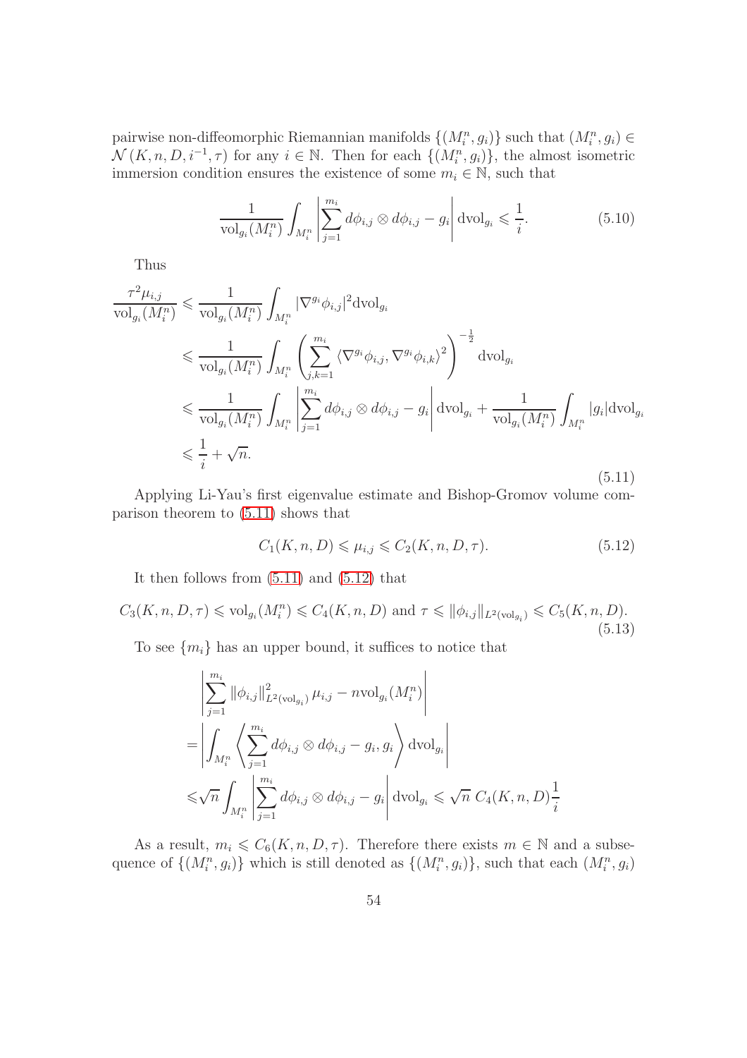pairwise non-diffeomorphic Riemannian manifolds $\{(M_i^n, g_i)\}$ such that $(M_i^n, g_i) \in \mathcal{N}(K, n, D, i^{-1}, \tau)$ for any $i \in \mathbb{N}$. Then for each $\{(M_i^n, g_i)\}$, the almost isometric immersion condition ensures the existence of some $m_i \in \mathbb{N}$, such that

$$\frac{1}{\mathrm{vol}_{g_i}(M_i^n)} \int_{M_i^n} \left| \sum_{j=1}^{m_i} d\phi_{i,j} \otimes d\phi_{i,j} - g_i \right| \mathrm{dvol}_{g_i} \leqslant \frac{1}{i}. \tag{5.10}$$

Thus

$$\begin{aligned}
\frac{\tau^2 \mu_{i,j}}{\mathrm{vol}_{g_i}(M_i^n)} &\leqslant \frac{1}{\mathrm{vol}_{g_i}(M_i^n)} \int_{M_i^n} |\nabla^{g_i} \phi_{i,j}|^2 \mathrm{dvol}_{g_i} \\
&\leqslant \frac{1}{\mathrm{vol}_{g_i}(M_i^n)} \int_{M_i^n} \left( \sum_{j,k=1}^{m_i} \langle \nabla^{g_i} \phi_{i,j}, \nabla^{g_i} \phi_{i,k} \rangle^2 \right)^{-\frac{1}{2}} \mathrm{dvol}_{g_i} \\
&\leqslant \frac{1}{\mathrm{vol}_{g_i}(M_i^n)} \int_{M_i^n} \left| \sum_{j=1}^{m_i} d\phi_{i,j} \otimes d\phi_{i,j} - g_i \right| \mathrm{dvol}_{g_i} + \frac{1}{\mathrm{vol}_{g_i}(M_i^n)} \int_{M_i^n} |g_i| \mathrm{dvol}_{g_i} \\
&\leqslant \frac{1}{i} + \sqrt{n}.
\end{aligned} \tag{5.11}$$

Applying Li-Yau's first eigenvalue estimate and Bishop-Gromov volume comparison theorem to (5.11) shows that

$$C_1(K, n, D) \leqslant \mu_{i,j} \leqslant C_2(K, n, D, \tau). \tag{5.12}$$

It then follows from (5.11) and (5.12) that

$$C_3(K, n, D, \tau) \leqslant \mathrm{vol}_{g_i}(M_i^n) \leqslant C_4(K, n, D) \text{ and } \tau \leqslant \|\phi_{i,j}\|_{L^2(\mathrm{vol}_{g_i})} \leqslant C_5(K, n, D). \tag{5.13}$$

To see $\{m_i\}$ has an upper bound, it suffices to notice that

$$\begin{aligned}
&\left| \sum_{j=1}^{m_i} \|\phi_{i,j}\|^2_{L^2(\mathrm{vol}_{g_i})} \mu_{i,j} - n \mathrm{vol}_{g_i}(M_i^n) \right| \\
=& \left| \int_{M_i^n} \left\langle \sum_{j=1}^{m_i} d\phi_{i,j} \otimes d\phi_{i,j} - g_i, g_i \right\rangle \mathrm{dvol}_{g_i} \right| \\
\leqslant& \sqrt{n} \int_{M_i^n} \left| \sum_{j=1}^{m_i} d\phi_{i,j} \otimes d\phi_{i,j} - g_i \right| \mathrm{dvol}_{g_i} \leqslant \sqrt{n}\, C_4(K, n, D) \frac{1}{i}
\end{aligned}$$

As a result, $m_i \leqslant C_6(K, n, D, \tau)$. Therefore there exists $m \in \mathbb{N}$ and a subsequence of $\{(M_i^n, g_i)\}$ which is still denoted as $\{(M_i^n, g_i)\}$, such that each $(M_i^n, g_i)$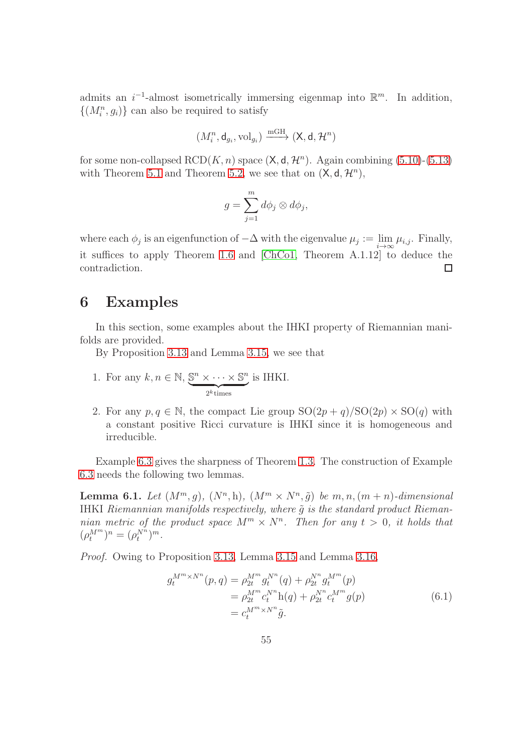admits an $i^{-1}$-almost isometrically immersing eigenmap into $\mathbb{R}^m$. In addition, $\{(M_i^n, g_i)\}$ can also be required to satisfy

$$(M_i^n, \mathsf{d}_{g_i}, \mathrm{vol}_{g_i}) \xrightarrow{\mathrm{mGH}} (\mathsf{X}, \mathsf{d}, \mathcal{H}^n)$$

for some non-collapsed RCD$(K, n)$ space $(\mathsf{X}, \mathsf{d}, \mathcal{H}^n)$. Again combining (5.10)-(5.13) with Theorem 5.1 and Theorem 5.2, we see that on $(\mathsf{X}, \mathsf{d}, \mathcal{H}^n)$,

$$g = \sum_{j=1}^{m} d\phi_j \otimes d\phi_j,$$

where each $\phi_j$ is an eigenfunction of $-\Delta$ with the eigenvalue $\mu_j := \lim_{i\to\infty} \mu_{i,j}$. Finally, it suffices to apply Theorem 1.6 and [ChCo1, Theorem A.1.12] to deduce the contradiction. $\square$

# 6 Examples

In this section, some examples about the IHKI property of Riemannian manifolds are provided.

By Proposition 3.13 and Lemma 3.15, we see that

1. For any $k, n \in \mathbb{N}$, $\underbrace{\mathbb{S}^n \times \cdots \times \mathbb{S}^n}_{2^k \text{times}}$ is IHKI.

2. For any $p, q \in \mathbb{N}$, the compact Lie group $\mathrm{SO}(2p+q)/\mathrm{SO}(2p) \times \mathrm{SO}(q)$ with a constant positive Ricci curvature is IHKI since it is homogeneous and irreducible.

Example 6.3 gives the sharpness of Theorem 1.3. The construction of Example 6.3 needs the following two lemmas.

**Lemma 6.1.** *Let $(M^m, g)$, $(N^n, \mathrm{h})$, $(M^m \times N^n, \tilde{g})$ be $m, n, (m+n)$-dimensional* IHKI *Riemannian manifolds respectively, where $\tilde{g}$ is the standard product Riemannian metric of the product space $M^m \times N^n$. Then for any $t > 0$, it holds that $(\rho_t^{M^m})^n = (\rho_t^{N^n})^m$.*

*Proof.* Owing to Proposition 3.13, Lemma 3.15 and Lemma 3.16,

$$\begin{aligned}
g_t^{M^m \times N^n}(p, q) &= \rho_{2t}^{M^m} g_t^{N^n}(q) + \rho_{2t}^{N^n} g_t^{M^m}(p) \\
&= \rho_{2t}^{M^m} c_t^{N^n} \mathrm{h}(q) + \rho_{2t}^{N^n} c_t^{M^m} g(p) \\
&= c_t^{M^m \times N^n} \tilde{g}.
\end{aligned} \tag{6.1}$$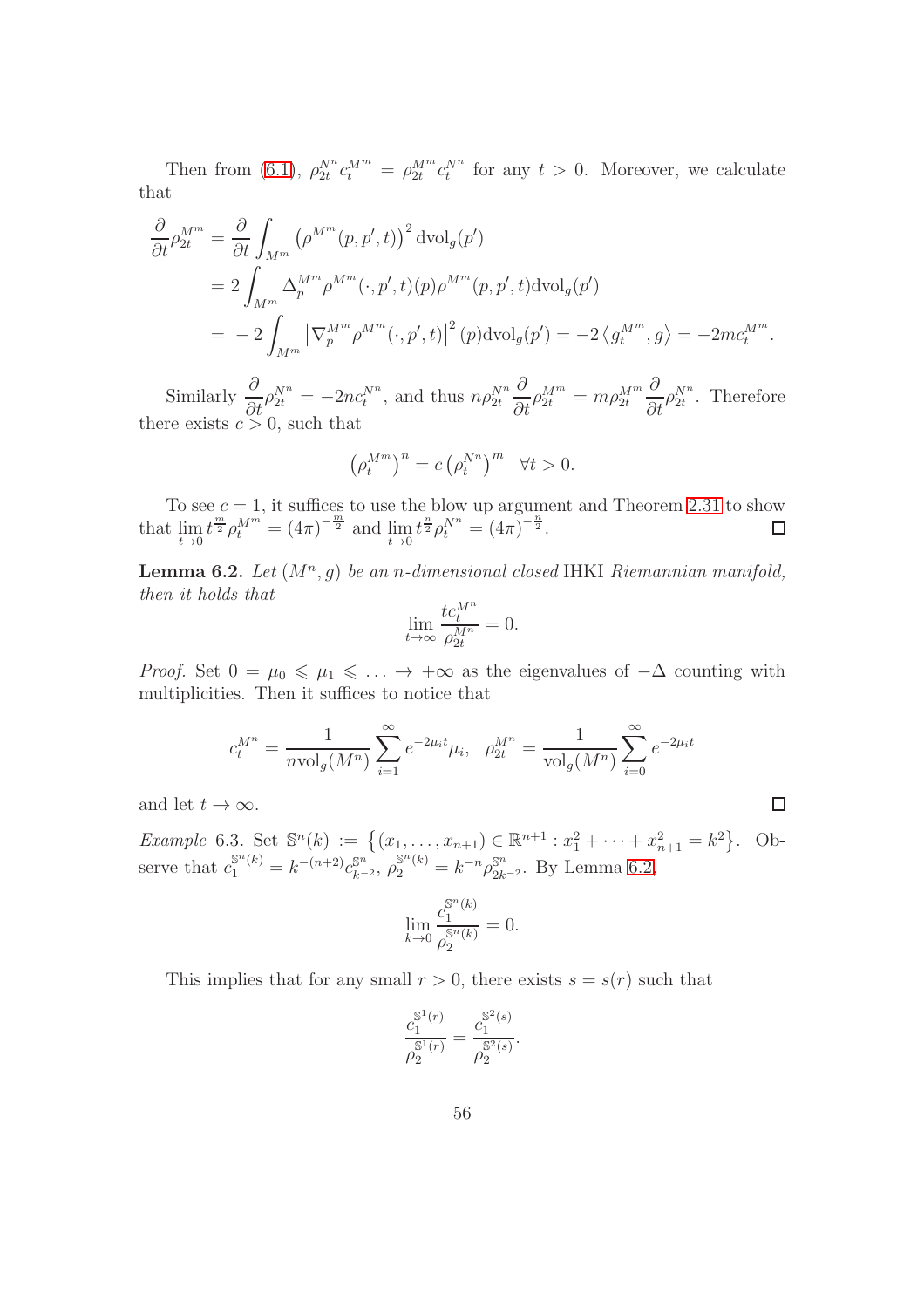Then from (6.1), $\rho_{2t}^{N^n} c_t^{M^m} = \rho_{2t}^{M^m} c_t^{N^n}$ for any $t > 0$. Moreover, we calculate that

$$
\begin{aligned}
\frac{\partial}{\partial t}\rho_{2t}^{M^m} &= \frac{\partial}{\partial t}\int_{M^m} \left(\rho^{M^m}(p,p',t)\right)^2 \mathrm{dvol}_g(p') \\
&= 2\int_{M^m} \Delta_p^{M^m}\rho^{M^m}(\cdot,p',t)(p)\rho^{M^m}(p,p',t)\mathrm{dvol}_g(p') \\
&= -2\int_{M^m} \left|\nabla_p^{M^m}\rho^{M^m}(\cdot,p',t)\right|^2(p)\mathrm{dvol}_g(p') = -2\left\langle g_t^{M^m}, g\right\rangle = -2mc_t^{M^m}.
\end{aligned}
$$

Similarly $\dfrac{\partial}{\partial t}\rho_{2t}^{N^n} = -2nc_t^{N^n}$, and thus $n\rho_{2t}^{N^n}\dfrac{\partial}{\partial t}\rho_{2t}^{M^m} = m\rho_{2t}^{M^m}\dfrac{\partial}{\partial t}\rho_{2t}^{N^n}$. Therefore there exists $c > 0$, such that

$$
\left(\rho_t^{M^m}\right)^n = c\left(\rho_t^{N^n}\right)^m \quad \forall t > 0.
$$

To see $c = 1$, it suffices to use the blow up argument and Theorem 2.31 to show that $\lim\limits_{t\to 0} t^{\frac{m}{2}}\rho_t^{M^m} = (4\pi)^{-\frac{m}{2}}$ and $\lim\limits_{t\to 0} t^{\frac{n}{2}}\rho_t^{N^n} = (4\pi)^{-\frac{n}{2}}$. $\square$

**Lemma 6.2.** *Let $(M^n, g)$ be an $n$-dimensional closed* IHKI *Riemannian manifold, then it holds that*

$$
\lim_{t\to\infty} \frac{tc_t^{M^n}}{\rho_{2t}^{M^n}} = 0.
$$

*Proof.* Set $0 = \mu_0 \leqslant \mu_1 \leqslant \ldots \to +\infty$ as the eigenvalues of $-\Delta$ counting with multiplicities. Then it suffices to notice that

$$
c_t^{M^n} = \frac{1}{n\mathrm{vol}_g(M^n)}\sum_{i=1}^{\infty} e^{-2\mu_i t}\mu_i, \quad \rho_{2t}^{M^n} = \frac{1}{\mathrm{vol}_g(M^n)}\sum_{i=0}^{\infty} e^{-2\mu_i t}
$$

and let $t \to \infty$. $\square$

*Example* 6.3. Set $\mathbb{S}^n(k) := \left\{(x_1, \ldots, x_{n+1}) \in \mathbb{R}^{n+1} : x_1^2 + \cdots + x_{n+1}^2 = k^2\right\}$. Observe that $c_1^{\mathbb{S}^n(k)} = k^{-(n+2)}c_{k^{-2}}^{\mathbb{S}^n}$, $\rho_2^{\mathbb{S}^n(k)} = k^{-n}\rho_{2k^{-2}}^{\mathbb{S}^n}$. By Lemma 6.2,

$$
\lim_{k\to 0} \frac{c_1^{\mathbb{S}^n(k)}}{\rho_2^{\mathbb{S}^n(k)}} = 0.
$$

This implies that for any small $r > 0$, there exists $s = s(r)$ such that

$$
\frac{c_1^{\mathbb{S}^1(r)}}{\rho_2^{\mathbb{S}^1(r)}} = \frac{c_1^{\mathbb{S}^2(s)}}{\rho_2^{\mathbb{S}^2(s)}}.
$$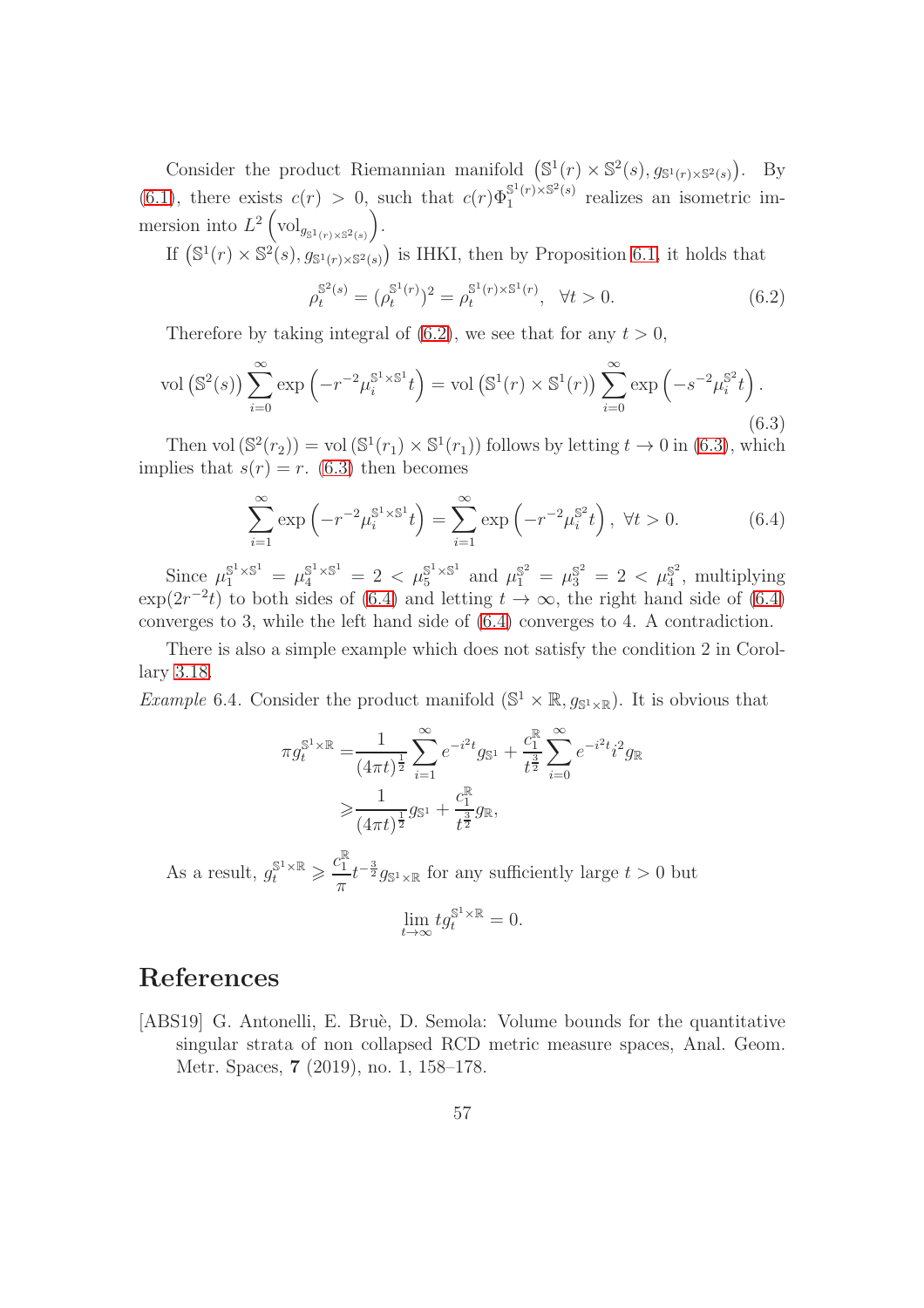Consider the product Riemannian manifold $\left(\mathbb{S}^1(r)\times\mathbb{S}^2(s), g_{\mathbb{S}^1(r)\times\mathbb{S}^2(s)}\right)$. By (6.1), there exists $c(r)>0$, such that $c(r)\Phi_1^{\mathbb{S}^1(r)\times\mathbb{S}^2(s)}$ realizes an isometric immersion into $L^2\left(\mathrm{vol}_{g_{\mathbb{S}^1(r)\times\mathbb{S}^2(s)}}\right)$.

If $\left(\mathbb{S}^1(r)\times\mathbb{S}^2(s), g_{\mathbb{S}^1(r)\times\mathbb{S}^2(s)}\right)$ is IHKI, then by Proposition 6.1, it holds that

$$\rho_t^{\mathbb{S}^2(s)}=(\rho_t^{\mathbb{S}^1(r)})^2=\rho_t^{\mathbb{S}^1(r)\times\mathbb{S}^1(r)},\quad \forall t>0. \tag{6.2}$$

Therefore by taking integral of (6.2), we see that for any $t>0$,

$$\mathrm{vol}\left(\mathbb{S}^2(s)\right)\sum_{i=0}^{\infty}\exp\left(-r^{-2}\mu_i^{\mathbb{S}^1\times\mathbb{S}^1}t\right)=\mathrm{vol}\left(\mathbb{S}^1(r)\times\mathbb{S}^1(r)\right)\sum_{i=0}^{\infty}\exp\left(-s^{-2}\mu_i^{\mathbb{S}^2}t\right). \tag{6.3}$$

Then $\mathrm{vol}\left(\mathbb{S}^2(r_2)\right)=\mathrm{vol}\left(\mathbb{S}^1(r_1)\times\mathbb{S}^1(r_1)\right)$ follows by letting $t\to 0$ in (6.3), which implies that $s(r)=r$. (6.3) then becomes

$$\sum_{i=1}^{\infty}\exp\left(-r^{-2}\mu_i^{\mathbb{S}^1\times\mathbb{S}^1}t\right)=\sum_{i=1}^{\infty}\exp\left(-r^{-2}\mu_i^{\mathbb{S}^2}t\right),\ \forall t>0. \tag{6.4}$$

Since $\mu_1^{\mathbb{S}^1\times\mathbb{S}^1}=\mu_4^{\mathbb{S}^1\times\mathbb{S}^1}=2<\mu_5^{\mathbb{S}^1\times\mathbb{S}^1}$ and $\mu_1^{\mathbb{S}^2}=\mu_3^{\mathbb{S}^2}=2<\mu_4^{\mathbb{S}^2}$, multiplying $\exp(2r^{-2}t)$ to both sides of (6.4) and letting $t\to\infty$, the right hand side of (6.4) converges to 3, while the left hand side of (6.4) converges to 4. A contradiction.

There is also a simple example which does not satisfy the condition 2 in Corollary 3.18.

*Example* 6.4. Consider the product manifold $(\mathbb{S}^1\times\mathbb{R}, g_{\mathbb{S}^1\times\mathbb{R}})$. It is obvious that

$$\begin{aligned}\pi g_t^{\mathbb{S}^1\times\mathbb{R}}=&\frac{1}{(4\pi t)^{\frac{1}{2}}}\sum_{i=1}^{\infty}e^{-i^2t}g_{\mathbb{S}^1}+\frac{c_1^{\mathbb{R}}}{t^{\frac{3}{2}}}\sum_{i=0}^{\infty}e^{-i^2t}i^2g_{\mathbb{R}}\\ \geqslant&\frac{1}{(4\pi t)^{\frac{1}{2}}}g_{\mathbb{S}^1}+\frac{c_1^{\mathbb{R}}}{t^{\frac{3}{2}}}g_{\mathbb{R}},\end{aligned}$$

As a result, $g_t^{\mathbb{S}^1\times\mathbb{R}}\geqslant\dfrac{c_1^{\mathbb{R}}}{\pi}t^{-\frac{3}{2}}g_{\mathbb{S}^1\times\mathbb{R}}$ for any sufficiently large $t>0$ but

$$\lim_{t\to\infty}tg_t^{\mathbb{S}^1\times\mathbb{R}}=0.$$

# References

[ABS19] G. Antonelli, E. Bruè, D. Semola: Volume bounds for the quantitative singular strata of non collapsed RCD metric measure spaces, Anal. Geom. Metr. Spaces, **7** (2019), no. 1, 158–178.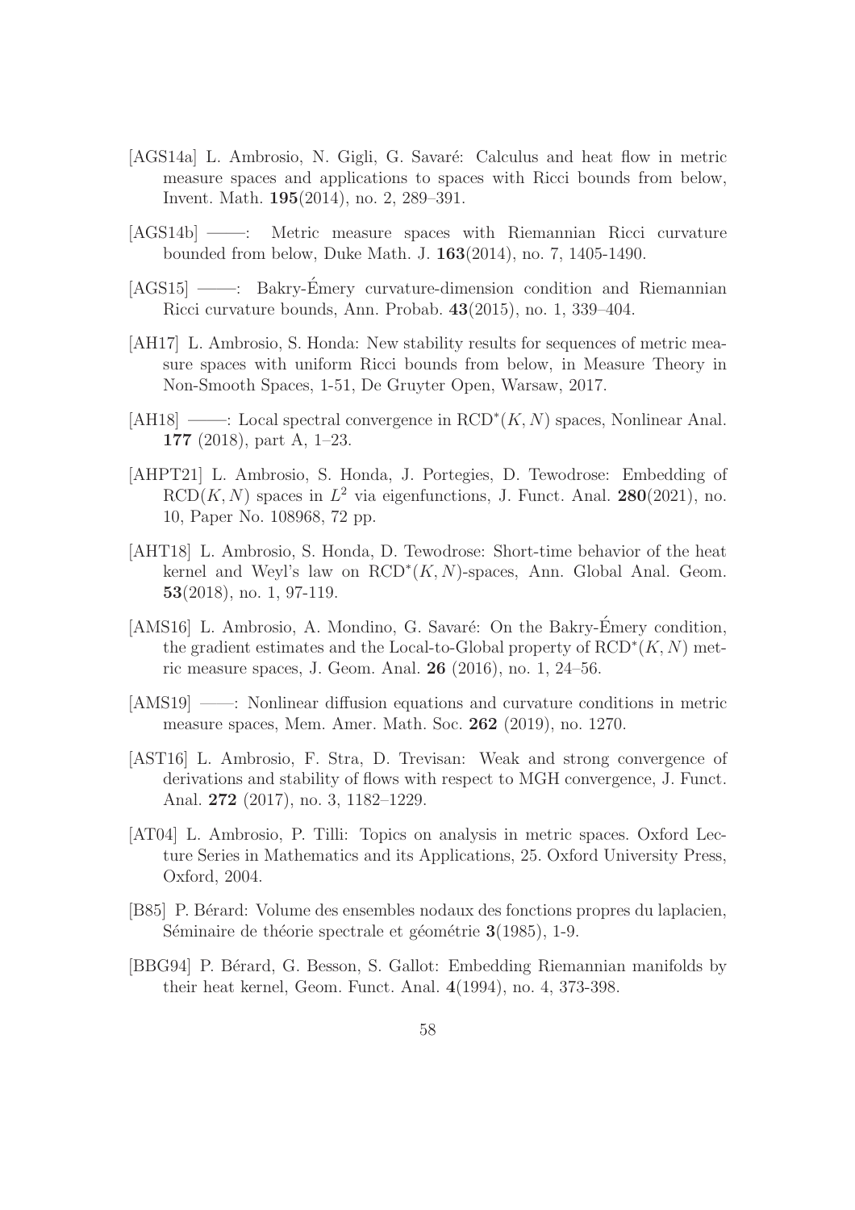[AGS14a] L. Ambrosio, N. Gigli, G. Savaré: Calculus and heat flow in metric measure spaces and applications to spaces with Ricci bounds from below, Invent. Math. **195**(2014), no. 2, 289–391.

[AGS14b] ——: Metric measure spaces with Riemannian Ricci curvature bounded from below, Duke Math. J. **163**(2014), no. 7, 1405-1490.

[AGS15] ——: Bakry-Émery curvature-dimension condition and Riemannian Ricci curvature bounds, Ann. Probab. **43**(2015), no. 1, 339–404.

[AH17] L. Ambrosio, S. Honda: New stability results for sequences of metric measure spaces with uniform Ricci bounds from below, in Measure Theory in Non-Smooth Spaces, 1-51, De Gruyter Open, Warsaw, 2017.

[AH18] ——: Local spectral convergence in $\mathrm{RCD}^*(K,N)$ spaces, Nonlinear Anal. **177** (2018), part A, 1–23.

[AHPT21] L. Ambrosio, S. Honda, J. Portegies, D. Tewodrose: Embedding of $\mathrm{RCD}(K,N)$ spaces in $L^2$ via eigenfunctions, J. Funct. Anal. **280**(2021), no. 10, Paper No. 108968, 72 pp.

[AHT18] L. Ambrosio, S. Honda, D. Tewodrose: Short-time behavior of the heat kernel and Weyl's law on $\mathrm{RCD}^*(K,N)$-spaces, Ann. Global Anal. Geom. **53**(2018), no. 1, 97-119.

[AMS16] L. Ambrosio, A. Mondino, G. Savaré: On the Bakry-Émery condition, the gradient estimates and the Local-to-Global property of $\mathrm{RCD}^*(K,N)$ metric measure spaces, J. Geom. Anal. **26** (2016), no. 1, 24–56.

[AMS19] ——: Nonlinear diffusion equations and curvature conditions in metric measure spaces, Mem. Amer. Math. Soc. **262** (2019), no. 1270.

[AST16] L. Ambrosio, F. Stra, D. Trevisan: Weak and strong convergence of derivations and stability of flows with respect to MGH convergence, J. Funct. Anal. **272** (2017), no. 3, 1182–1229.

[AT04] L. Ambrosio, P. Tilli: Topics on analysis in metric spaces. Oxford Lecture Series in Mathematics and its Applications, 25. Oxford University Press, Oxford, 2004.

[B85] P. Bérard: Volume des ensembles nodaux des fonctions propres du laplacien, Séminaire de théorie spectrale et géométrie **3**(1985), 1-9.

[BBG94] P. Bérard, G. Besson, S. Gallot: Embedding Riemannian manifolds by their heat kernel, Geom. Funct. Anal. **4**(1994), no. 4, 373-398.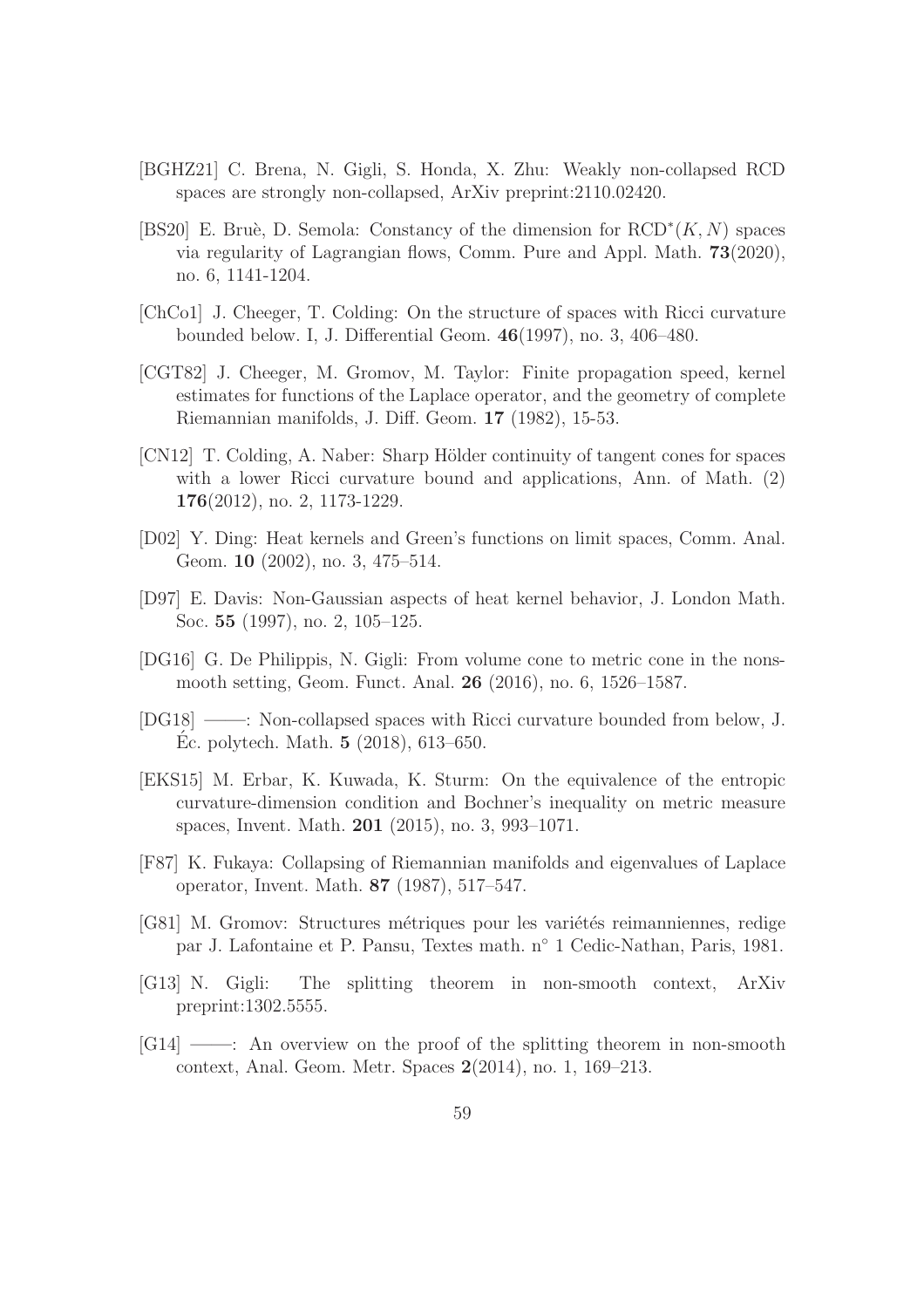[BGHZ21] C. Brena, N. Gigli, S. Honda, X. Zhu: Weakly non-collapsed RCD spaces are strongly non-collapsed, ArXiv preprint:2110.02420.

[BS20] E. Bruè, D. Semola: Constancy of the dimension for $\mathrm{RCD}^*(K,N)$ spaces via regularity of Lagrangian flows, Comm. Pure and Appl. Math. **73**(2020), no. 6, 1141-1204.

[ChCo1] J. Cheeger, T. Colding: On the structure of spaces with Ricci curvature bounded below. I, J. Differential Geom. **46**(1997), no. 3, 406–480.

[CGT82] J. Cheeger, M. Gromov, M. Taylor: Finite propagation speed, kernel estimates for functions of the Laplace operator, and the geometry of complete Riemannian manifolds, J. Diff. Geom. **17** (1982), 15-53.

[CN12] T. Colding, A. Naber: Sharp Hölder continuity of tangent cones for spaces with a lower Ricci curvature bound and applications, Ann. of Math. (2) **176**(2012), no. 2, 1173-1229.

[D02] Y. Ding: Heat kernels and Green's functions on limit spaces, Comm. Anal. Geom. **10** (2002), no. 3, 475–514.

[D97] E. Davis: Non-Gaussian aspects of heat kernel behavior, J. London Math. Soc. **55** (1997), no. 2, 105–125.

[DG16] G. De Philippis, N. Gigli: From volume cone to metric cone in the nonsmooth setting, Geom. Funct. Anal. **26** (2016), no. 6, 1526–1587.

[DG18] ——: Non-collapsed spaces with Ricci curvature bounded from below, J. Éc. polytech. Math. **5** (2018), 613–650.

[EKS15] M. Erbar, K. Kuwada, K. Sturm: On the equivalence of the entropic curvature-dimension condition and Bochner's inequality on metric measure spaces, Invent. Math. **201** (2015), no. 3, 993–1071.

[F87] K. Fukaya: Collapsing of Riemannian manifolds and eigenvalues of Laplace operator, Invent. Math. **87** (1987), 517–547.

[G81] M. Gromov: Structures métriques pour les variétés reimanniennes, redige par J. Lafontaine et P. Pansu, Textes math. n° 1 Cedic-Nathan, Paris, 1981.

[G13] N. Gigli: The splitting theorem in non-smooth context, ArXiv preprint:1302.5555.

[G14] ——: An overview on the proof of the splitting theorem in non-smooth context, Anal. Geom. Metr. Spaces **2**(2014), no. 1, 169–213.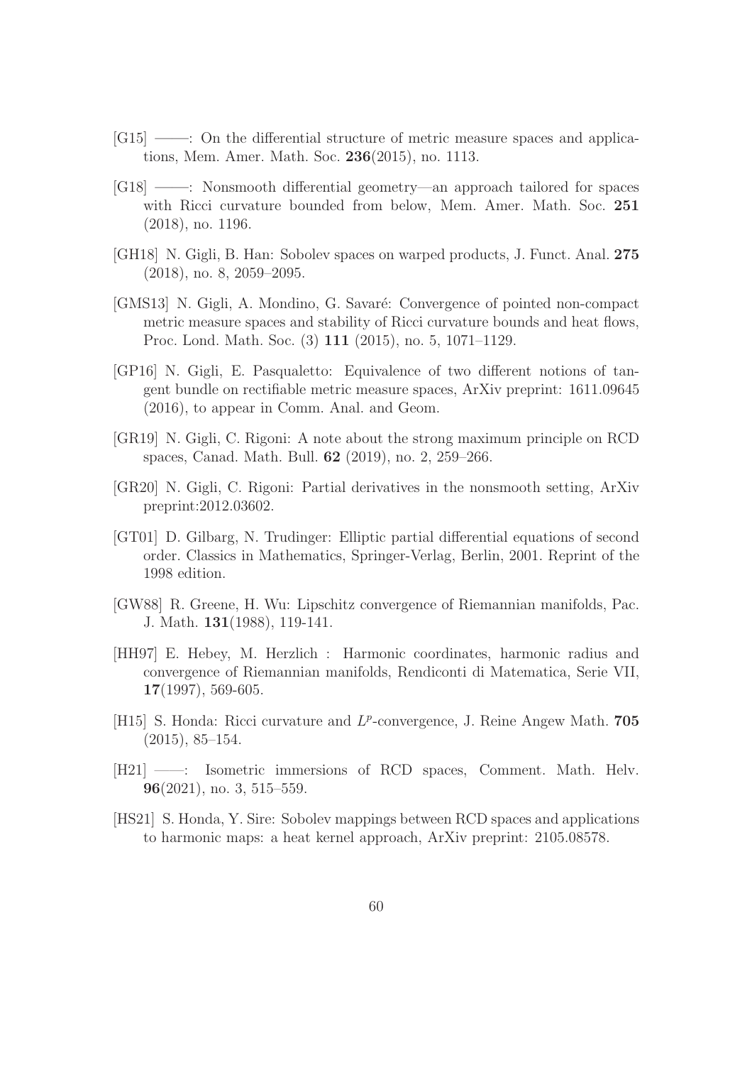[G15] ——: On the differential structure of metric measure spaces and applications, Mem. Amer. Math. Soc. **236**(2015), no. 1113.

[G18] ——: Nonsmooth differential geometry—an approach tailored for spaces with Ricci curvature bounded from below, Mem. Amer. Math. Soc. **251** (2018), no. 1196.

[GH18] N. Gigli, B. Han: Sobolev spaces on warped products, J. Funct. Anal. **275** (2018), no. 8, 2059–2095.

[GMS13] N. Gigli, A. Mondino, G. Savaré: Convergence of pointed non-compact metric measure spaces and stability of Ricci curvature bounds and heat flows, Proc. Lond. Math. Soc. (3) **111** (2015), no. 5, 1071–1129.

[GP16] N. Gigli, E. Pasqualetto: Equivalence of two different notions of tangent bundle on rectifiable metric measure spaces, ArXiv preprint: 1611.09645 (2016), to appear in Comm. Anal. and Geom.

[GR19] N. Gigli, C. Rigoni: A note about the strong maximum principle on RCD spaces, Canad. Math. Bull. **62** (2019), no. 2, 259–266.

[GR20] N. Gigli, C. Rigoni: Partial derivatives in the nonsmooth setting, ArXiv preprint:2012.03602.

[GT01] D. Gilbarg, N. Trudinger: Elliptic partial differential equations of second order. Classics in Mathematics, Springer-Verlag, Berlin, 2001. Reprint of the 1998 edition.

[GW88] R. Greene, H. Wu: Lipschitz convergence of Riemannian manifolds, Pac. J. Math. **131**(1988), 119-141.

[HH97] E. Hebey, M. Herzlich : Harmonic coordinates, harmonic radius and convergence of Riemannian manifolds, Rendiconti di Matematica, Serie VII, **17**(1997), 569-605.

[H15] S. Honda: Ricci curvature and $L^p$-convergence, J. Reine Angew Math. **705** (2015), 85–154.

[H21] ——: Isometric immersions of RCD spaces, Comment. Math. Helv. **96**(2021), no. 3, 515–559.

[HS21] S. Honda, Y. Sire: Sobolev mappings between RCD spaces and applications to harmonic maps: a heat kernel approach, ArXiv preprint: 2105.08578.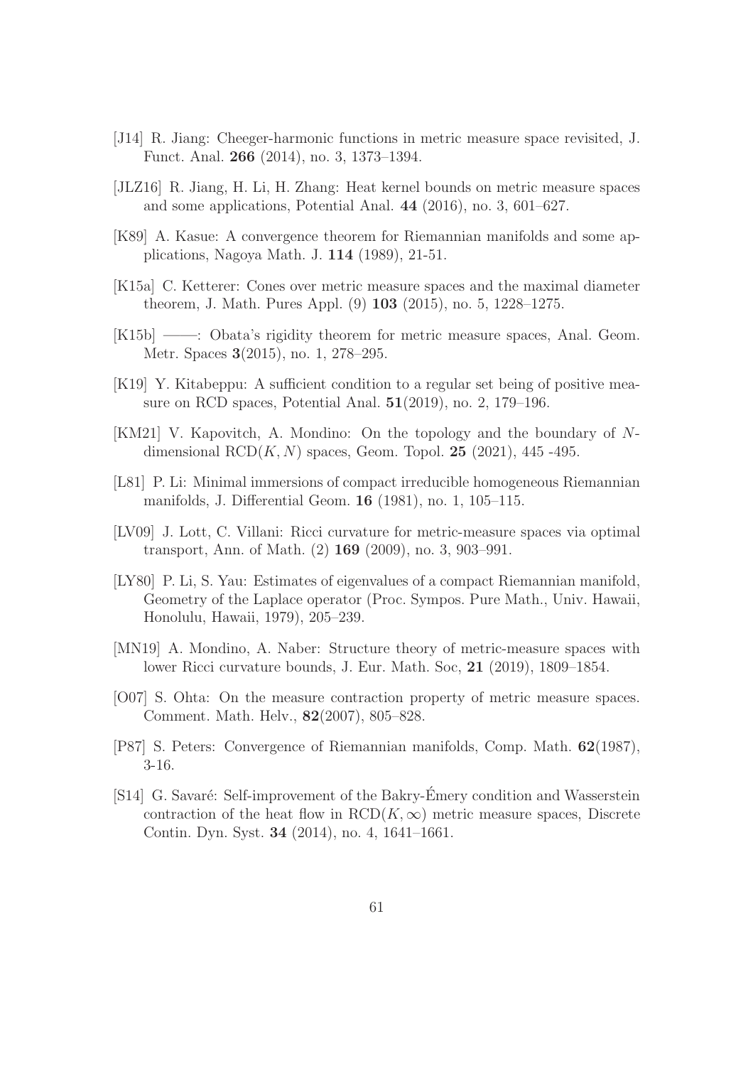[J14] R. Jiang: Cheeger-harmonic functions in metric measure space revisited, J. Funct. Anal. **266** (2014), no. 3, 1373–1394.

[JLZ16] R. Jiang, H. Li, H. Zhang: Heat kernel bounds on metric measure spaces and some applications, Potential Anal. **44** (2016), no. 3, 601–627.

[K89] A. Kasue: A convergence theorem for Riemannian manifolds and some applications, Nagoya Math. J. **114** (1989), 21-51.

[K15a] C. Ketterer: Cones over metric measure spaces and the maximal diameter theorem, J. Math. Pures Appl. (9) **103** (2015), no. 5, 1228–1275.

[K15b] ——: Obata's rigidity theorem for metric measure spaces, Anal. Geom. Metr. Spaces **3**(2015), no. 1, 278–295.

[K19] Y. Kitabeppu: A sufficient condition to a regular set being of positive measure on RCD spaces, Potential Anal. **51**(2019), no. 2, 179–196.

[KM21] V. Kapovitch, A. Mondino: On the topology and the boundary of $N$-dimensional $\mathrm{RCD}(K,N)$ spaces, Geom. Topol. **25** (2021), 445 -495.

[L81] P. Li: Minimal immersions of compact irreducible homogeneous Riemannian manifolds, J. Differential Geom. **16** (1981), no. 1, 105–115.

[LV09] J. Lott, C. Villani: Ricci curvature for metric-measure spaces via optimal transport, Ann. of Math. (2) **169** (2009), no. 3, 903–991.

[LY80] P. Li, S. Yau: Estimates of eigenvalues of a compact Riemannian manifold, Geometry of the Laplace operator (Proc. Sympos. Pure Math., Univ. Hawaii, Honolulu, Hawaii, 1979), 205–239.

[MN19] A. Mondino, A. Naber: Structure theory of metric-measure spaces with lower Ricci curvature bounds, J. Eur. Math. Soc, **21** (2019), 1809–1854.

[O07] S. Ohta: On the measure contraction property of metric measure spaces. Comment. Math. Helv., **82**(2007), 805–828.

[P87] S. Peters: Convergence of Riemannian manifolds, Comp. Math. **62**(1987), 3-16.

[S14] G. Savaré: Self-improvement of the Bakry-Émery condition and Wasserstein contraction of the heat flow in $\mathrm{RCD}(K,\infty)$ metric measure spaces, Discrete Contin. Dyn. Syst. **34** (2014), no. 4, 1641–1661.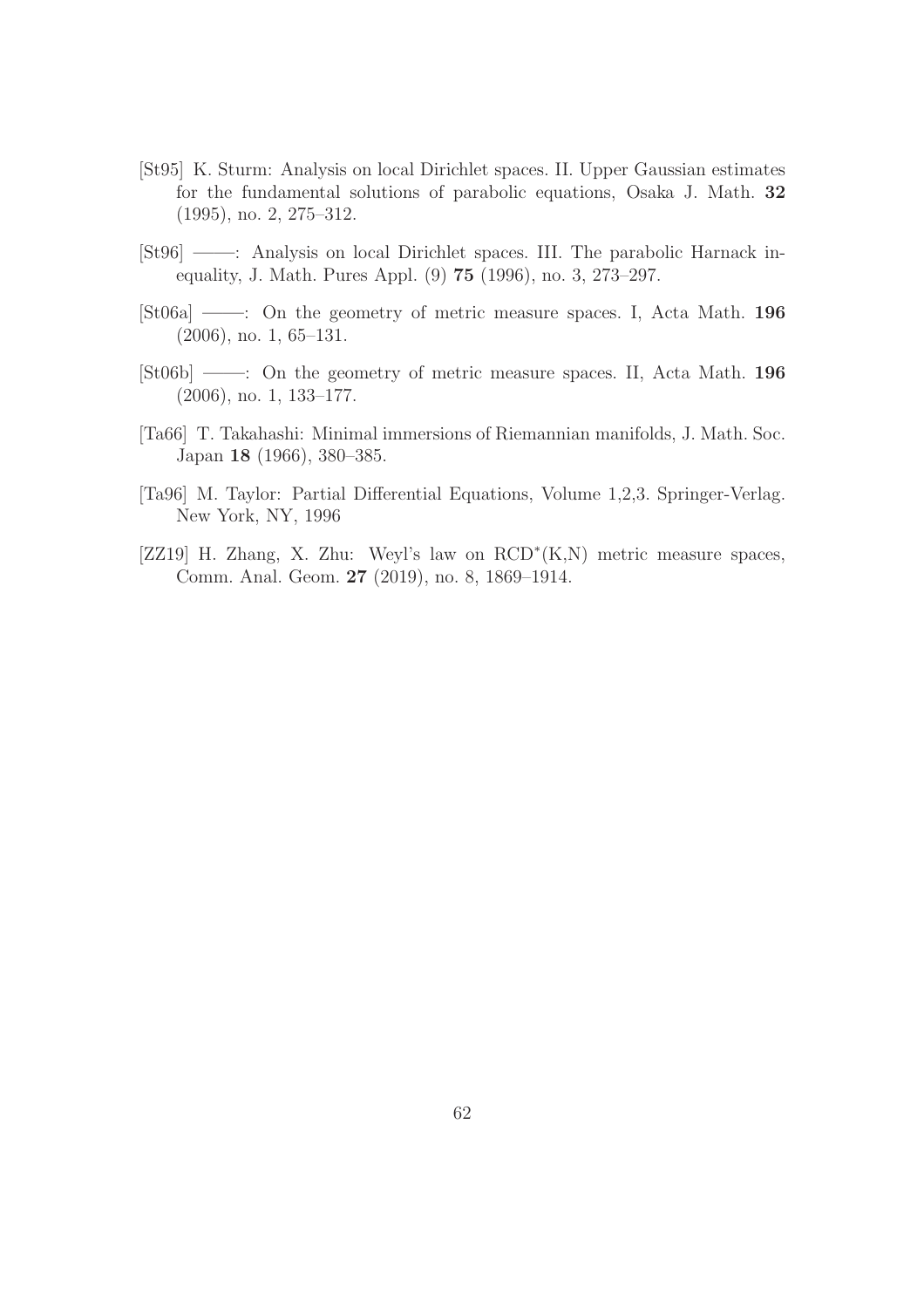[St95] K. Sturm: Analysis on local Dirichlet spaces. II. Upper Gaussian estimates for the fundamental solutions of parabolic equations, Osaka J. Math. **32** (1995), no. 2, 275–312.

[St96] ——: Analysis on local Dirichlet spaces. III. The parabolic Harnack inequality, J. Math. Pures Appl. (9) **75** (1996), no. 3, 273–297.

[St06a] ——: On the geometry of metric measure spaces. I, Acta Math. **196** (2006), no. 1, 65–131.

[St06b] ——: On the geometry of metric measure spaces. II, Acta Math. **196** (2006), no. 1, 133–177.

[Ta66] T. Takahashi: Minimal immersions of Riemannian manifolds, J. Math. Soc. Japan **18** (1966), 380–385.

[Ta96] M. Taylor: Partial Differential Equations, Volume 1,2,3. Springer-Verlag. New York, NY, 1996

[ZZ19] H. Zhang, X. Zhu: Weyl's law on $\mathrm{RCD}^*(K,N)$ metric measure spaces, Comm. Anal. Geom. **27** (2019), no. 8, 1869–1914.